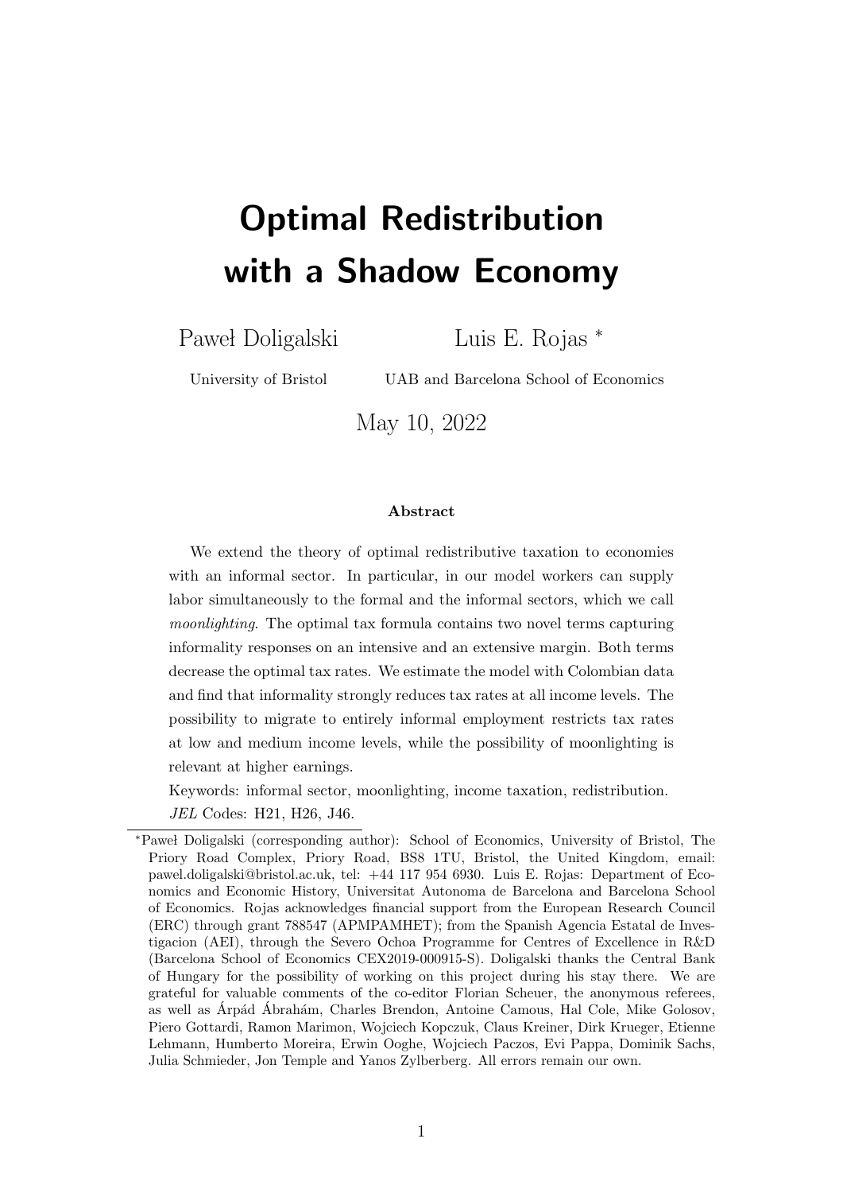# Optimal Redistribution with a Shadow Economy

Paweł Doligalski

University of Bristol

Luis E. Rojas *

UAB and Barcelona School of Economics

May 10, 2022

### Abstract

We extend the theory of optimal redistributive taxation to economies with an informal sector. In particular, in our model workers can supply labor simultaneously to the formal and the informal sectors, which we call *moonlighting*. The optimal tax formula contains two novel terms capturing informality responses on an intensive and an extensive margin. Both terms decrease the optimal tax rates. We estimate the model with Colombian data and find that informality strongly reduces tax rates at all income levels. The possibility to migrate to entirely informal employment restricts tax rates at low and medium income levels, while the possibility of moonlighting is relevant at higher earnings.

Keywords: informal sector, moonlighting, income taxation, redistribution.

*JEL* Codes: H21, H26, J46.

*Paweł Doligalski (corresponding author): School of Economics, University of Bristol, The Priory Road Complex, Priory Road, BS8 1TU, Bristol, the United Kingdom, email: pawel.doligalski@bristol.ac.uk, tel: +44 117 954 6930. Luis E. Rojas: Department of Economics and Economic History, Universitat Autonoma de Barcelona and Barcelona School of Economics. Rojas acknowledges financial support from the European Research Council (ERC) through grant 788547 (APMPAMHET); from the Spanish Agencia Estatal de Investigacion (AEI), through the Severo Ochoa Programme for Centres of Excellence in R&D (Barcelona School of Economics CEX2019-000915-S). Doligalski thanks the Central Bank of Hungary for the possibility of working on this project during his stay there. We are grateful for valuable comments of the co-editor Florian Scheuer, the anonymous referees, as well as Árpád Ábrahám, Charles Brendon, Antoine Camous, Hal Cole, Mike Golosov, Piero Gottardi, Ramon Marimon, Wojciech Kopczuk, Claus Kreiner, Dirk Krueger, Etienne Lehmann, Humberto Moreira, Erwin Ooghe, Wojciech Paczos, Evi Pappa, Dominik Sachs, Julia Schmieder, Jon Temple and Yanos Zylberberg. All errors remain our own.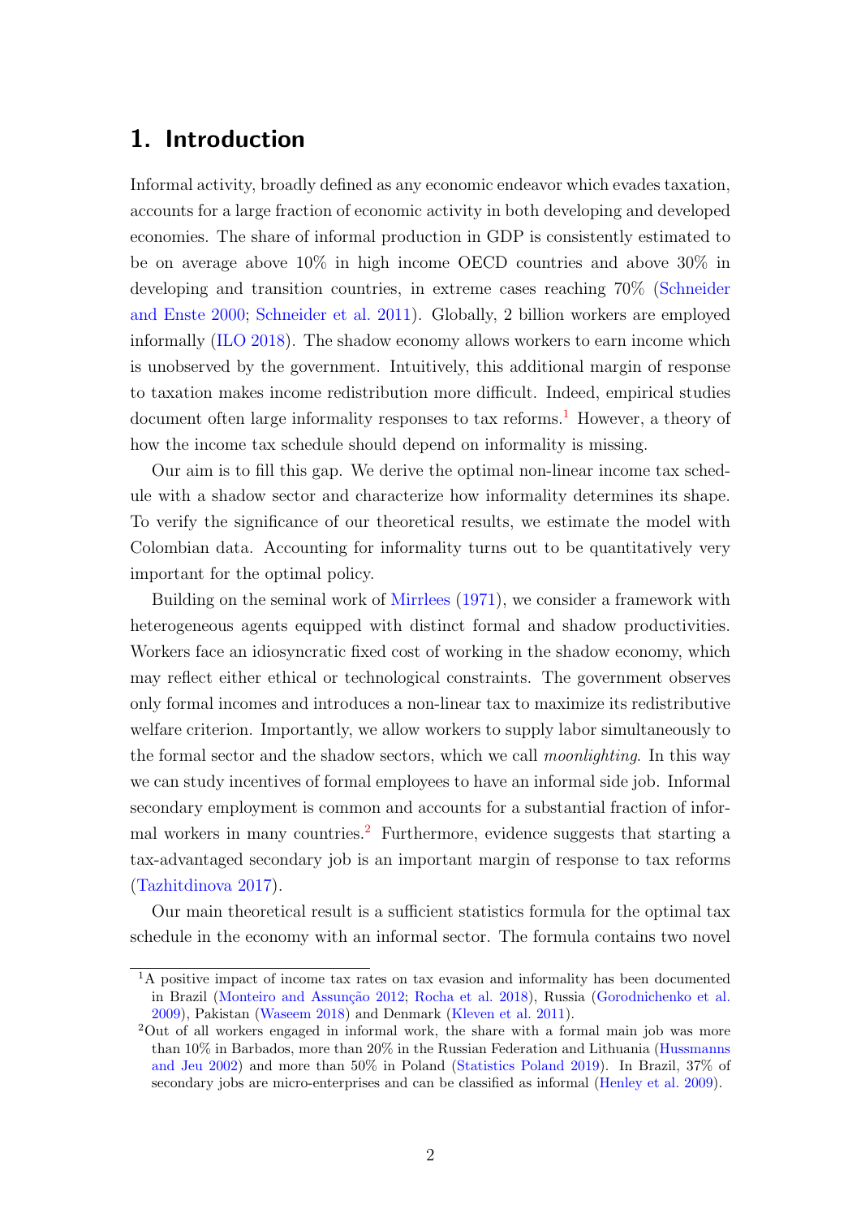# 1. Introduction

Informal activity, broadly defined as any economic endeavor which evades taxation, accounts for a large fraction of economic activity in both developing and developed economies. The share of informal production in GDP is consistently estimated to be on average above 10% in high income OECD countries and above 30% in developing and transition countries, in extreme cases reaching 70% (Schneider and Enste 2000; Schneider et al. 2011). Globally, 2 billion workers are employed informally (ILO 2018). The shadow economy allows workers to earn income which is unobserved by the government. Intuitively, this additional margin of response to taxation makes income redistribution more difficult. Indeed, empirical studies document often large informality responses to tax reforms.[1] However, a theory of how the income tax schedule should depend on informality is missing.

Our aim is to fill this gap. We derive the optimal non-linear income tax schedule with a shadow sector and characterize how informality determines its shape. To verify the significance of our theoretical results, we estimate the model with Colombian data. Accounting for informality turns out to be quantitatively very important for the optimal policy.

Building on the seminal work of Mirrlees (1971), we consider a framework with heterogeneous agents equipped with distinct formal and shadow productivities. Workers face an idiosyncratic fixed cost of working in the shadow economy, which may reflect either ethical or technological constraints. The government observes only formal incomes and introduces a non-linear tax to maximize its redistributive welfare criterion. Importantly, we allow workers to supply labor simultaneously to the formal sector and the shadow sectors, which we call *moonlighting*. In this way we can study incentives of formal employees to have an informal side job. Informal secondary employment is common and accounts for a substantial fraction of informal workers in many countries.[2] Furthermore, evidence suggests that starting a tax-advantaged secondary job is an important margin of response to tax reforms (Tazhitdinova 2017).

Our main theoretical result is a sufficient statistics formula for the optimal tax schedule in the economy with an informal sector. The formula contains two novel

[1] A positive impact of income tax rates on tax evasion and informality has been documented in Brazil (Monteiro and Assunção 2012; Rocha et al. 2018), Russia (Gorodnichenko et al. 2009), Pakistan (Waseem 2018) and Denmark (Kleven et al. 2011).

[2] Out of all workers engaged in informal work, the share with a formal main job was more than 10% in Barbados, more than 20% in the Russian Federation and Lithuania (Hussmanns and Jeu 2002) and more than 50% in Poland (Statistics Poland 2019). In Brazil, 37% of secondary jobs are micro-enterprises and can be classified as informal (Henley et al. 2009).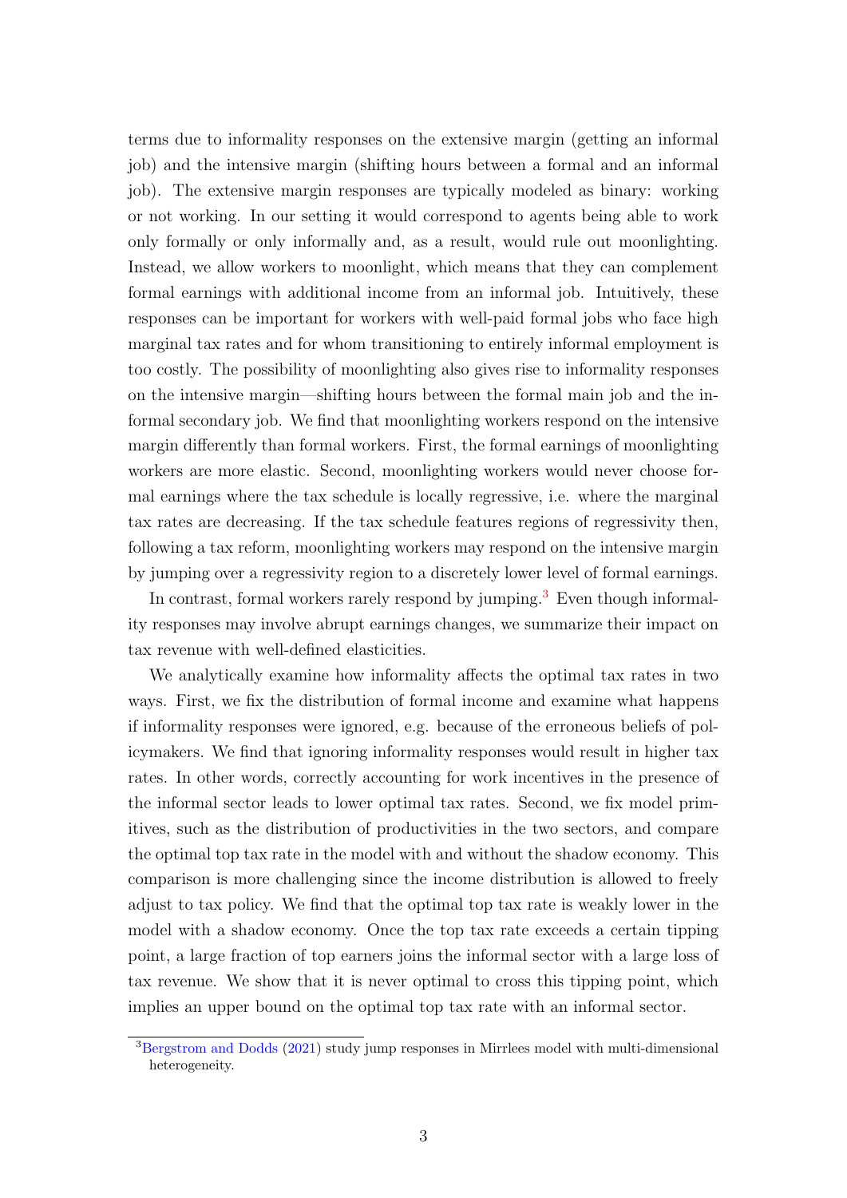terms due to informality responses on the extensive margin (getting an informal job) and the intensive margin (shifting hours between a formal and an informal job). The extensive margin responses are typically modeled as binary: working or not working. In our setting it would correspond to agents being able to work only formally or only informally and, as a result, would rule out moonlighting. Instead, we allow workers to moonlight, which means that they can complement formal earnings with additional income from an informal job. Intuitively, these responses can be important for workers with well-paid formal jobs who face high marginal tax rates and for whom transitioning to entirely informal employment is too costly. The possibility of moonlighting also gives rise to informality responses on the intensive margin—shifting hours between the formal main job and the informal secondary job. We find that moonlighting workers respond on the intensive margin differently than formal workers. First, the formal earnings of moonlighting workers are more elastic. Second, moonlighting workers would never choose formal earnings where the tax schedule is locally regressive, i.e. where the marginal tax rates are decreasing. If the tax schedule features regions of regressivity then, following a tax reform, moonlighting workers may respond on the intensive margin by jumping over a regressivity region to a discretely lower level of formal earnings.

In contrast, formal workers rarely respond by jumping.[3] Even though informality responses may involve abrupt earnings changes, we summarize their impact on tax revenue with well-defined elasticities.

We analytically examine how informality affects the optimal tax rates in two ways. First, we fix the distribution of formal income and examine what happens if informality responses were ignored, e.g. because of the erroneous beliefs of policymakers. We find that ignoring informality responses would result in higher tax rates. In other words, correctly accounting for work incentives in the presence of the informal sector leads to lower optimal tax rates. Second, we fix model primitives, such as the distribution of productivities in the two sectors, and compare the optimal top tax rate in the model with and without the shadow economy. This comparison is more challenging since the income distribution is allowed to freely adjust to tax policy. We find that the optimal top tax rate is weakly lower in the model with a shadow economy. Once the top tax rate exceeds a certain tipping point, a large fraction of top earners joins the informal sector with a large loss of tax revenue. We show that it is never optimal to cross this tipping point, which implies an upper bound on the optimal top tax rate with an informal sector.

[3] Bergstrom and Dodds (2021) study jump responses in Mirrlees model with multi-dimensional heterogeneity.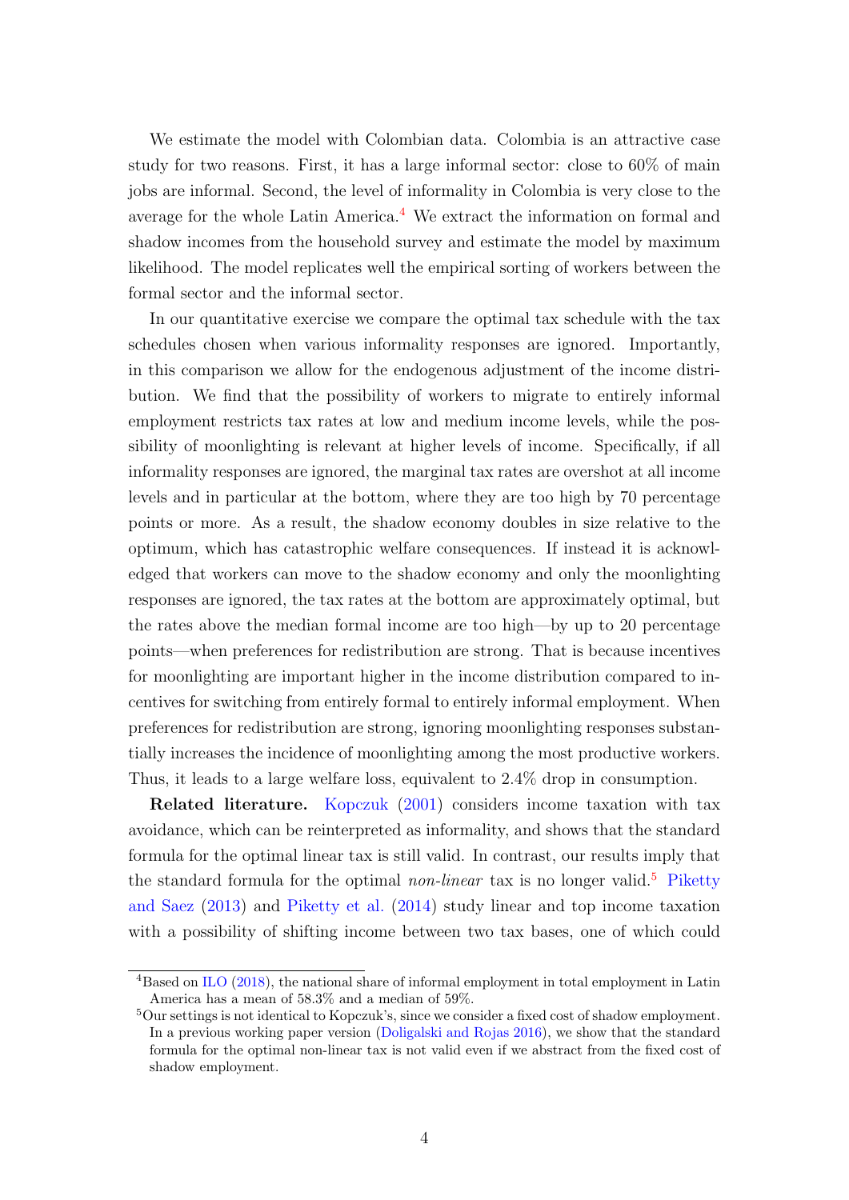We estimate the model with Colombian data. Colombia is an attractive case study for two reasons. First, it has a large informal sector: close to 60% of main jobs are informal. Second, the level of informality in Colombia is very close to the average for the whole Latin America.[4] We extract the information on formal and shadow incomes from the household survey and estimate the model by maximum likelihood. The model replicates well the empirical sorting of workers between the formal sector and the informal sector.

In our quantitative exercise we compare the optimal tax schedule with the tax schedules chosen when various informality responses are ignored. Importantly, in this comparison we allow for the endogenous adjustment of the income distribution. We find that the possibility of workers to migrate to entirely informal employment restricts tax rates at low and medium income levels, while the possibility of moonlighting is relevant at higher levels of income. Specifically, if all informality responses are ignored, the marginal tax rates are overshot at all income levels and in particular at the bottom, where they are too high by 70 percentage points or more. As a result, the shadow economy doubles in size relative to the optimum, which has catastrophic welfare consequences. If instead it is acknowledged that workers can move to the shadow economy and only the moonlighting responses are ignored, the tax rates at the bottom are approximately optimal, but the rates above the median formal income are too high—by up to 20 percentage points—when preferences for redistribution are strong. That is because incentives for moonlighting are important higher in the income distribution compared to incentives for switching from entirely formal to entirely informal employment. When preferences for redistribution are strong, ignoring moonlighting responses substantially increases the incidence of moonlighting among the most productive workers. Thus, it leads to a large welfare loss, equivalent to 2.4% drop in consumption.

**Related literature.** Kopczuk (2001) considers income taxation with tax avoidance, which can be reinterpreted as informality, and shows that the standard formula for the optimal linear tax is still valid. In contrast, our results imply that the standard formula for the optimal *non-linear* tax is no longer valid.[5] Piketty and Saez (2013) and Piketty et al. (2014) study linear and top income taxation with a possibility of shifting income between two tax bases, one of which could

---

[4] Based on ILO (2018), the national share of informal employment in total employment in Latin America has a mean of 58.3% and a median of 59%.

[5] Our settings is not identical to Kopczuk's, since we consider a fixed cost of shadow employment. In a previous working paper version (Doligalski and Rojas 2016), we show that the standard formula for the optimal non-linear tax is not valid even if we abstract from the fixed cost of shadow employment.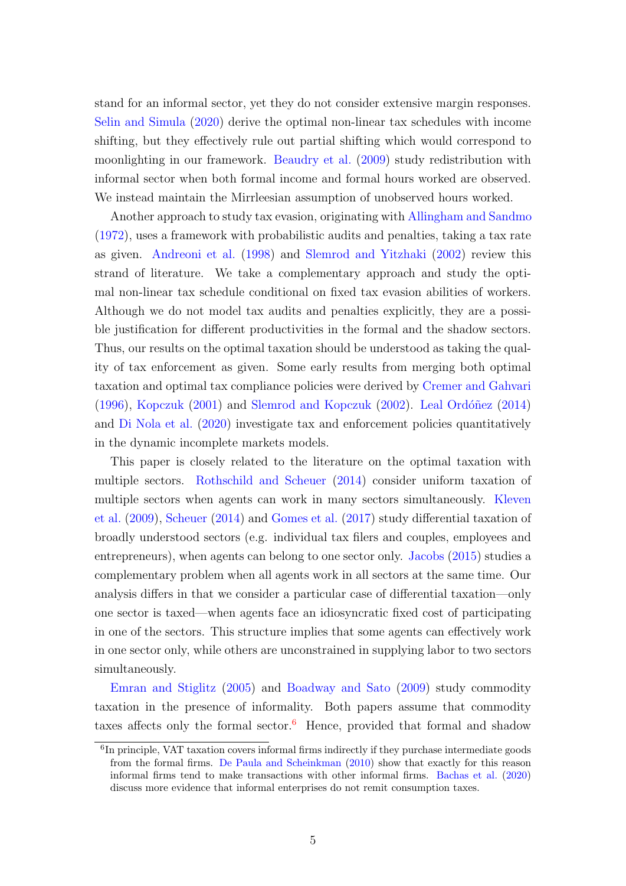stand for an informal sector, yet they do not consider extensive margin responses. Selin and Simula (2020) derive the optimal non-linear tax schedules with income shifting, but they effectively rule out partial shifting which would correspond to moonlighting in our framework. Beaudry et al. (2009) study redistribution with informal sector when both formal income and formal hours worked are observed. We instead maintain the Mirrleesian assumption of unobserved hours worked.

Another approach to study tax evasion, originating with Allingham and Sandmo (1972), uses a framework with probabilistic audits and penalties, taking a tax rate as given. Andreoni et al. (1998) and Slemrod and Yitzhaki (2002) review this strand of literature. We take a complementary approach and study the optimal non-linear tax schedule conditional on fixed tax evasion abilities of workers. Although we do not model tax audits and penalties explicitly, they are a possible justification for different productivities in the formal and the shadow sectors. Thus, our results on the optimal taxation should be understood as taking the quality of tax enforcement as given. Some early results from merging both optimal taxation and optimal tax compliance policies were derived by Cremer and Gahvari (1996), Kopczuk (2001) and Slemrod and Kopczuk (2002). Leal Ordóñez (2014) and Di Nola et al. (2020) investigate tax and enforcement policies quantitatively in the dynamic incomplete markets models.

This paper is closely related to the literature on the optimal taxation with multiple sectors. Rothschild and Scheuer (2014) consider uniform taxation of multiple sectors when agents can work in many sectors simultaneously. Kleven et al. (2009), Scheuer (2014) and Gomes et al. (2017) study differential taxation of broadly understood sectors (e.g. individual tax filers and couples, employees and entrepreneurs), when agents can belong to one sector only. Jacobs (2015) studies a complementary problem when all agents work in all sectors at the same time. Our analysis differs in that we consider a particular case of differential taxation—only one sector is taxed—when agents face an idiosyncratic fixed cost of participating in one of the sectors. This structure implies that some agents can effectively work in one sector only, while others are unconstrained in supplying labor to two sectors simultaneously.

Emran and Stiglitz (2005) and Boadway and Sato (2009) study commodity taxation in the presence of informality. Both papers assume that commodity taxes affects only the formal sector.[6] Hence, provided that formal and shadow

[6] In principle, VAT taxation covers informal firms indirectly if they purchase intermediate goods from the formal firms. De Paula and Scheinkman (2010) show that exactly for this reason informal firms tend to make transactions with other informal firms. Bachas et al. (2020) discuss more evidence that informal enterprises do not remit consumption taxes.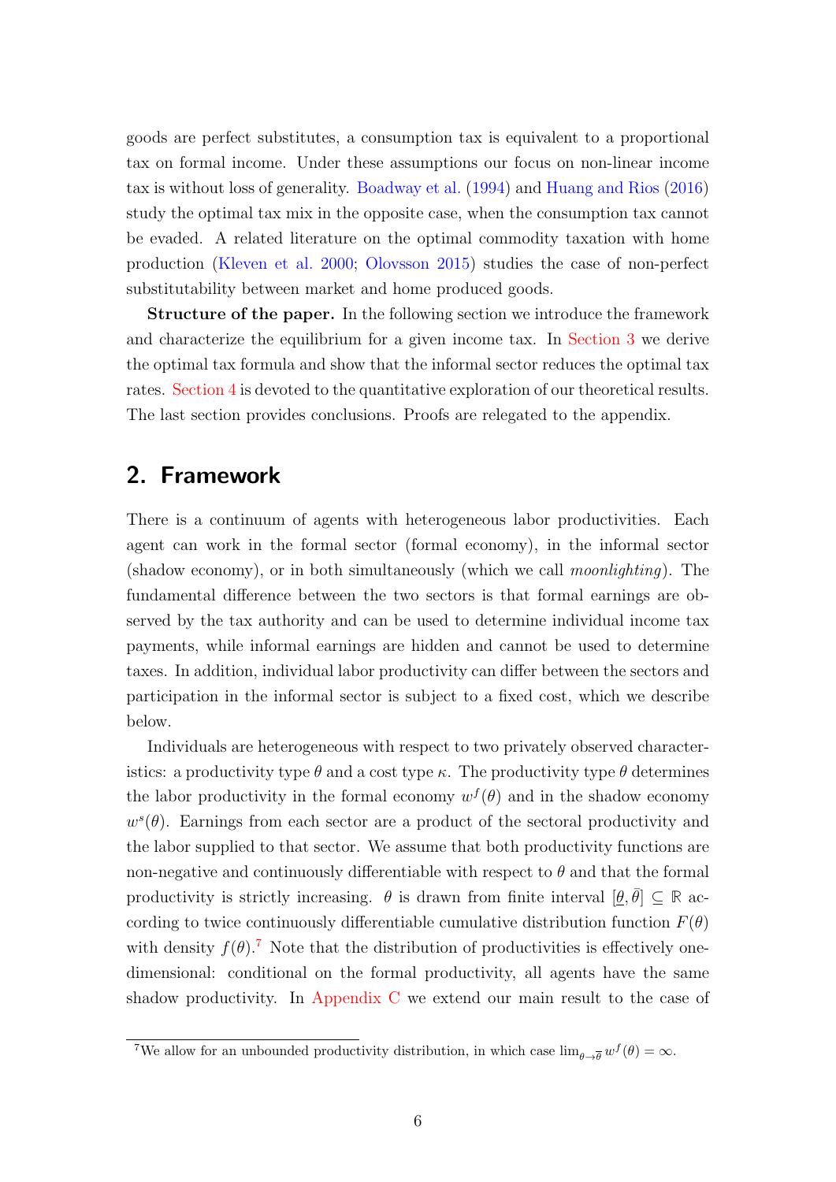goods are perfect substitutes, a consumption tax is equivalent to a proportional tax on formal income. Under these assumptions our focus on non-linear income tax is without loss of generality. Boadway et al. (1994) and Huang and Rios (2016) study the optimal tax mix in the opposite case, when the consumption tax cannot be evaded. A related literature on the optimal commodity taxation with home production (Kleven et al. 2000; Olovsson 2015) studies the case of non-perfect substitutability between market and home produced goods.

**Structure of the paper.** In the following section we introduce the framework and characterize the equilibrium for a given income tax. In Section 3 we derive the optimal tax formula and show that the informal sector reduces the optimal tax rates. Section 4 is devoted to the quantitative exploration of our theoretical results. The last section provides conclusions. Proofs are relegated to the appendix.

## 2. Framework

There is a continuum of agents with heterogeneous labor productivities. Each agent can work in the formal sector (formal economy), in the informal sector (shadow economy), or in both simultaneously (which we call *moonlighting*). The fundamental difference between the two sectors is that formal earnings are observed by the tax authority and can be used to determine individual income tax payments, while informal earnings are hidden and cannot be used to determine taxes. In addition, individual labor productivity can differ between the sectors and participation in the informal sector is subject to a fixed cost, which we describe below.

Individuals are heterogeneous with respect to two privately observed characteristics: a productivity type $\theta$ and a cost type $\kappa$. The productivity type $\theta$ determines the labor productivity in the formal economy $w^f(\theta)$ and in the shadow economy $w^s(\theta)$. Earnings from each sector are a product of the sectoral productivity and the labor supplied to that sector. We assume that both productivity functions are non-negative and continuously differentiable with respect to $\theta$ and that the formal productivity is strictly increasing. $\theta$ is drawn from finite interval $[\underline{\theta}, \bar{\theta}] \subseteq \mathbb{R}$ according to twice continuously differentiable cumulative distribution function $F(\theta)$ with density $f(\theta)$.[7] Note that the distribution of productivities is effectively one-dimensional: conditional on the formal productivity, all agents have the same shadow productivity. In Appendix C we extend our main result to the case of

[7] We allow for an unbounded productivity distribution, in which case $\lim_{\theta \to \bar{\theta}} w^f(\theta) = \infty$.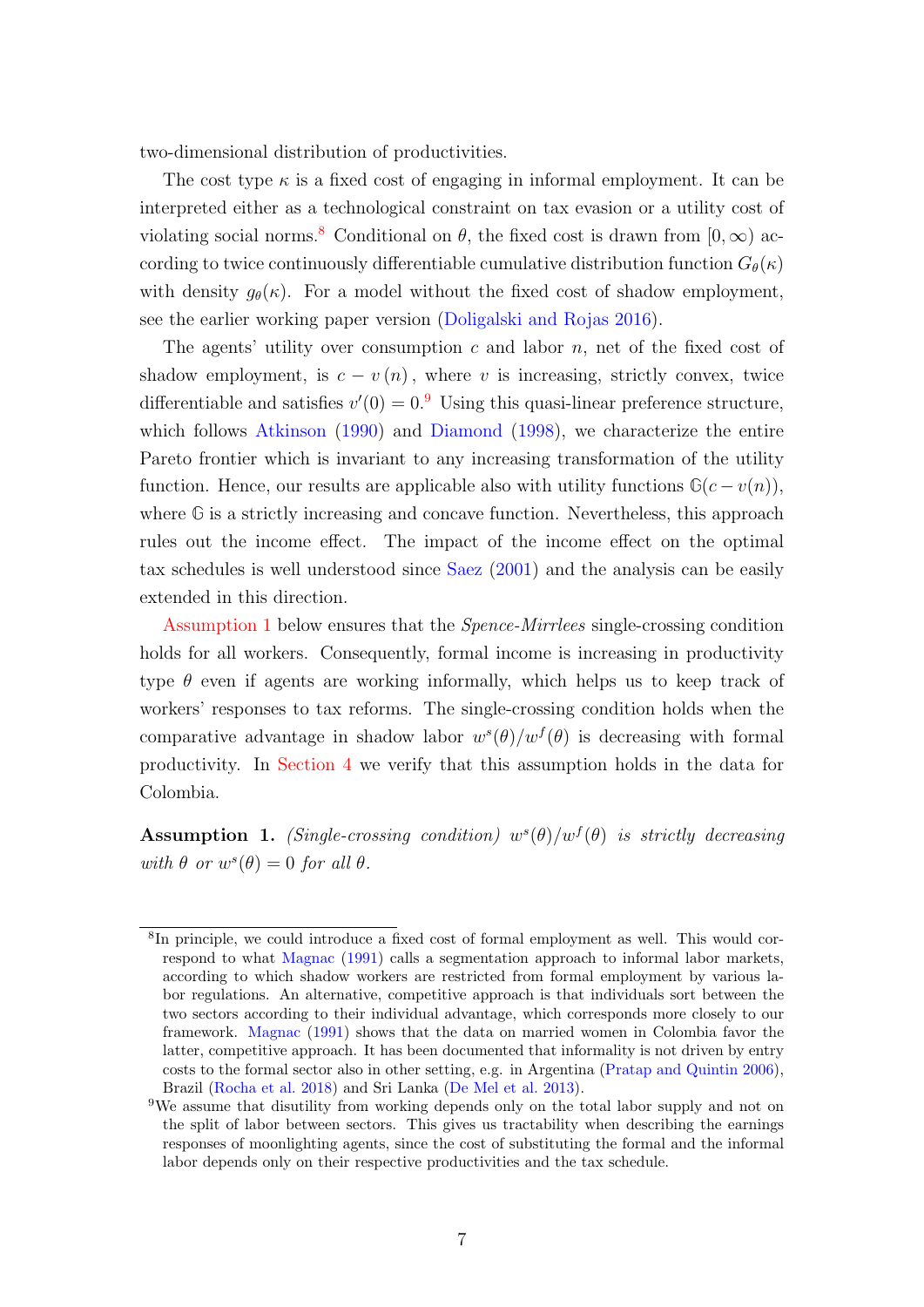two-dimensional distribution of productivities.

The cost type $\kappa$ is a fixed cost of engaging in informal employment. It can be interpreted either as a technological constraint on tax evasion or a utility cost of violating social norms.[8] Conditional on $\theta$, the fixed cost is drawn from $[0, \infty)$ according to twice continuously differentiable cumulative distribution function $G_\theta(\kappa)$ with density $g_\theta(\kappa)$. For a model without the fixed cost of shadow employment, see the earlier working paper version (Doligalski and Rojas 2016).

The agents' utility over consumption $c$ and labor $n$, net of the fixed cost of shadow employment, is $c - v(n)$, where $v$ is increasing, strictly convex, twice differentiable and satisfies $v'(0) = 0$.[9] Using this quasi-linear preference structure, which follows Atkinson (1990) and Diamond (1998), we characterize the entire Pareto frontier which is invariant to any increasing transformation of the utility function. Hence, our results are applicable also with utility functions $\mathbb{G}(c - v(n))$, where $\mathbb{G}$ is a strictly increasing and concave function. Nevertheless, this approach rules out the income effect. The impact of the income effect on the optimal tax schedules is well understood since Saez (2001) and the analysis can be easily extended in this direction.

Assumption 1 below ensures that the *Spence-Mirrlees* single-crossing condition holds for all workers. Consequently, formal income is increasing in productivity type $\theta$ even if agents are working informally, which helps us to keep track of workers' responses to tax reforms. The single-crossing condition holds when the comparative advantage in shadow labor $w^s(\theta)/w^f(\theta)$ is decreasing with formal productivity. In Section 4 we verify that this assumption holds in the data for Colombia.

**Assumption 1.** *(Single-crossing condition) $w^s(\theta)/w^f(\theta)$ is strictly decreasing with $\theta$ or $w^s(\theta) = 0$ for all $\theta$.*

---

[8] In principle, we could introduce a fixed cost of formal employment as well. This would correspond to what Magnac (1991) calls a segmentation approach to informal labor markets, according to which shadow workers are restricted from formal employment by various labor regulations. An alternative, competitive approach is that individuals sort between the two sectors according to their individual advantage, which corresponds more closely to our framework. Magnac (1991) shows that the data on married women in Colombia favor the latter, competitive approach. It has been documented that informality is not driven by entry costs to the formal sector also in other setting, e.g. in Argentina (Pratap and Quintin 2006), Brazil (Rocha et al. 2018) and Sri Lanka (De Mel et al. 2013).

[9] We assume that disutility from working depends only on the total labor supply and not on the split of labor between sectors. This gives us tractability when describing the earnings responses of moonlighting agents, since the cost of substituting the formal and the informal labor depends only on their respective productivities and the tax schedule.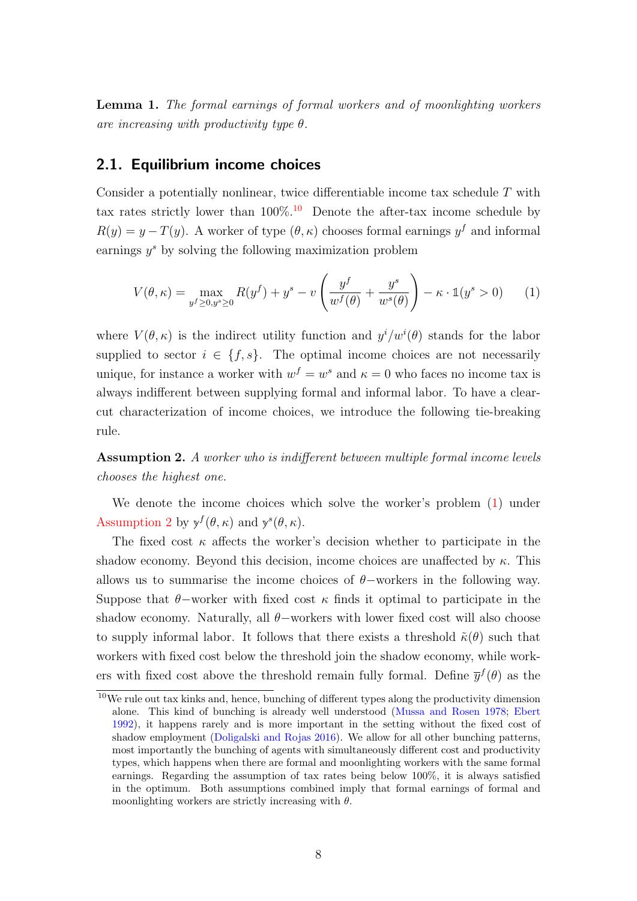**Lemma 1.** *The formal earnings of formal workers and of moonlighting workers are increasing with productivity type $\theta$.*

## 2.1. Equilibrium income choices

Consider a potentially nonlinear, twice differentiable income tax schedule $T$ with tax rates strictly lower than 100%.[10] Denote the after-tax income schedule by $R(y) = y - T(y)$. A worker of type $(\theta, \kappa)$ chooses formal earnings $y^f$ and informal earnings $y^s$ by solving the following maximization problem

$$V(\theta, \kappa) = \max_{y^f \geq 0, y^s \geq 0} R(y^f) + y^s - v\left(\frac{y^f}{w^f(\theta)} + \frac{y^s}{w^s(\theta)}\right) - \kappa \cdot \mathbb{1}(y^s > 0) \quad (1)$$

where $V(\theta, \kappa)$ is the indirect utility function and $y^i/w^i(\theta)$ stands for the labor supplied to sector $i \in \{f, s\}$. The optimal income choices are not necessarily unique, for instance a worker with $w^f = w^s$ and $\kappa = 0$ who faces no income tax is always indifferent between supplying formal and informal labor. To have a clear-cut characterization of income choices, we introduce the following tie-breaking rule.

**Assumption 2.** *A worker who is indifferent between multiple formal income levels chooses the highest one.*

We denote the income choices which solve the worker's problem (1) under Assumption 2 by $\mathrm{y}^f(\theta, \kappa)$ and $\mathrm{y}^s(\theta, \kappa)$.

The fixed cost $\kappa$ affects the worker's decision whether to participate in the shadow economy. Beyond this decision, income choices are unaffected by $\kappa$. This allows us to summarise the income choices of $\theta-$workers in the following way. Suppose that $\theta-$worker with fixed cost $\kappa$ finds it optimal to participate in the shadow economy. Naturally, all $\theta-$workers with lower fixed cost will also choose to supply informal labor. It follows that there exists a threshold $\tilde{\kappa}(\theta)$ such that workers with fixed cost below the threshold join the shadow economy, while workers with fixed cost above the threshold remain fully formal. Define $\overline{y}^f(\theta)$ as the

[10] We rule out tax kinks and, hence, bunching of different types along the productivity dimension alone. This kind of bunching is already well understood (Mussa and Rosen 1978; Ebert 1992), it happens rarely and is more important in the setting without the fixed cost of shadow employment (Doligalski and Rojas 2016). We allow for all other bunching patterns, most importantly the bunching of agents with simultaneously different cost and productivity types, which happens when there are formal and moonlighting workers with the same formal earnings. Regarding the assumption of tax rates being below 100%, it is always satisfied in the optimum. Both assumptions combined imply that formal earnings of formal and moonlighting workers are strictly increasing with $\theta$.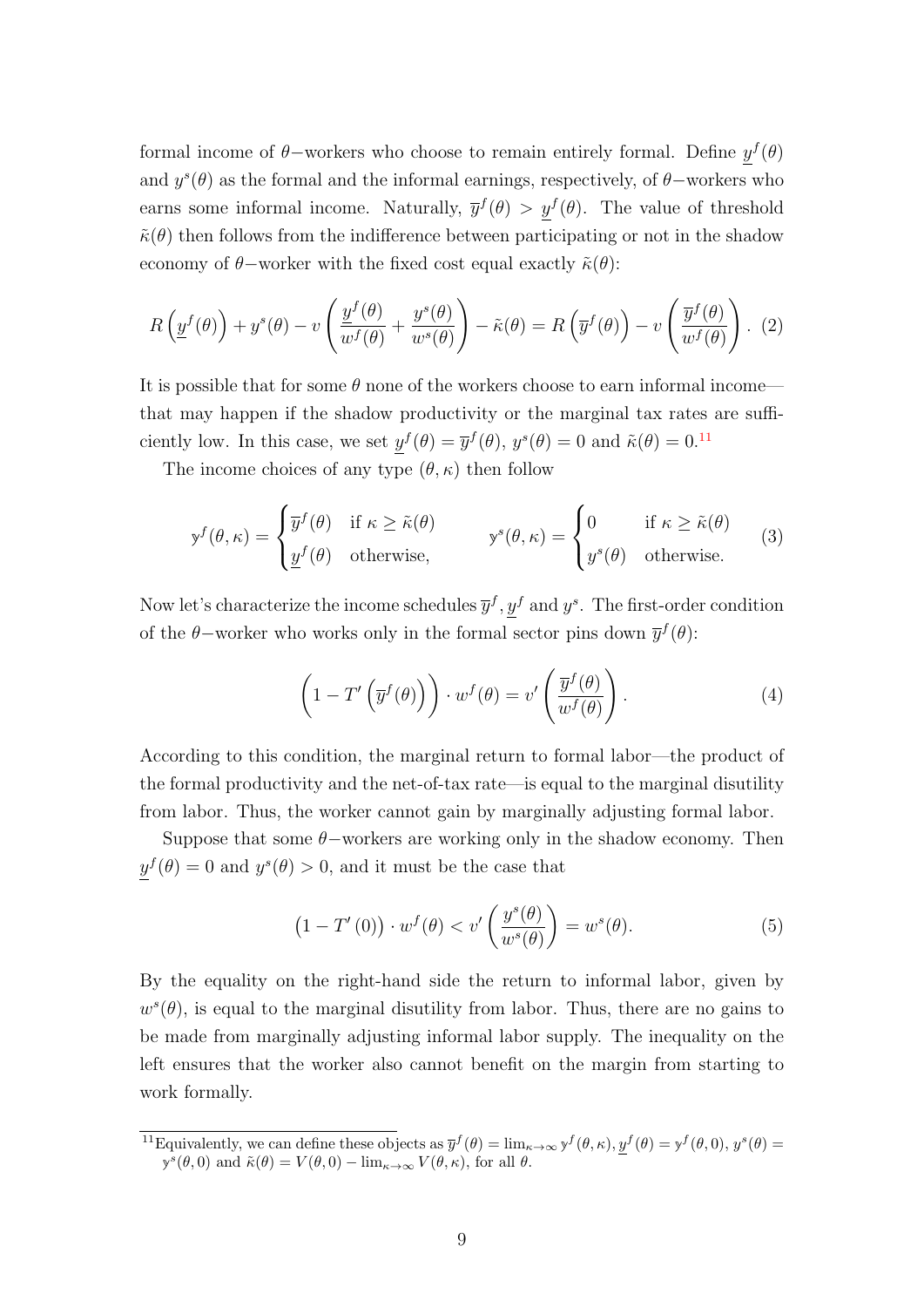formal income of $\theta-$workers who choose to remain entirely formal. Define $\underline{y}^f(\theta)$ and $y^s(\theta)$ as the formal and the informal earnings, respectively, of $\theta-$workers who earns some informal income. Naturally, $\overline{y}^f(\theta) > \underline{y}^f(\theta)$. The value of threshold $\tilde{\kappa}(\theta)$ then follows from the indifference between participating or not in the shadow economy of $\theta-$worker with the fixed cost equal exactly $\tilde{\kappa}(\theta)$:

$$R\left(\underline{y}^f(\theta)\right) + y^s(\theta) - v\left(\frac{\underline{y}^f(\theta)}{w^f(\theta)} + \frac{y^s(\theta)}{w^s(\theta)}\right) - \tilde{\kappa}(\theta) = R\left(\overline{y}^f(\theta)\right) - v\left(\frac{\overline{y}^f(\theta)}{w^f(\theta)}\right). \quad (2)$$

It is possible that for some $\theta$ none of the workers choose to earn informal income—that may happen if the shadow productivity or the marginal tax rates are sufficiently low. In this case, we set $\underline{y}^f(\theta) = \overline{y}^f(\theta)$, $y^s(\theta) = 0$ and $\tilde{\kappa}(\theta) = 0$.[11]

The income choices of any type $(\theta, \kappa)$ then follow

$$\mathrm{y}^f(\theta,\kappa) = \begin{cases} \overline{y}^f(\theta) & \text{if } \kappa \geq \tilde{\kappa}(\theta) \\ \underline{y}^f(\theta) & \text{otherwise,} \end{cases} \qquad \mathrm{y}^s(\theta,\kappa) = \begin{cases} 0 & \text{if } \kappa \geq \tilde{\kappa}(\theta) \\ y^s(\theta) & \text{otherwise.} \end{cases} \quad (3)$$

Now let's characterize the income schedules $\overline{y}^f, \underline{y}^f$ and $y^s$. The first-order condition of the $\theta-$worker who works only in the formal sector pins down $\overline{y}^f(\theta)$:

$$\left(1 - T'\left(\overline{y}^f(\theta)\right)\right) \cdot w^f(\theta) = v'\left(\frac{\overline{y}^f(\theta)}{w^f(\theta)}\right). \quad (4)$$

According to this condition, the marginal return to formal labor—the product of the formal productivity and the net-of-tax rate—is equal to the marginal disutility from labor. Thus, the worker cannot gain by marginally adjusting formal labor.

Suppose that some $\theta-$workers are working only in the shadow economy. Then $\underline{y}^f(\theta) = 0$ and $y^s(\theta) > 0$, and it must be the case that

$$\left(1 - T'(0)\right) \cdot w^f(\theta) < v'\left(\frac{y^s(\theta)}{w^s(\theta)}\right) = w^s(\theta). \quad (5)$$

By the equality on the right-hand side the return to informal labor, given by $w^s(\theta)$, is equal to the marginal disutility from labor. Thus, there are no gains to be made from marginally adjusting informal labor supply. The inequality on the left ensures that the worker also cannot benefit on the margin from starting to work formally.

[11] Equivalently, we can define these objects as $\overline{y}^f(\theta) = \lim_{\kappa\to\infty} \mathrm{y}^f(\theta,\kappa)$, $\underline{y}^f(\theta) = \mathrm{y}^f(\theta, 0)$, $y^s(\theta) = \mathrm{y}^s(\theta, 0)$ and $\tilde{\kappa}(\theta) = V(\theta, 0) - \lim_{\kappa\to\infty} V(\theta,\kappa)$, for all $\theta$.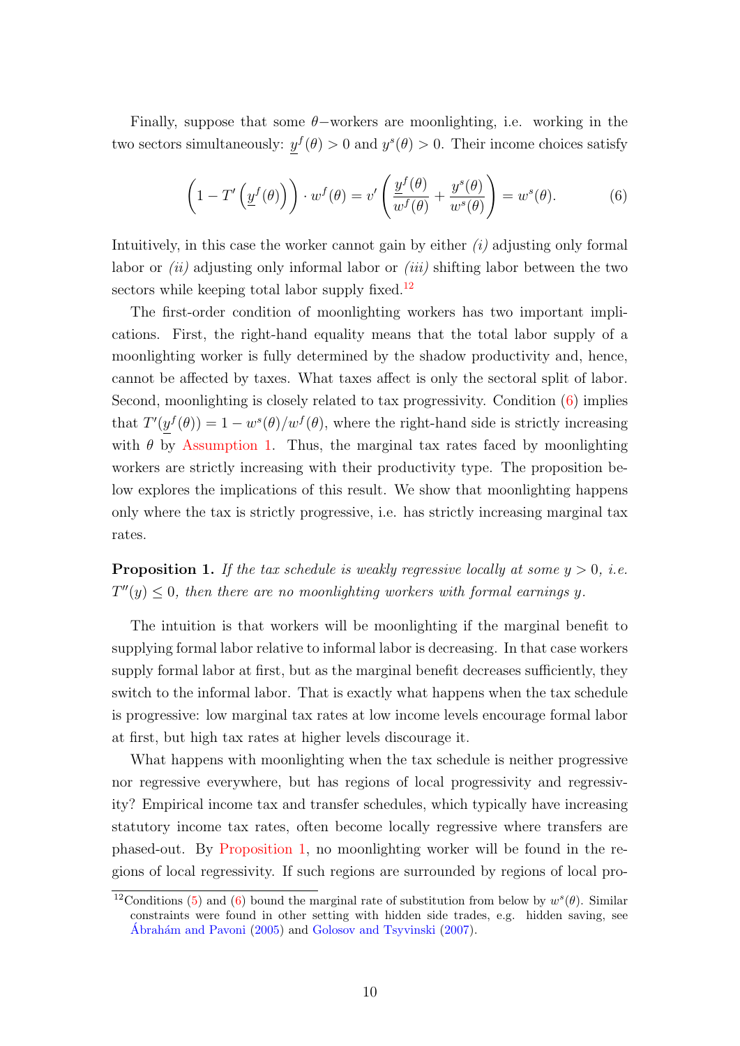Finally, suppose that some $\theta-$workers are moonlighting, i.e. working in the two sectors simultaneously: $\underline{y}^f(\theta) > 0$ and $y^s(\theta) > 0$. Their income choices satisfy

$$\left(1 - T'\left(\underline{y}^f(\theta)\right)\right) \cdot w^f(\theta) = v'\left(\frac{\underline{y}^f(\theta)}{w^f(\theta)} + \frac{y^s(\theta)}{w^s(\theta)}\right) = w^s(\theta). \tag{6}$$

Intuitively, in this case the worker cannot gain by either *(i)* adjusting only formal labor or *(ii)* adjusting only informal labor or *(iii)* shifting labor between the two sectors while keeping total labor supply fixed.[12]

The first-order condition of moonlighting workers has two important implications. First, the right-hand equality means that the total labor supply of a moonlighting worker is fully determined by the shadow productivity and, hence, cannot be affected by taxes. What taxes affect is only the sectoral split of labor. Second, moonlighting is closely related to tax progressivity. Condition (6) implies that $T'(\underline{y}^f(\theta)) = 1 - w^s(\theta)/w^f(\theta)$, where the right-hand side is strictly increasing with $\theta$ by Assumption 1. Thus, the marginal tax rates faced by moonlighting workers are strictly increasing with their productivity type. The proposition below explores the implications of this result. We show that moonlighting happens only where the tax is strictly progressive, i.e. has strictly increasing marginal tax rates.

**Proposition 1.** *If the tax schedule is weakly regressive locally at some $y > 0$, i.e. $T''(y) \leq 0$, then there are no moonlighting workers with formal earnings $y$.*

The intuition is that workers will be moonlighting if the marginal benefit to supplying formal labor relative to informal labor is decreasing. In that case workers supply formal labor at first, but as the marginal benefit decreases sufficiently, they switch to the informal labor. That is exactly what happens when the tax schedule is progressive: low marginal tax rates at low income levels encourage formal labor at first, but high tax rates at higher levels discourage it.

What happens with moonlighting when the tax schedule is neither progressive nor regressive everywhere, but has regions of local progressivity and regressivity? Empirical income tax and transfer schedules, which typically have increasing statutory income tax rates, often become locally regressive where transfers are phased-out. By Proposition 1, no moonlighting worker will be found in the regions of local regressivity. If such regions are surrounded by regions of local pro-

[12] Conditions (5) and (6) bound the marginal rate of substitution from below by $w^s(\theta)$. Similar constraints were found in other setting with hidden side trades, e.g. hidden saving, see Ábrahám and Pavoni (2005) and Golosov and Tsyvinski (2007).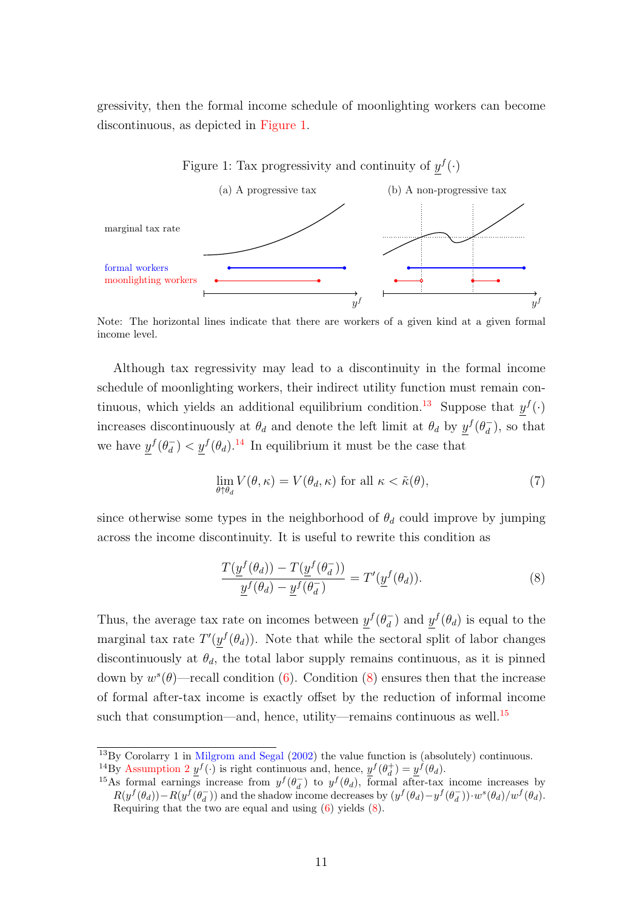gressivity, then the formal income schedule of moonlighting workers can become discontinuous, as depicted in Figure 1.

Figure 1: Tax progressivity and continuity of $\underline{y}^f(\cdot)$

(a) A progressive tax

(b) A non-progressive tax

marginal tax rate

formal workers

moonlighting workers

$y^f$

$y^f$

Note: The horizontal lines indicate that there are workers of a given kind at a given formal income level.

Although tax regressivity may lead to a discontinuity in the formal income schedule of moonlighting workers, their indirect utility function must remain continuous, which yields an additional equilibrium condition.[13] Suppose that $\underline{y}^f(\cdot)$ increases discontinuously at $\theta_d$ and denote the left limit at $\theta_d$ by $\underline{y}^f(\theta_d^-)$, so that we have $\underline{y}^f(\theta_d^-) < \underline{y}^f(\theta_d)$.[14] In equilibrium it must be the case that

$$\lim_{\theta \uparrow \theta_d} V(\theta, \kappa) = V(\theta_d, \kappa) \text{ for all } \kappa < \tilde{\kappa}(\theta), \tag{7}$$

since otherwise some types in the neighborhood of $\theta_d$ could improve by jumping across the income discontinuity. It is useful to rewrite this condition as

$$\frac{T(\underline{y}^f(\theta_d)) - T(\underline{y}^f(\theta_d^-))}{\underline{y}^f(\theta_d) - \underline{y}^f(\theta_d^-)} = T'(\underline{y}^f(\theta_d)). \tag{8}$$

Thus, the average tax rate on incomes between $\underline{y}^f(\theta_d^-)$ and $\underline{y}^f(\theta_d)$ is equal to the marginal tax rate $T'(\underline{y}^f(\theta_d))$. Note that while the sectoral split of labor changes discontinuously at $\theta_d$, the total labor supply remains continuous, as it is pinned down by $w^s(\theta)$—recall condition (6). Condition (8) ensures then that the increase of formal after-tax income is exactly offset by the reduction of informal income such that consumption—and, hence, utility—remains continuous as well.[15]

[13] By Corolarry 1 in Milgrom and Segal (2002) the value function is (absolutely) continuous.

[14] By Assumption 2 $\underline{y}^f(\cdot)$ is right continuous and, hence, $\underline{y}^f(\theta_d^+) = \underline{y}^f(\theta_d)$.

[15] As formal earnings increase from $y^f(\theta_d^-)$ to $y^f(\theta_d)$, formal after-tax income increases by $R(y^f(\theta_d)) - R(y^f(\theta_d^-))$ and the shadow income decreases by $(y^f(\theta_d) - y^f(\theta_d^-)) \cdot w^s(\theta_d)/w^f(\theta_d)$. Requiring that the two are equal and using (6) yields (8).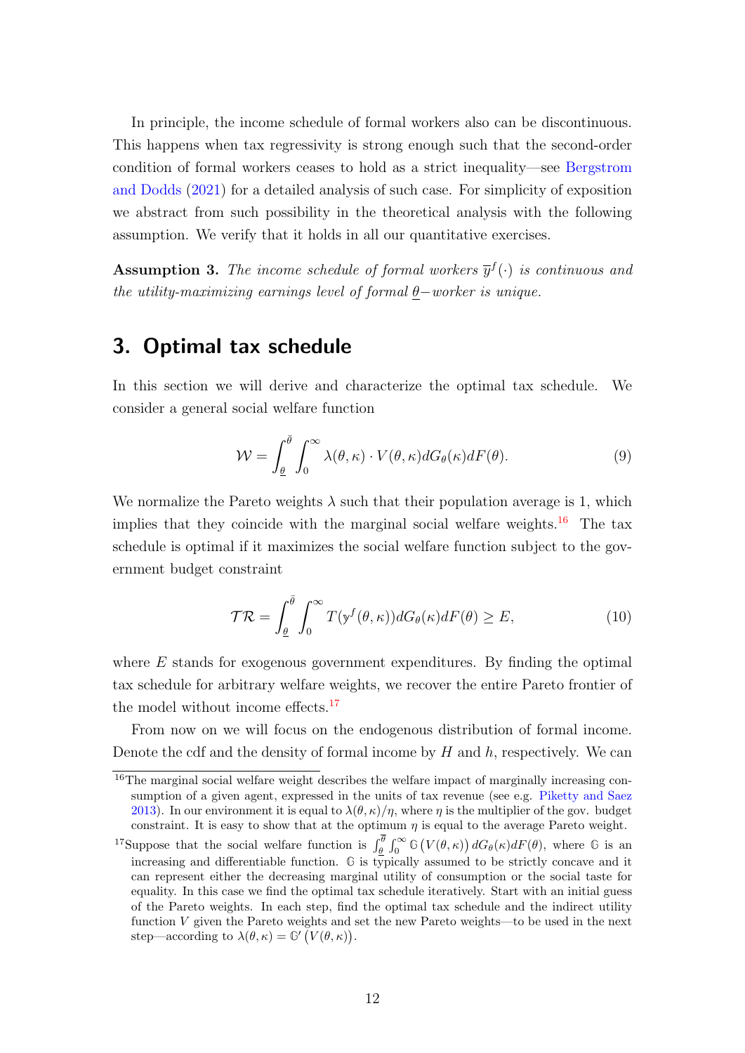In principle, the income schedule of formal workers also can be discontinuous. This happens when tax regressivity is strong enough such that the second-order condition of formal workers ceases to hold as a strict inequality—see Bergstrom and Dodds (2021) for a detailed analysis of such case. For simplicity of exposition we abstract from such possibility in the theoretical analysis with the following assumption. We verify that it holds in all our quantitative exercises.

**Assumption 3.** *The income schedule of formal workers $\overline{y}^f(\cdot)$ is continuous and the utility-maximizing earnings level of formal $\underline{\theta}-$worker is unique.*

# 3. Optimal tax schedule

In this section we will derive and characterize the optimal tax schedule. We consider a general social welfare function

$$\mathcal{W} = \int_{\underline{\theta}}^{\bar{\theta}} \int_0^{\infty} \lambda(\theta, \kappa) \cdot V(\theta, \kappa) dG_\theta(\kappa) dF(\theta). \tag{9}$$

We normalize the Pareto weights $\lambda$ such that their population average is 1, which implies that they coincide with the marginal social welfare weights.[16] The tax schedule is optimal if it maximizes the social welfare function subject to the government budget constraint

$$\mathcal{TR} = \int_{\underline{\theta}}^{\bar{\theta}} \int_0^{\infty} T(\mathbb{y}^f(\theta, \kappa)) dG_\theta(\kappa) dF(\theta) \geq E, \tag{10}$$

where $E$ stands for exogenous government expenditures. By finding the optimal tax schedule for arbitrary welfare weights, we recover the entire Pareto frontier of the model without income effects.[17]

From now on we will focus on the endogenous distribution of formal income. Denote the cdf and the density of formal income by $H$ and $h$, respectively. We can

[16] The marginal social welfare weight describes the welfare impact of marginally increasing consumption of a given agent, expressed in the units of tax revenue (see e.g. Piketty and Saez 2013). In our environment it is equal to $\lambda(\theta, \kappa)/\eta$, where $\eta$ is the multiplier of the gov. budget constraint. It is easy to show that at the optimum $\eta$ is equal to the average Pareto weight.

[17] Suppose that the social welfare function is $\int_{\underline{\theta}}^{\overline{\theta}} \int_0^{\infty} \mathbb{G}\left(V(\theta, \kappa)\right) dG_\theta(\kappa) dF(\theta)$, where $\mathbb{G}$ is an increasing and differentiable function. $\mathbb{G}$ is typically assumed to be strictly concave and it can represent either the decreasing marginal utility of consumption or the social taste for equality. In this case we find the optimal tax schedule iteratively. Start with an initial guess of the Pareto weights. In each step, find the optimal tax schedule and the indirect utility function $V$ given the Pareto weights and set the new Pareto weights—to be used in the next step—according to $\lambda(\theta, \kappa) = \mathbb{G}'\left(V(\theta, \kappa)\right)$.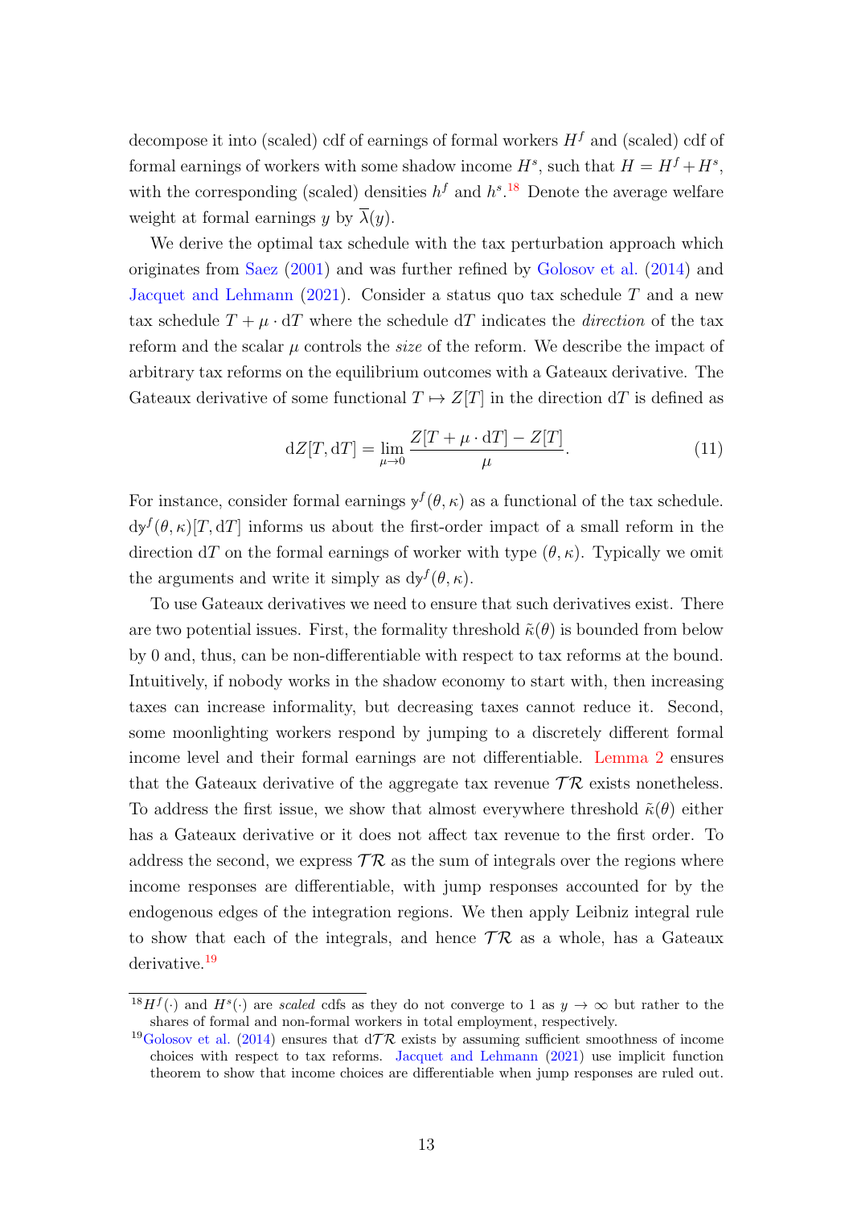decompose it into (scaled) cdf of earnings of formal workers $H^f$ and (scaled) cdf of formal earnings of workers with some shadow income $H^s$, such that $H = H^f + H^s$, with the corresponding (scaled) densities $h^f$ and $h^s$.[18] Denote the average welfare weight at formal earnings $y$ by $\overline{\lambda}(y)$.

We derive the optimal tax schedule with the tax perturbation approach which originates from Saez (2001) and was further refined by Golosov et al. (2014) and Jacquet and Lehmann (2021). Consider a status quo tax schedule $T$ and a new tax schedule $T + \mu \cdot \mathrm{d}T$ where the schedule $\mathrm{d}T$ indicates the *direction* of the tax reform and the scalar $\mu$ controls the *size* of the reform. We describe the impact of arbitrary tax reforms on the equilibrium outcomes with a Gateaux derivative. The Gateaux derivative of some functional $T \mapsto Z[T]$ in the direction $\mathrm{d}T$ is defined as

$$\mathrm{d}Z[T, \mathrm{d}T] = \lim_{\mu \to 0} \frac{Z[T + \mu \cdot \mathrm{d}T] - Z[T]}{\mu}. \tag{11}$$

For instance, consider formal earnings $\mathbb{y}^f(\theta, \kappa)$ as a functional of the tax schedule. $\mathrm{d}\mathbb{y}^f(\theta, \kappa)[T, \mathrm{d}T]$ informs us about the first-order impact of a small reform in the direction $\mathrm{d}T$ on the formal earnings of worker with type $(\theta, \kappa)$. Typically we omit the arguments and write it simply as $\mathrm{d}\mathbb{y}^f(\theta, \kappa)$.

To use Gateaux derivatives we need to ensure that such derivatives exist. There are two potential issues. First, the formality threshold $\tilde{\kappa}(\theta)$ is bounded from below by 0 and, thus, can be non-differentiable with respect to tax reforms at the bound. Intuitively, if nobody works in the shadow economy to start with, then increasing taxes can increase informality, but decreasing taxes cannot reduce it. Second, some moonlighting workers respond by jumping to a discretely different formal income level and their formal earnings are not differentiable. Lemma 2 ensures that the Gateaux derivative of the aggregate tax revenue $\mathcal{TR}$ exists nonetheless. To address the first issue, we show that almost everywhere threshold $\tilde{\kappa}(\theta)$ either has a Gateaux derivative or it does not affect tax revenue to the first order. To address the second, we express $\mathcal{TR}$ as the sum of integrals over the regions where income responses are differentiable, with jump responses accounted for by the endogenous edges of the integration regions. We then apply Leibniz integral rule to show that each of the integrals, and hence $\mathcal{TR}$ as a whole, has a Gateaux derivative.[19]

[18] $H^f(\cdot)$ and $H^s(\cdot)$ are *scaled* cdfs as they do not converge to 1 as $y \to \infty$ but rather to the shares of formal and non-formal workers in total employment, respectively.

[19] Golosov et al. (2014) ensures that $\mathrm{d}\mathcal{TR}$ exists by assuming sufficient smoothness of income choices with respect to tax reforms. Jacquet and Lehmann (2021) use implicit function theorem to show that income choices are differentiable when jump responses are ruled out.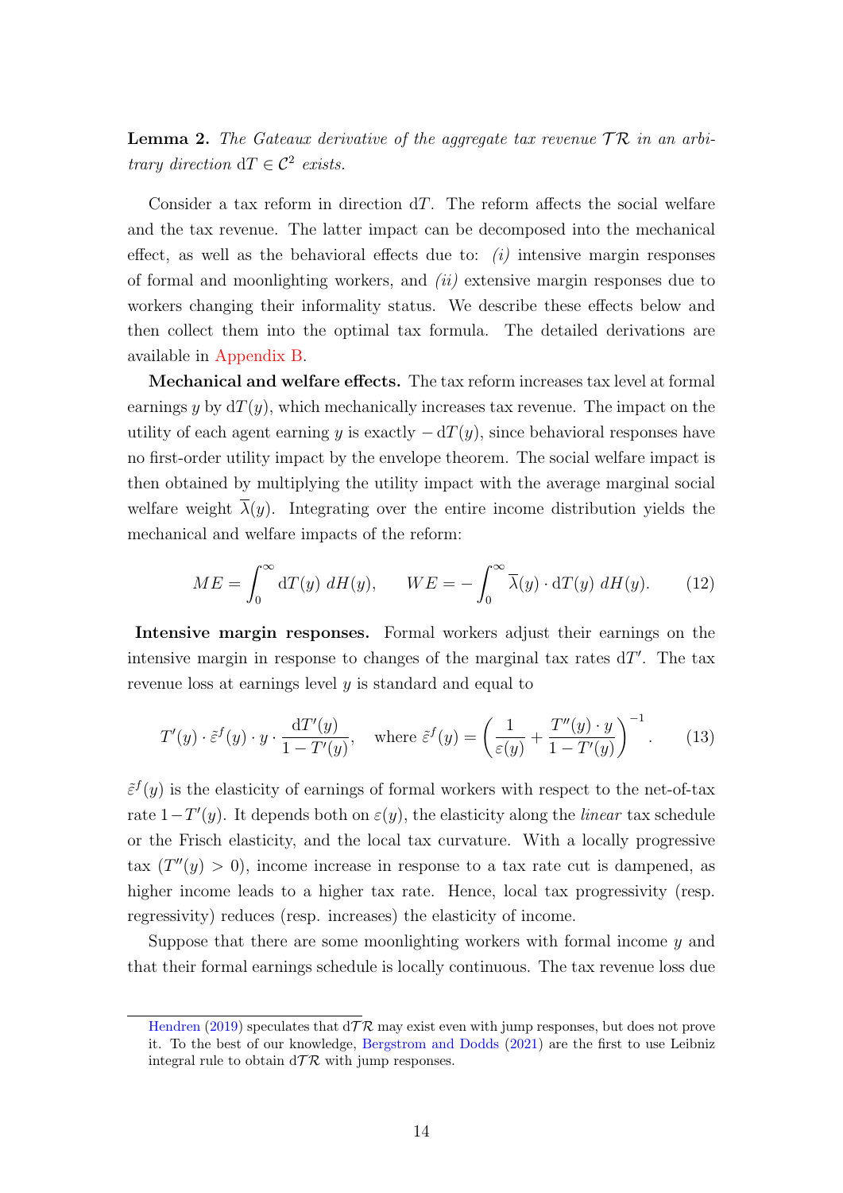**Lemma 2.** *The Gateaux derivative of the aggregate tax revenue $\mathcal{TR}$ in an arbitrary direction $\mathrm{d}T \in \mathcal{C}^2$ exists.*

Consider a tax reform in direction $\mathrm{d}T$. The reform affects the social welfare and the tax revenue. The latter impact can be decomposed into the mechanical effect, as well as the behavioral effects due to: *(i)* intensive margin responses of formal and moonlighting workers, and *(ii)* extensive margin responses due to workers changing their informality status. We describe these effects below and then collect them into the optimal tax formula. The detailed derivations are available in Appendix B.

**Mechanical and welfare effects.** The tax reform increases tax level at formal earnings $y$ by $\mathrm{d}T(y)$, which mechanically increases tax revenue. The impact on the utility of each agent earning $y$ is exactly $-\mathrm{d}T(y)$, since behavioral responses have no first-order utility impact by the envelope theorem. The social welfare impact is then obtained by multiplying the utility impact with the average marginal social welfare weight $\overline{\lambda}(y)$. Integrating over the entire income distribution yields the mechanical and welfare impacts of the reform:

$$ME = \int_0^\infty \mathrm{d}T(y)\ dH(y), \qquad WE = -\int_0^\infty \overline{\lambda}(y) \cdot \mathrm{d}T(y)\ dH(y). \tag{12}$$

**Intensive margin responses.** Formal workers adjust their earnings on the intensive margin in response to changes of the marginal tax rates $\mathrm{d}T'$. The tax revenue loss at earnings level $y$ is standard and equal to

$$T'(y) \cdot \tilde{\varepsilon}^f(y) \cdot y \cdot \frac{\mathrm{d}T'(y)}{1 - T'(y)}, \quad \text{where } \tilde{\varepsilon}^f(y) = \left(\frac{1}{\varepsilon(y)} + \frac{T''(y) \cdot y}{1 - T'(y)}\right)^{-1}. \tag{13}$$

$\tilde{\varepsilon}^f(y)$ is the elasticity of earnings of formal workers with respect to the net-of-tax rate $1 - T'(y)$. It depends both on $\varepsilon(y)$, the elasticity along the *linear* tax schedule or the Frisch elasticity, and the local tax curvature. With a locally progressive tax ($T''(y) > 0$), income increase in response to a tax rate cut is dampened, as higher income leads to a higher tax rate. Hence, local tax progressivity (resp. regressivity) reduces (resp. increases) the elasticity of income.

Suppose that there are some moonlighting workers with formal income $y$ and that their formal earnings schedule is locally continuous. The tax revenue loss due

---

Hendren (2019) speculates that $\mathrm{d}\mathcal{TR}$ may exist even with jump responses, but does not prove it. To the best of our knowledge, Bergstrom and Dodds (2021) are the first to use Leibniz integral rule to obtain $\mathrm{d}\mathcal{TR}$ with jump responses.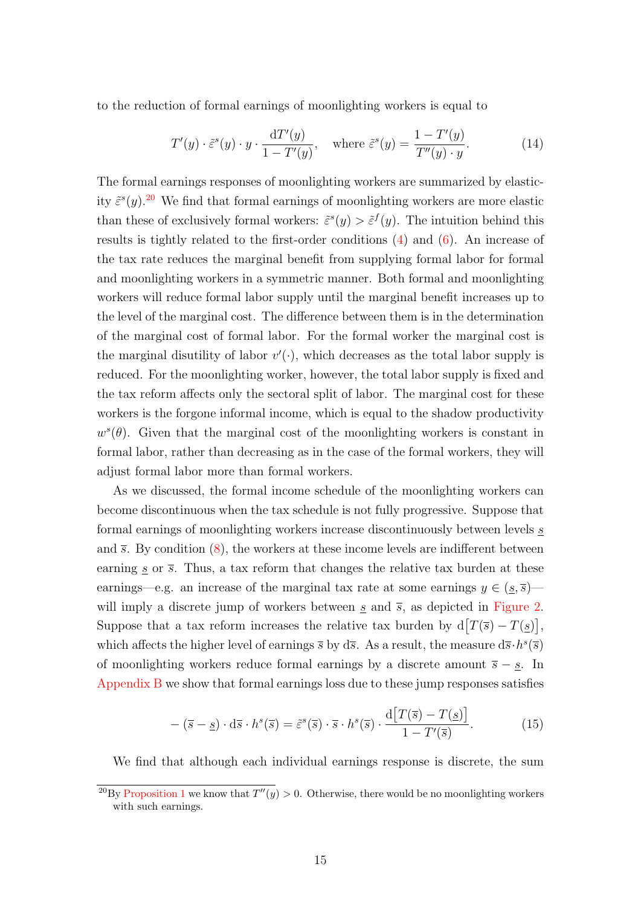to the reduction of formal earnings of moonlighting workers is equal to

$$T'(y) \cdot \tilde{\varepsilon}^s(y) \cdot y \cdot \frac{\mathrm{d}T'(y)}{1 - T'(y)}, \quad \text{where } \tilde{\varepsilon}^s(y) = \frac{1 - T'(y)}{T''(y) \cdot y}. \tag{14}$$

The formal earnings responses of moonlighting workers are summarized by elasticity $\tilde{\varepsilon}^s(y)$.[20] We find that formal earnings of moonlighting workers are more elastic than these of exclusively formal workers: $\tilde{\varepsilon}^s(y) > \tilde{\varepsilon}^f(y)$. The intuition behind this results is tightly related to the first-order conditions (4) and (6). An increase of the tax rate reduces the marginal benefit from supplying formal labor for formal and moonlighting workers in a symmetric manner. Both formal and moonlighting workers will reduce formal labor supply until the marginal benefit increases up to the level of the marginal cost. The difference between them is in the determination of the marginal cost of formal labor. For the formal worker the marginal cost is the marginal disutility of labor $v'(\cdot)$, which decreases as the total labor supply is reduced. For the moonlighting worker, however, the total labor supply is fixed and the tax reform affects only the sectoral split of labor. The marginal cost for these workers is the forgone informal income, which is equal to the shadow productivity $w^s(\theta)$. Given that the marginal cost of the moonlighting workers is constant in formal labor, rather than decreasing as in the case of the formal workers, they will adjust formal labor more than formal workers.

As we discussed, the formal income schedule of the moonlighting workers can become discontinuous when the tax schedule is not fully progressive. Suppose that formal earnings of moonlighting workers increase discontinuously between levels $\underline{s}$ and $\overline{s}$. By condition (8), the workers at these income levels are indifferent between earning $\underline{s}$ or $\overline{s}$. Thus, a tax reform that changes the relative tax burden at these earnings—e.g. an increase of the marginal tax rate at some earnings $y \in (\underline{s}, \overline{s})$—will imply a discrete jump of workers between $\underline{s}$ and $\overline{s}$, as depicted in Figure 2. Suppose that a tax reform increases the relative tax burden by $\mathrm{d}\big[T(\overline{s}) - T(\underline{s})\big]$, which affects the higher level of earnings $\overline{s}$ by $\mathrm{d}\overline{s}$. As a result, the measure $\mathrm{d}\overline{s} \cdot h^s(\overline{s})$ of moonlighting workers reduce formal earnings by a discrete amount $\overline{s} - \underline{s}$. In Appendix B we show that formal earnings loss due to these jump responses satisfies

$$-\left(\overline{s} - \underline{s}\right) \cdot \mathrm{d}\overline{s} \cdot h^s(\overline{s}) = \tilde{\varepsilon}^s(\overline{s}) \cdot \overline{s} \cdot h^s(\overline{s}) \cdot \frac{\mathrm{d}\big[T(\overline{s}) - T(\underline{s})\big]}{1 - T'(\overline{s})}. \tag{15}$$

We find that although each individual earnings response is discrete, the sum

[20] By Proposition 1 we know that $T''(y) > 0$. Otherwise, there would be no moonlighting workers with such earnings.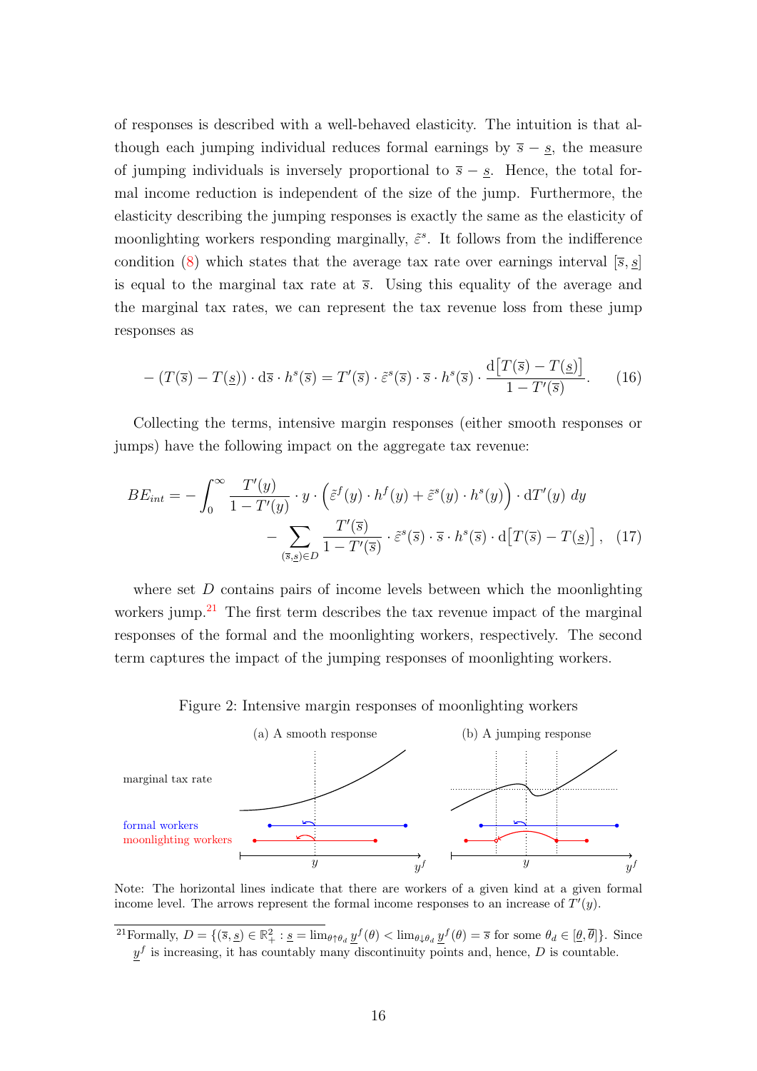of responses is described with a well-behaved elasticity. The intuition is that although each jumping individual reduces formal earnings by $\overline{s} - \underline{s}$, the measure of jumping individuals is inversely proportional to $\overline{s} - \underline{s}$. Hence, the total formal income reduction is independent of the size of the jump. Furthermore, the elasticity describing the jumping responses is exactly the same as the elasticity of moonlighting workers responding marginally, $\tilde{\varepsilon}^s$. It follows from the indifference condition (8) which states that the average tax rate over earnings interval $[\overline{s}, \underline{s}]$ is equal to the marginal tax rate at $\overline{s}$. Using this equality of the average and the marginal tax rates, we can represent the tax revenue loss from these jump responses as

$$
-\left(T(\overline{s}) - T(\underline{s})\right) \cdot \mathrm{d}\overline{s} \cdot h^s(\overline{s}) = T'(\overline{s}) \cdot \tilde{\varepsilon}^s(\overline{s}) \cdot \overline{s} \cdot h^s(\overline{s}) \cdot \frac{\mathrm{d}\big[T(\overline{s}) - T(\underline{s})\big]}{1 - T'(\overline{s})}. \tag{16}
$$

Collecting the terms, intensive margin responses (either smooth responses or jumps) have the following impact on the aggregate tax revenue:

$$
\begin{aligned}
BE_{int} = &- \int_0^\infty \frac{T'(y)}{1 - T'(y)} \cdot y \cdot \Big(\tilde{\varepsilon}^f(y) \cdot h^f(y) + \tilde{\varepsilon}^s(y) \cdot h^s(y)\Big) \cdot \mathrm{d}T'(y)\ dy \\
&- \sum_{(\overline{s}, \underline{s}) \in D} \frac{T'(\overline{s})}{1 - T'(\overline{s})} \cdot \tilde{\varepsilon}^s(\overline{s}) \cdot \overline{s} \cdot h^s(\overline{s}) \cdot \mathrm{d}\big[T(\overline{s}) - T(\underline{s})\big],
\end{aligned} \tag{17}
$$

where set $D$ contains pairs of income levels between which the moonlighting workers jump.[21] The first term describes the tax revenue impact of the marginal responses of the formal and the moonlighting workers, respectively. The second term captures the impact of the jumping responses of moonlighting workers.

Figure 2: Intensive margin responses of moonlighting workers

(a) A smooth response

(b) A jumping response

marginal tax rate

formal workers

moonlighting workers

$y$

$y^f$

$y$

$y^f$

Note: The horizontal lines indicate that there are workers of a given kind at a given formal income level. The arrows represent the formal income responses to an increase of $T'(y)$.

[21] Formally, $D = \{(\overline{s}, \underline{s}) \in \mathbb{R}_+^2 : \underline{s} = \lim_{\theta \uparrow \theta_d} \underline{y}^f(\theta) < \lim_{\theta \downarrow \theta_d} \underline{y}^f(\theta) = \overline{s} \text{ for some } \theta_d \in [\underline{\theta}, \overline{\theta}]\}$. Since $\underline{y}^f$ is increasing, it has countably many discontinuity points and, hence, $D$ is countable.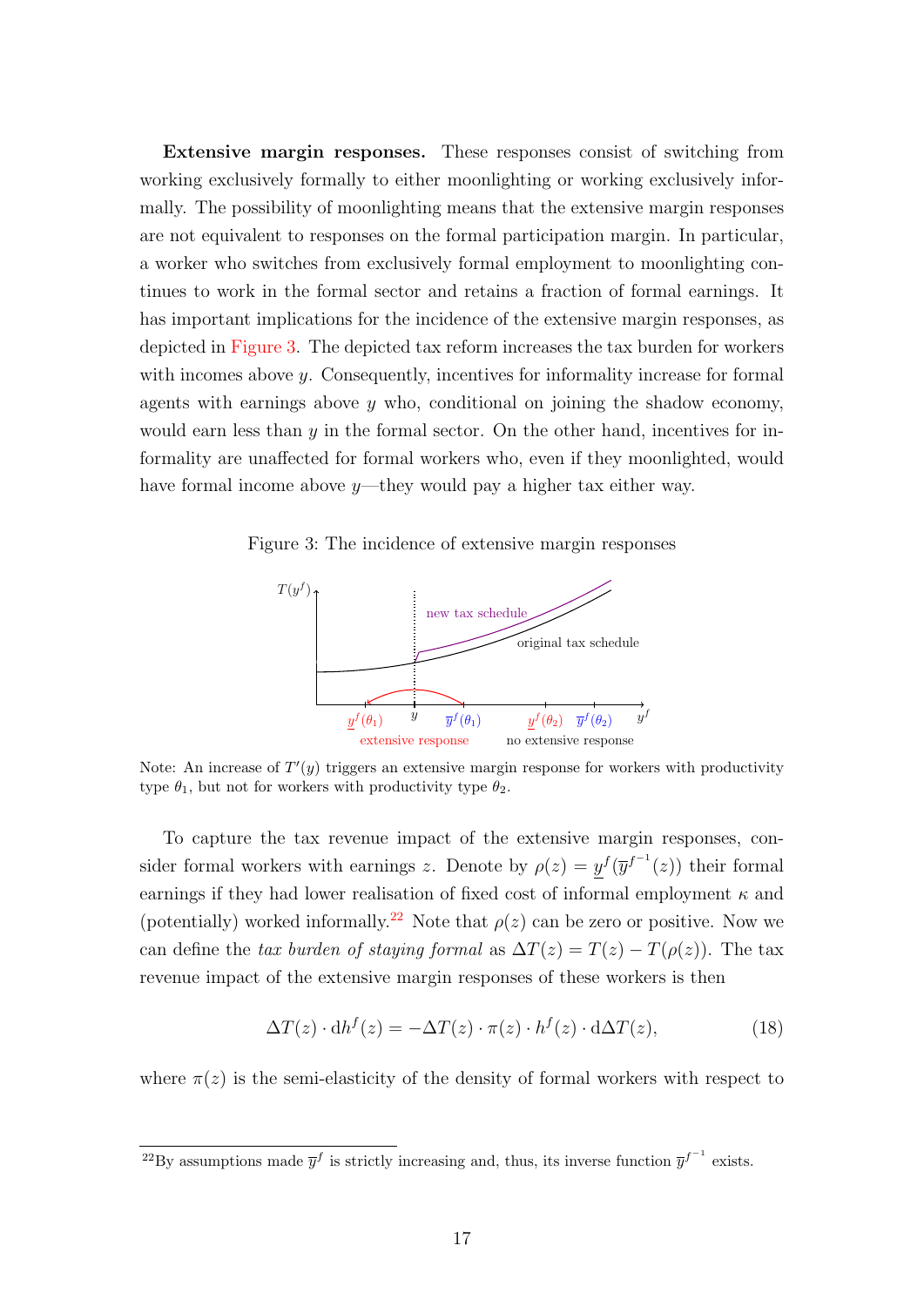**Extensive margin responses.** These responses consist of switching from working exclusively formally to either moonlighting or working exclusively informally. The possibility of moonlighting means that the extensive margin responses are not equivalent to responses on the formal participation margin. In particular, a worker who switches from exclusively formal employment to moonlighting continues to work in the formal sector and retains a fraction of formal earnings. It has important implications for the incidence of the extensive margin responses, as depicted in Figure 3. The depicted tax reform increases the tax burden for workers with incomes above $y$. Consequently, incentives for informality increase for formal agents with earnings above $y$ who, conditional on joining the shadow economy, would earn less than $y$ in the formal sector. On the other hand, incentives for informality are unaffected for formal workers who, even if they moonlighted, would have formal income above $y$—they would pay a higher tax either way.

Figure 3: The incidence of extensive margin responses

$T(y^f)$

new tax schedule

original tax schedule

$\underline{y}^f(\theta_1)$ $y$ $\overline{y}^f(\theta_1)$ $\underline{y}^f(\theta_2)$ $\overline{y}^f(\theta_2)$ $y^f$

extensive response

no extensive response

Note: An increase of $T'(y)$ triggers an extensive margin response for workers with productivity type $\theta_1$, but not for workers with productivity type $\theta_2$.

To capture the tax revenue impact of the extensive margin responses, consider formal workers with earnings $z$. Denote by $\rho(z) = \underline{y}^f(\overline{y}^{f^{-1}}(z))$ their formal earnings if they had lower realisation of fixed cost of informal employment $\kappa$ and (potentially) worked informally.[22] Note that $\rho(z)$ can be zero or positive. Now we can define the *tax burden of staying formal* as $\Delta T(z) = T(z) - T(\rho(z))$. The tax revenue impact of the extensive margin responses of these workers is then

$$\Delta T(z) \cdot \mathrm{d}h^f(z) = -\Delta T(z) \cdot \pi(z) \cdot h^f(z) \cdot \mathrm{d}\Delta T(z), \tag{18}$$

where $\pi(z)$ is the semi-elasticity of the density of formal workers with respect to

[22] By assumptions made $\overline{y}^f$ is strictly increasing and, thus, its inverse function $\overline{y}^{f^{-1}}$ exists.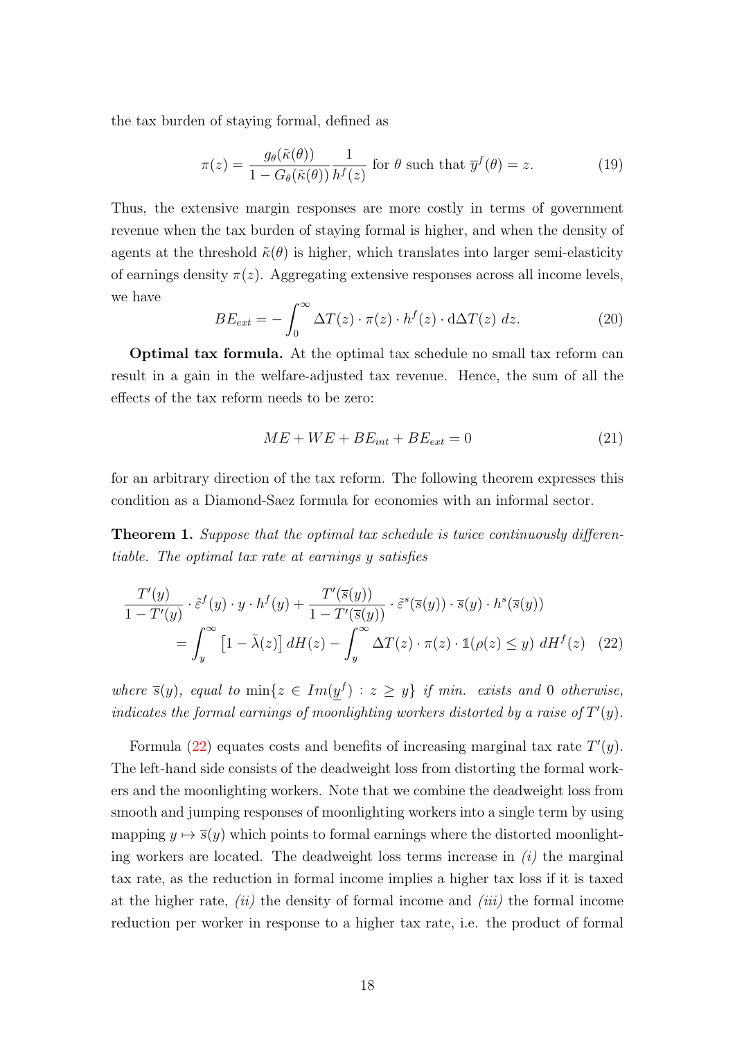the tax burden of staying formal, defined as

$$\pi(z) = \frac{g_\theta(\tilde{\kappa}(\theta))}{1 - G_\theta(\tilde{\kappa}(\theta))} \frac{1}{h^f(z)} \text{ for } \theta \text{ such that } \overline{y}^f(\theta) = z. \tag{19}$$

Thus, the extensive margin responses are more costly in terms of government revenue when the tax burden of staying formal is higher, and when the density of agents at the threshold $\tilde{\kappa}(\theta)$ is higher, which translates into larger semi-elasticity of earnings density $\pi(z)$. Aggregating extensive responses across all income levels, we have

$$BE_{ext} = -\int_0^\infty \Delta T(z) \cdot \pi(z) \cdot h^f(z) \cdot \mathrm{d}\Delta T(z) \; dz. \tag{20}$$

**Optimal tax formula.** At the optimal tax schedule no small tax reform can result in a gain in the welfare-adjusted tax revenue. Hence, the sum of all the effects of the tax reform needs to be zero:

$$ME + WE + BE_{int} + BE_{ext} = 0 \tag{21}$$

for an arbitrary direction of the tax reform. The following theorem expresses this condition as a Diamond-Saez formula for economies with an informal sector.

**Theorem 1.** *Suppose that the optimal tax schedule is twice continuously differentiable. The optimal tax rate at earnings y satisfies*

$$\frac{T'(y)}{1-T'(y)} \cdot \tilde{\varepsilon}^f(y) \cdot y \cdot h^f(y) + \frac{T'(\overline{s}(y))}{1-T'(\overline{s}(y))} \cdot \tilde{\varepsilon}^s(\overline{s}(y)) \cdot \overline{s}(y) \cdot h^s(\overline{s}(y))$$
$$= \int_y^\infty \left[1 - \bar{\lambda}(z)\right] dH(z) - \int_y^\infty \Delta T(z) \cdot \pi(z) \cdot \mathbb{1}(\rho(z) \leq y) \; dH^f(z) \tag{22}$$

*where $\overline{s}(y)$, equal to $\min\{z \in Im(\underline{y}^f) : z \geq y\}$ if min. exists and 0 otherwise, indicates the formal earnings of moonlighting workers distorted by a raise of $T'(y)$.*

Formula (22) equates costs and benefits of increasing marginal tax rate $T'(y)$. The left-hand side consists of the deadweight loss from distorting the formal workers and the moonlighting workers. Note that we combine the deadweight loss from smooth and jumping responses of moonlighting workers into a single term by using mapping $y \mapsto \overline{s}(y)$ which points to formal earnings where the distorted moonlighting workers are located. The deadweight loss terms increase in *(i)* the marginal tax rate, as the reduction in formal income implies a higher tax loss if it is taxed at the higher rate, *(ii)* the density of formal income and *(iii)* the formal income reduction per worker in response to a higher tax rate, i.e. the product of formal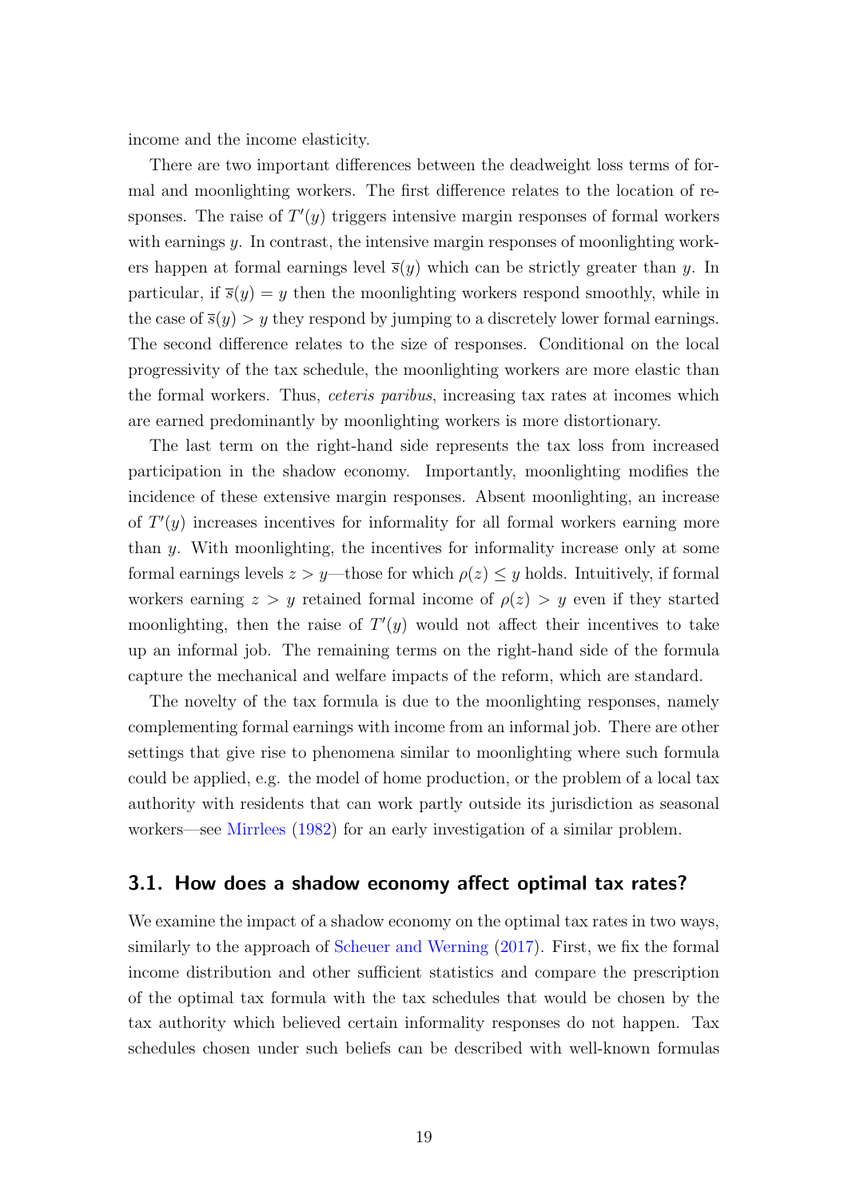income and the income elasticity.

There are two important differences between the deadweight loss terms of formal and moonlighting workers. The first difference relates to the location of responses. The raise of $T'(y)$ triggers intensive margin responses of formal workers with earnings $y$. In contrast, the intensive margin responses of moonlighting workers happen at formal earnings level $\overline{s}(y)$ which can be strictly greater than $y$. In particular, if $\overline{s}(y) = y$ then the moonlighting workers respond smoothly, while in the case of $\overline{s}(y) > y$ they respond by jumping to a discretely lower formal earnings. The second difference relates to the size of responses. Conditional on the local progressivity of the tax schedule, the moonlighting workers are more elastic than the formal workers. Thus, *ceteris paribus*, increasing tax rates at incomes which are earned predominantly by moonlighting workers is more distortionary.

The last term on the right-hand side represents the tax loss from increased participation in the shadow economy. Importantly, moonlighting modifies the incidence of these extensive margin responses. Absent moonlighting, an increase of $T'(y)$ increases incentives for informality for all formal workers earning more than $y$. With moonlighting, the incentives for informality increase only at some formal earnings levels $z > y$—those for which $\rho(z) \leq y$ holds. Intuitively, if formal workers earning $z > y$ retained formal income of $\rho(z) > y$ even if they started moonlighting, then the raise of $T'(y)$ would not affect their incentives to take up an informal job. The remaining terms on the right-hand side of the formula capture the mechanical and welfare impacts of the reform, which are standard.

The novelty of the tax formula is due to the moonlighting responses, namely complementing formal earnings with income from an informal job. There are other settings that give rise to phenomena similar to moonlighting where such formula could be applied, e.g. the model of home production, or the problem of a local tax authority with residents that can work partly outside its jurisdiction as seasonal workers—see Mirrlees (1982) for an early investigation of a similar problem.

## 3.1. How does a shadow economy affect optimal tax rates?

We examine the impact of a shadow economy on the optimal tax rates in two ways, similarly to the approach of Scheuer and Werning (2017). First, we fix the formal income distribution and other sufficient statistics and compare the prescription of the optimal tax formula with the tax schedules that would be chosen by the tax authority which believed certain informality responses do not happen. Tax schedules chosen under such beliefs can be described with well-known formulas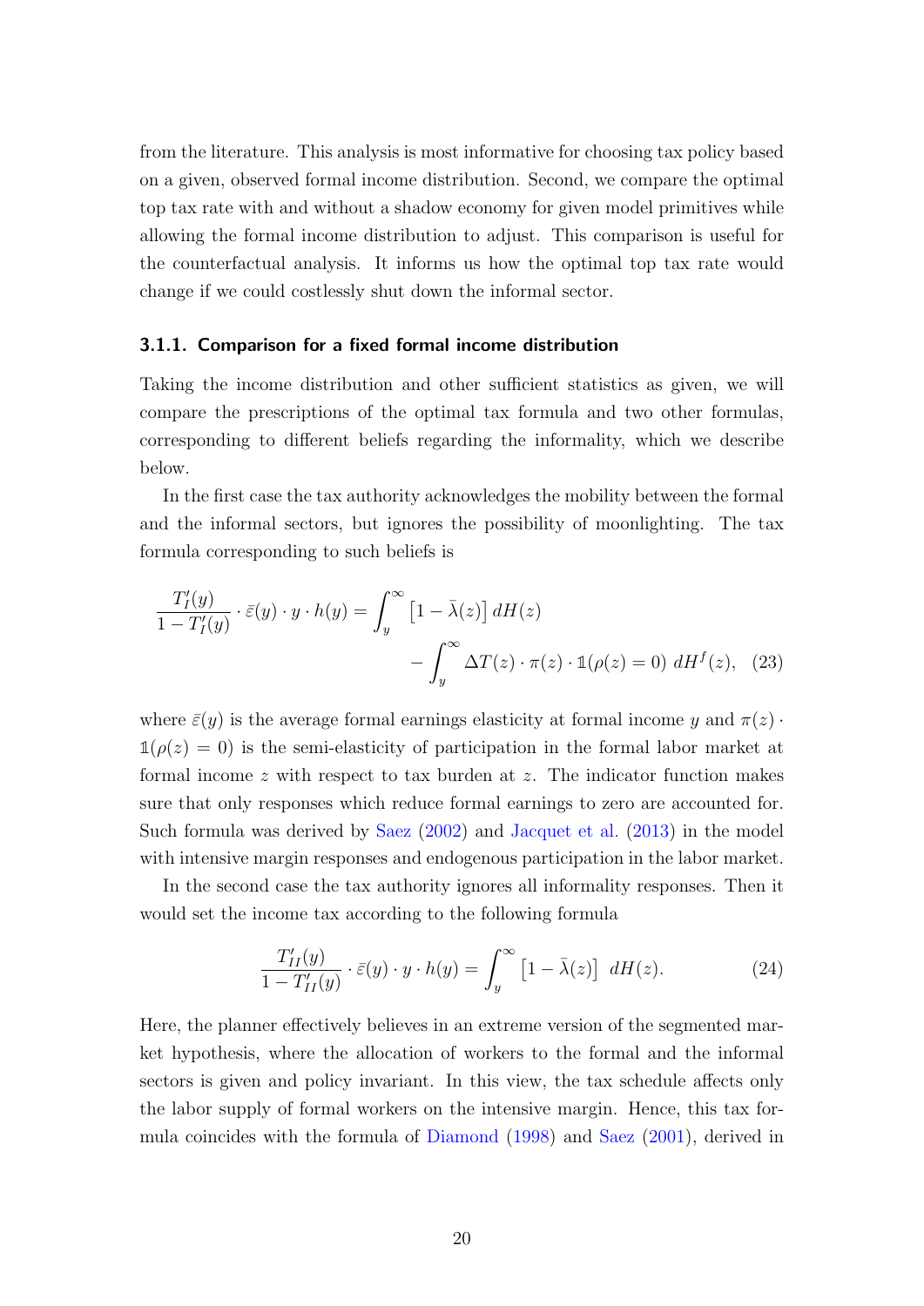from the literature. This analysis is most informative for choosing tax policy based on a given, observed formal income distribution. Second, we compare the optimal top tax rate with and without a shadow economy for given model primitives while allowing the formal income distribution to adjust. This comparison is useful for the counterfactual analysis. It informs us how the optimal top tax rate would change if we could costlessly shut down the informal sector.

### 3.1.1. Comparison for a fixed formal income distribution

Taking the income distribution and other sufficient statistics as given, we will compare the prescriptions of the optimal tax formula and two other formulas, corresponding to different beliefs regarding the informality, which we describe below.

In the first case the tax authority acknowledges the mobility between the formal and the informal sectors, but ignores the possibility of moonlighting. The tax formula corresponding to such beliefs is

$$\frac{T_I'(y)}{1-T_I'(y)} \cdot \bar{\varepsilon}(y) \cdot y \cdot h(y) = \int_y^{\infty} \left[1-\bar{\lambda}(z)\right] dH(z) - \int_y^{\infty} \Delta T(z) \cdot \pi(z) \cdot \mathbb{1}(\rho(z)=0)\ dH^f(z), \quad (23)$$

where $\bar{\varepsilon}(y)$ is the average formal earnings elasticity at formal income $y$ and $\pi(z) \cdot \mathbb{1}(\rho(z)=0)$ is the semi-elasticity of participation in the formal labor market at formal income $z$ with respect to tax burden at $z$. The indicator function makes sure that only responses which reduce formal earnings to zero are accounted for. Such formula was derived by Saez (2002) and Jacquet et al. (2013) in the model with intensive margin responses and endogenous participation in the labor market.

In the second case the tax authority ignores all informality responses. Then it would set the income tax according to the following formula

$$\frac{T_{II}'(y)}{1-T_{II}'(y)} \cdot \bar{\varepsilon}(y) \cdot y \cdot h(y) = \int_y^{\infty} \left[1-\bar{\lambda}(z)\right]\ dH(z). \quad (24)$$

Here, the planner effectively believes in an extreme version of the segmented market hypothesis, where the allocation of workers to the formal and the informal sectors is given and policy invariant. In this view, the tax schedule affects only the labor supply of formal workers on the intensive margin. Hence, this tax formula coincides with the formula of Diamond (1998) and Saez (2001), derived in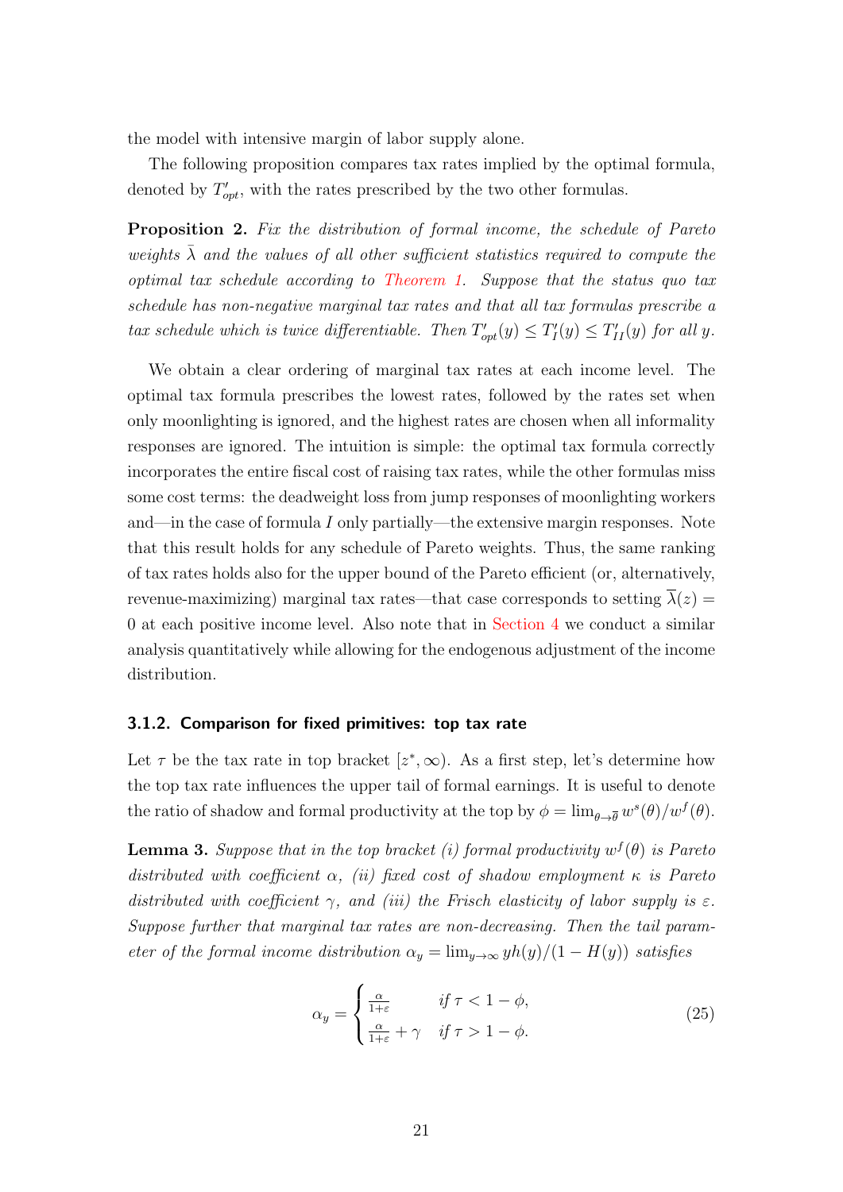the model with intensive margin of labor supply alone.

The following proposition compares tax rates implied by the optimal formula, denoted by $T'_{opt}$, with the rates prescribed by the two other formulas.

**Proposition 2.** *Fix the distribution of formal income, the schedule of Pareto weights $\bar{\lambda}$ and the values of all other sufficient statistics required to compute the optimal tax schedule according to Theorem 1. Suppose that the status quo tax schedule has non-negative marginal tax rates and that all tax formulas prescribe a tax schedule which is twice differentiable. Then $T'_{opt}(y) \leq T'_{I}(y) \leq T'_{II}(y)$ for all $y$.*

We obtain a clear ordering of marginal tax rates at each income level. The optimal tax formula prescribes the lowest rates, followed by the rates set when only moonlighting is ignored, and the highest rates are chosen when all informality responses are ignored. The intuition is simple: the optimal tax formula correctly incorporates the entire fiscal cost of raising tax rates, while the other formulas miss some cost terms: the deadweight loss from jump responses of moonlighting workers and—in the case of formula $I$ only partially—the extensive margin responses. Note that this result holds for any schedule of Pareto weights. Thus, the same ranking of tax rates holds also for the upper bound of the Pareto efficient (or, alternatively, revenue-maximizing) marginal tax rates—that case corresponds to setting $\overline{\lambda}(z) = 0$ at each positive income level. Also note that in Section 4 we conduct a similar analysis quantitatively while allowing for the endogenous adjustment of the income distribution.

### 3.1.2. Comparison for fixed primitives: top tax rate

Let $\tau$ be the tax rate in top bracket $[z^*, \infty)$. As a first step, let's determine how the top tax rate influences the upper tail of formal earnings. It is useful to denote the ratio of shadow and formal productivity at the top by $\phi = \lim_{\theta \to \overline{\theta}} w^s(\theta)/w^f(\theta)$.

**Lemma 3.** *Suppose that in the top bracket (i) formal productivity $w^f(\theta)$ is Pareto distributed with coefficient $\alpha$, (ii) fixed cost of shadow employment $\kappa$ is Pareto distributed with coefficient $\gamma$, and (iii) the Frisch elasticity of labor supply is $\varepsilon$. Suppose further that marginal tax rates are non-decreasing. Then the tail parameter of the formal income distribution $\alpha_y = \lim_{y \to \infty} yh(y)/(1 - H(y))$ satisfies*

$$\alpha_y = \begin{cases} \frac{\alpha}{1+\varepsilon} & \text{if } \tau < 1 - \phi, \\ \frac{\alpha}{1+\varepsilon} + \gamma & \text{if } \tau > 1 - \phi. \end{cases} \tag{25}$$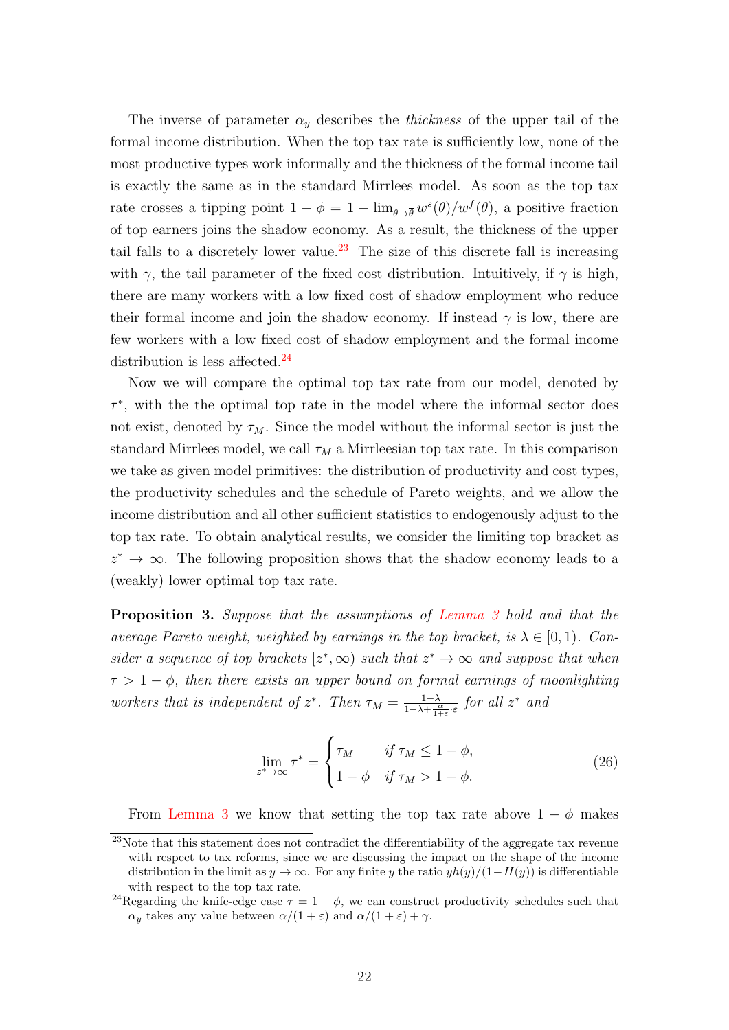The inverse of parameter $\alpha_y$ describes the *thickness* of the upper tail of the formal income distribution. When the top tax rate is sufficiently low, none of the most productive types work informally and the thickness of the formal income tail is exactly the same as in the standard Mirrlees model. As soon as the top tax rate crosses a tipping point $1 - \phi = 1 - \lim_{\theta \to \overline{\theta}} w^s(\theta)/w^f(\theta)$, a positive fraction of top earners joins the shadow economy. As a result, the thickness of the upper tail falls to a discretely lower value.[23] The size of this discrete fall is increasing with $\gamma$, the tail parameter of the fixed cost distribution. Intuitively, if $\gamma$ is high, there are many workers with a low fixed cost of shadow employment who reduce their formal income and join the shadow economy. If instead $\gamma$ is low, there are few workers with a low fixed cost of shadow employment and the formal income distribution is less affected.[24]

Now we will compare the optimal top tax rate from our model, denoted by $\tau^*$, with the the optimal top rate in the model where the informal sector does not exist, denoted by $\tau_M$. Since the model without the informal sector is just the standard Mirrlees model, we call $\tau_M$ a Mirrleesian top tax rate. In this comparison we take as given model primitives: the distribution of productivity and cost types, the productivity schedules and the schedule of Pareto weights, and we allow the income distribution and all other sufficient statistics to endogenously adjust to the top tax rate. To obtain analytical results, we consider the limiting top bracket as $z^* \to \infty$. The following proposition shows that the shadow economy leads to a (weakly) lower optimal top tax rate.

**Proposition 3.** *Suppose that the assumptions of Lemma 3 hold and that the average Pareto weight, weighted by earnings in the top bracket, is $\lambda \in [0, 1)$. Consider a sequence of top brackets $[z^*, \infty)$ such that $z^* \to \infty$ and suppose that when $\tau > 1 - \phi$, then there exists an upper bound on formal earnings of moonlighting workers that is independent of $z^*$. Then $\tau_M = \frac{1-\lambda}{1-\lambda+\frac{\alpha}{1+\varepsilon}\cdot\varepsilon}$ for all $z^*$ and*

$$\lim_{z^* \to \infty} \tau^* = \begin{cases} \tau_M & \text{if } \tau_M \leq 1 - \phi, \\ 1 - \phi & \text{if } \tau_M > 1 - \phi. \end{cases} \tag{26}$$

From Lemma 3 we know that setting the top tax rate above $1 - \phi$ makes

[23] Note that this statement does not contradict the differentiability of the aggregate tax revenue with respect to tax reforms, since we are discussing the impact on the shape of the income distribution in the limit as $y \to \infty$. For any finite $y$ the ratio $yh(y)/(1-H(y))$ is differentiable with respect to the top tax rate.

[24] Regarding the knife-edge case $\tau = 1 - \phi$, we can construct productivity schedules such that $\alpha_y$ takes any value between $\alpha/(1+\varepsilon)$ and $\alpha/(1+\varepsilon) + \gamma$.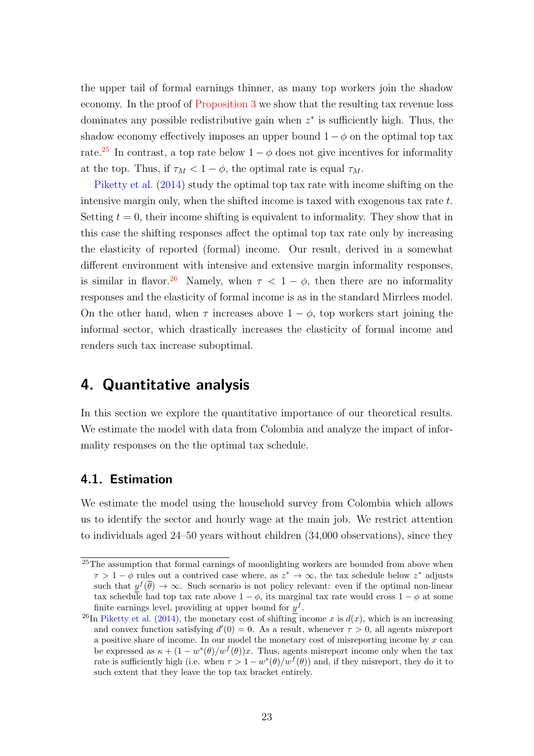the upper tail of formal earnings thinner, as many top workers join the shadow economy. In the proof of Proposition 3 we show that the resulting tax revenue loss dominates any possible redistributive gain when $z^*$ is sufficiently high. Thus, the shadow economy effectively imposes an upper bound $1-\phi$ on the optimal top tax rate.[25] In contrast, a top rate below $1-\phi$ does not give incentives for informality at the top. Thus, if $\tau_M < 1-\phi$, the optimal rate is equal $\tau_M$.

Piketty et al. (2014) study the optimal top tax rate with income shifting on the intensive margin only, when the shifted income is taxed with exogenous tax rate $t$. Setting $t = 0$, their income shifting is equivalent to informality. They show that in this case the shifting responses affect the optimal top tax rate only by increasing the elasticity of reported (formal) income. Our result, derived in a somewhat different environment with intensive and extensive margin informality responses, is similar in flavor.[26] Namely, when $\tau < 1-\phi$, then there are no informality responses and the elasticity of formal income is as in the standard Mirrlees model. On the other hand, when $\tau$ increases above $1-\phi$, top workers start joining the informal sector, which drastically increases the elasticity of formal income and renders such tax increase suboptimal.

## 4. Quantitative analysis

In this section we explore the quantitative importance of our theoretical results. We estimate the model with data from Colombia and analyze the impact of informality responses on the the optimal tax schedule.

### 4.1. Estimation

We estimate the model using the household survey from Colombia which allows us to identify the sector and hourly wage at the main job. We restrict attention to individuals aged 24–50 years without children (34,000 observations), since they

[25] The assumption that formal earnings of moonlighting workers are bounded from above when $\tau > 1-\phi$ rules out a contrived case where, as $z^* \to \infty$, the tax schedule below $z^*$ adjusts such that $\underline{y}^f(\overline{\theta}) \to \infty$. Such scenario is not policy relevant: even if the optimal non-linear tax schedule had top tax rate above $1-\phi$, its marginal tax rate would cross $1-\phi$ at some finite earnings level, providing at upper bound for $\underline{y}^f$.

[26] In Piketty et al. (2014), the monetary cost of shifting income $x$ is $d(x)$, which is an increasing and convex function satisfying $d'(0) = 0$. As a result, whenever $\tau > 0$, all agents misreport a positive share of income. In our model the monetary cost of misreporting income by $x$ can be expressed as $\kappa + (1 - w^s(\theta)/w^f(\theta))x$. Thus, agents misreport income only when the tax rate is sufficiently high (i.e. when $\tau > 1 - w^s(\theta)/w^f(\theta)$) and, if they misreport, they do it to such extent that they leave the top tax bracket entirely.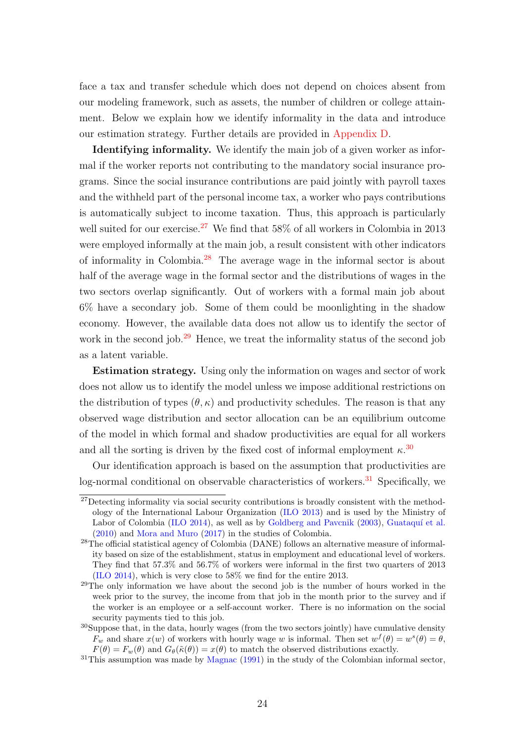face a tax and transfer schedule which does not depend on choices absent from our modeling framework, such as assets, the number of children or college attainment. Below we explain how we identify informality in the data and introduce our estimation strategy. Further details are provided in Appendix D.

**Identifying informality.** We identify the main job of a given worker as informal if the worker reports not contributing to the mandatory social insurance programs. Since the social insurance contributions are paid jointly with payroll taxes and the withheld part of the personal income tax, a worker who pays contributions is automatically subject to income taxation. Thus, this approach is particularly well suited for our exercise.[27] We find that 58% of all workers in Colombia in 2013 were employed informally at the main job, a result consistent with other indicators of informality in Colombia.[28] The average wage in the informal sector is about half of the average wage in the formal sector and the distributions of wages in the two sectors overlap significantly. Out of workers with a formal main job about 6% have a secondary job. Some of them could be moonlighting in the shadow economy. However, the available data does not allow us to identify the sector of work in the second job.[29] Hence, we treat the informality status of the second job as a latent variable.

**Estimation strategy.** Using only the information on wages and sector of work does not allow us to identify the model unless we impose additional restrictions on the distribution of types $(\theta, \kappa)$ and productivity schedules. The reason is that any observed wage distribution and sector allocation can be an equilibrium outcome of the model in which formal and shadow productivities are equal for all workers and all the sorting is driven by the fixed cost of informal employment $\kappa$.[30]

Our identification approach is based on the assumption that productivities are log-normal conditional on observable characteristics of workers.[31] Specifically, we

---

[27] Detecting informality via social security contributions is broadly consistent with the methodology of the International Labour Organization (ILO 2013) and is used by the Ministry of Labor of Colombia (ILO 2014), as well as by Goldberg and Pavcnik (2003), Guataquí et al. (2010) and Mora and Muro (2017) in the studies of Colombia.

[28] The official statistical agency of Colombia (DANE) follows an alternative measure of informality based on size of the establishment, status in employment and educational level of workers. They find that 57.3% and 56.7% of workers were informal in the first two quarters of 2013 (ILO 2014), which is very close to 58% we find for the entire 2013.

[29] The only information we have about the second job is the number of hours worked in the week prior to the survey, the income from that job in the month prior to the survey and if the worker is an employee or a self-account worker. There is no information on the social security payments tied to this job.

[30] Suppose that, in the data, hourly wages (from the two sectors jointly) have cumulative density $F_w$ and share $x(w)$ of workers with hourly wage $w$ is informal. Then set $w^f(\theta) = w^s(\theta) = \theta$, $F(\theta) = F_w(\theta)$ and $G_\theta(\tilde{\kappa}(\theta)) = x(\theta)$ to match the observed distributions exactly.

[31] This assumption was made by Magnac (1991) in the study of the Colombian informal sector,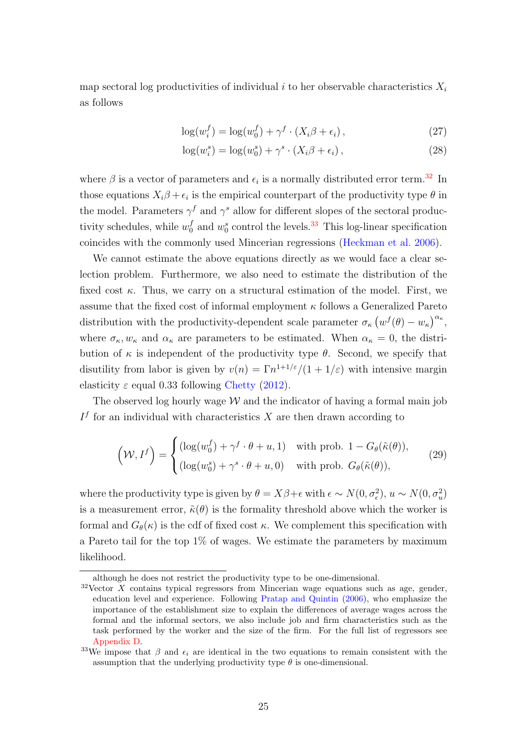map sectoral log productivities of individual $i$ to her observable characteristics $X_i$ as follows

$$\log(w_i^f) = \log(w_0^f) + \gamma^f \cdot (X_i\beta + \epsilon_i)\,, \tag{27}$$

$$\log(w_i^s) = \log(w_0^s) + \gamma^s \cdot (X_i\beta + \epsilon_i)\,, \tag{28}$$

where $\beta$ is a vector of parameters and $\epsilon_i$ is a normally distributed error term.[32] In those equations $X_i\beta + \epsilon_i$ is the empirical counterpart of the productivity type $\theta$ in the model. Parameters $\gamma^f$ and $\gamma^s$ allow for different slopes of the sectoral productivity schedules, while $w_0^f$ and $w_0^s$ control the levels.[33] This log-linear specification coincides with the commonly used Mincerian regressions (Heckman et al. 2006).

We cannot estimate the above equations directly as we would face a clear selection problem. Furthermore, we also need to estimate the distribution of the fixed cost $\kappa$. Thus, we carry on a structural estimation of the model. First, we assume that the fixed cost of informal employment $\kappa$ follows a Generalized Pareto distribution with the productivity-dependent scale parameter $\sigma_\kappa \left(w^f(\theta) - w_\kappa\right)^{\alpha_\kappa}$, where $\sigma_\kappa, w_\kappa$ and $\alpha_\kappa$ are parameters to be estimated. When $\alpha_\kappa = 0$, the distribution of $\kappa$ is independent of the productivity type $\theta$. Second, we specify that disutility from labor is given by $v(n) = \Gamma n^{1+1/\varepsilon}/(1+1/\varepsilon)$ with intensive margin elasticity $\varepsilon$ equal 0.33 following Chetty (2012).

The observed log hourly wage $\mathcal{W}$ and the indicator of having a formal main job $I^f$ for an individual with characteristics $X$ are then drawn according to

$$\left(\mathcal{W}, I^f\right) = \begin{cases} (\log(w_0^f) + \gamma^f \cdot \theta + u, 1) & \text{with prob. } 1 - G_\theta(\tilde{\kappa}(\theta)), \\ (\log(w_0^s) + \gamma^s \cdot \theta + u, 0) & \text{with prob. } G_\theta(\tilde{\kappa}(\theta)), \end{cases} \tag{29}$$

where the productivity type is given by $\theta = X\beta + \epsilon$ with $\epsilon \sim N(0, \sigma_\epsilon^2)$, $u \sim N(0, \sigma_u^2)$ is a measurement error, $\tilde{\kappa}(\theta)$ is the formality threshold above which the worker is formal and $G_\theta(\kappa)$ is the cdf of fixed cost $\kappa$. We complement this specification with a Pareto tail for the top 1% of wages. We estimate the parameters by maximum likelihood.

---

although he does not restrict the productivity type to be one-dimensional.

[32] Vector $X$ contains typical regressors from Mincerian wage equations such as age, gender, education level and experience. Following Pratap and Quintin (2006), who emphasize the importance of the establishment size to explain the differences of average wages across the formal and the informal sectors, we also include job and firm characteristics such as the task performed by the worker and the size of the firm. For the full list of regressors see Appendix D.

[33] We impose that $\beta$ and $\epsilon_i$ are identical in the two equations to remain consistent with the assumption that the underlying productivity type $\theta$ is one-dimensional.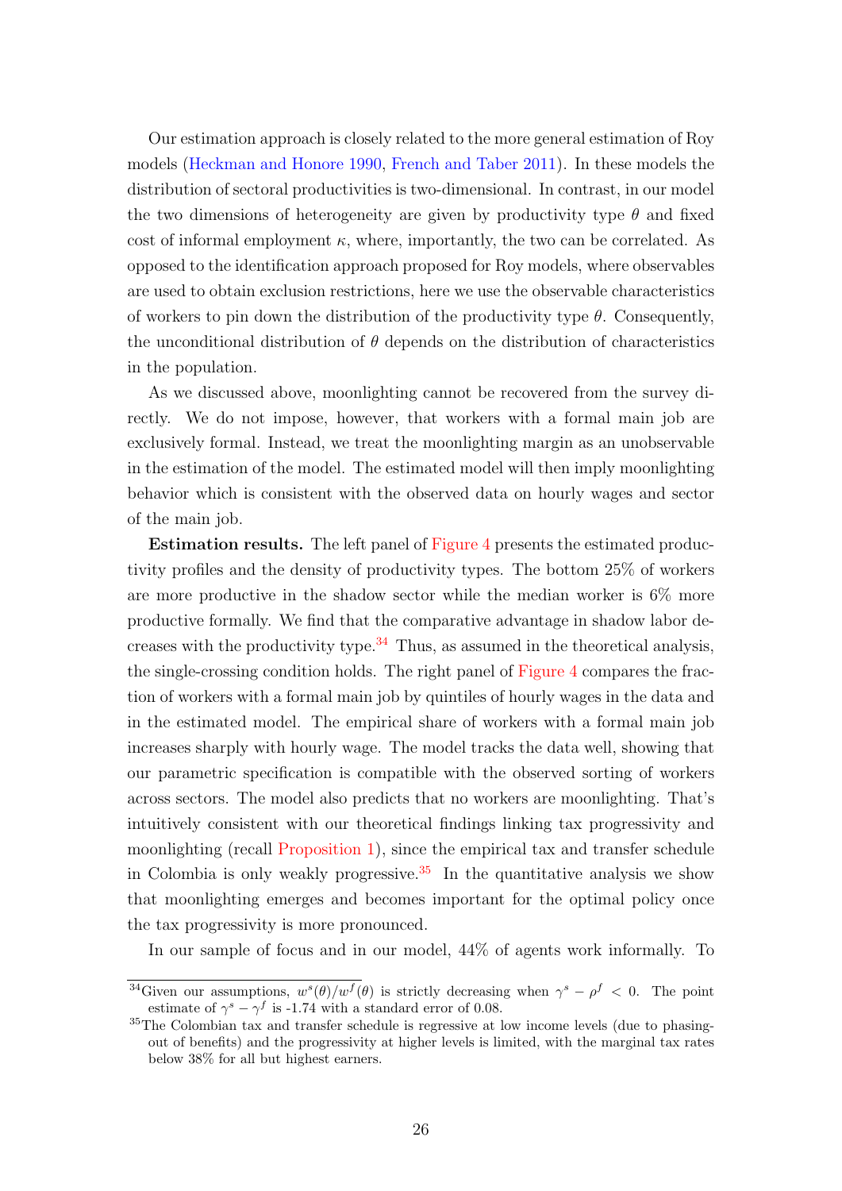Our estimation approach is closely related to the more general estimation of Roy models (Heckman and Honore 1990, French and Taber 2011). In these models the distribution of sectoral productivities is two-dimensional. In contrast, in our model the two dimensions of heterogeneity are given by productivity type $\theta$ and fixed cost of informal employment $\kappa$, where, importantly, the two can be correlated. As opposed to the identification approach proposed for Roy models, where observables are used to obtain exclusion restrictions, here we use the observable characteristics of workers to pin down the distribution of the productivity type $\theta$. Consequently, the unconditional distribution of $\theta$ depends on the distribution of characteristics in the population.

As we discussed above, moonlighting cannot be recovered from the survey directly. We do not impose, however, that workers with a formal main job are exclusively formal. Instead, we treat the moonlighting margin as an unobservable in the estimation of the model. The estimated model will then imply moonlighting behavior which is consistent with the observed data on hourly wages and sector of the main job.

**Estimation results.** The left panel of Figure 4 presents the estimated productivity profiles and the density of productivity types. The bottom 25% of workers are more productive in the shadow sector while the median worker is 6% more productive formally. We find that the comparative advantage in shadow labor decreases with the productivity type.[34] Thus, as assumed in the theoretical analysis, the single-crossing condition holds. The right panel of Figure 4 compares the fraction of workers with a formal main job by quintiles of hourly wages in the data and in the estimated model. The empirical share of workers with a formal main job increases sharply with hourly wage. The model tracks the data well, showing that our parametric specification is compatible with the observed sorting of workers across sectors. The model also predicts that no workers are moonlighting. That's intuitively consistent with our theoretical findings linking tax progressivity and moonlighting (recall Proposition 1), since the empirical tax and transfer schedule in Colombia is only weakly progressive.[35] In the quantitative analysis we show that moonlighting emerges and becomes important for the optimal policy once the tax progressivity is more pronounced.

In our sample of focus and in our model, 44% of agents work informally. To

[34] Given our assumptions, $w^s(\theta)/w^f(\theta)$ is strictly decreasing when $\gamma^s - \rho^f < 0$. The point estimate of $\gamma^s - \gamma^f$ is -1.74 with a standard error of 0.08.

[35] The Colombian tax and transfer schedule is regressive at low income levels (due to phasing-out of benefits) and the progressivity at higher levels is limited, with the marginal tax rates below 38% for all but highest earners.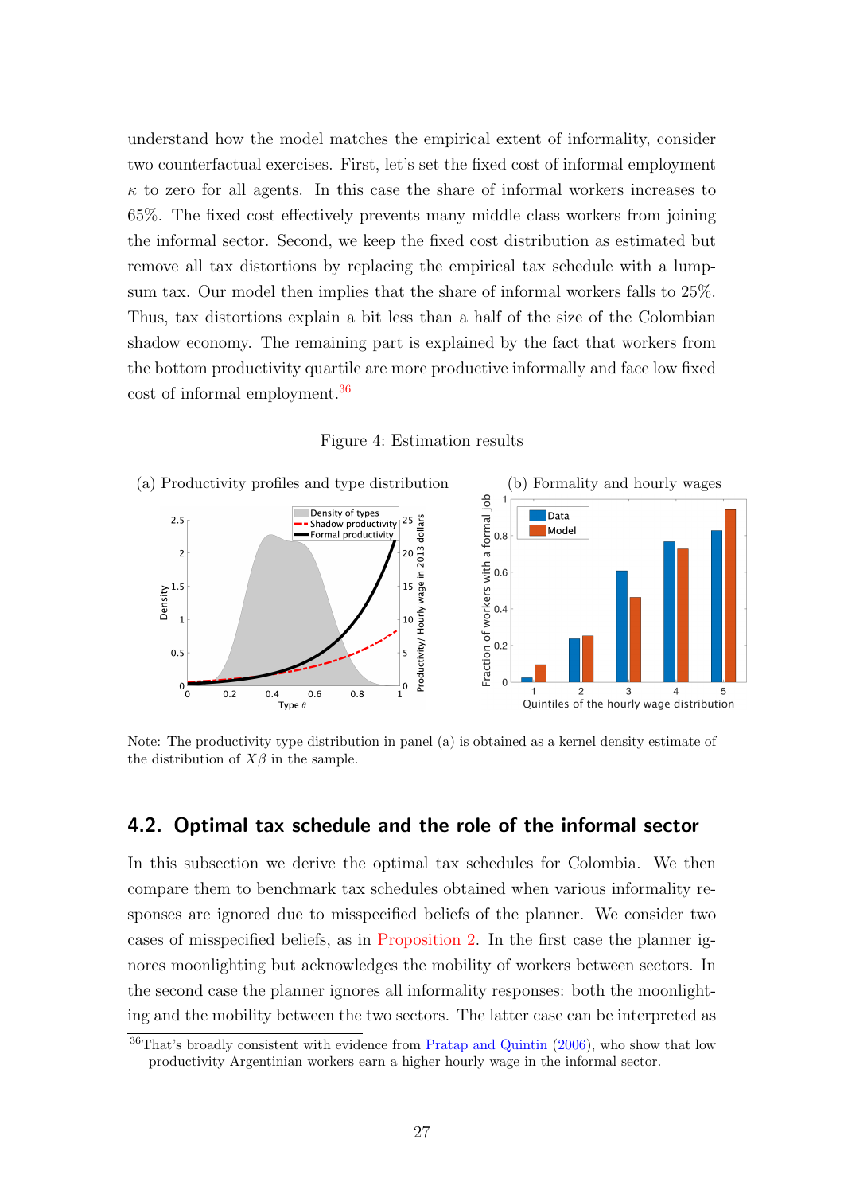understand how the model matches the empirical extent of informality, consider two counterfactual exercises. First, let's set the fixed cost of informal employment $\kappa$ to zero for all agents. In this case the share of informal workers increases to 65%. The fixed cost effectively prevents many middle class workers from joining the informal sector. Second, we keep the fixed cost distribution as estimated but remove all tax distortions by replacing the empirical tax schedule with a lump-sum tax. Our model then implies that the share of informal workers falls to 25%. Thus, tax distortions explain a bit less than a half of the size of the Colombian shadow economy. The remaining part is explained by the fact that workers from the bottom productivity quartile are more productive informally and face low fixed cost of informal employment.[36]

Figure 4: Estimation results

(a) Productivity profiles and type distribution

Density of types
Shadow productivity
Formal productivity
Density
Productivity/ Hourly wage in 2013 dollars
Type $\theta$
0
0.5
1
1.5
2
2.5
0
5
10
15
20
25
0
0.2
0.4
0.6
0.8
1

(b) Formality and hourly wages

Data
Model
Fraction of workers with a formal job
Quintiles of the hourly wage distribution
0
0.2
0.4
0.6
0.8
1
1
2
3
4
5

Note: The productivity type distribution in panel (a) is obtained as a kernel density estimate of the distribution of $X\beta$ in the sample.

## 4.2. Optimal tax schedule and the role of the informal sector

In this subsection we derive the optimal tax schedules for Colombia. We then compare them to benchmark tax schedules obtained when various informality responses are ignored due to misspecified beliefs of the planner. We consider two cases of misspecified beliefs, as in Proposition 2. In the first case the planner ignores moonlighting but acknowledges the mobility of workers between sectors. In the second case the planner ignores all informality responses: both the moonlighting and the mobility between the two sectors. The latter case can be interpreted as

[36] That's broadly consistent with evidence from Pratap and Quintin (2006), who show that low productivity Argentinian workers earn a higher hourly wage in the informal sector.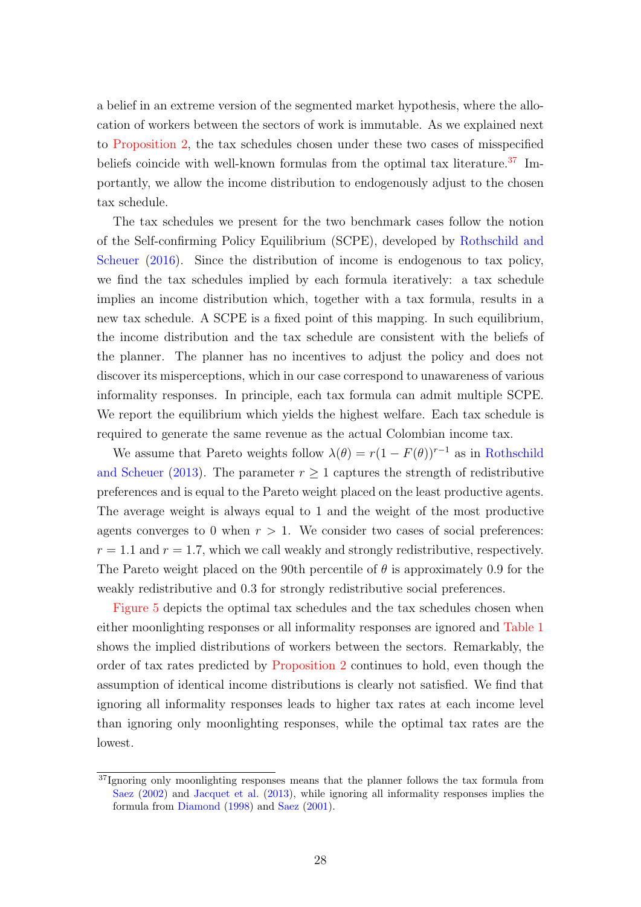a belief in an extreme version of the segmented market hypothesis, where the allocation of workers between the sectors of work is immutable. As we explained next to Proposition 2, the tax schedules chosen under these two cases of misspecified beliefs coincide with well-known formulas from the optimal tax literature.[37] Importantly, we allow the income distribution to endogenously adjust to the chosen tax schedule.

The tax schedules we present for the two benchmark cases follow the notion of the Self-confirming Policy Equilibrium (SCPE), developed by Rothschild and Scheuer (2016). Since the distribution of income is endogenous to tax policy, we find the tax schedules implied by each formula iteratively: a tax schedule implies an income distribution which, together with a tax formula, results in a new tax schedule. A SCPE is a fixed point of this mapping. In such equilibrium, the income distribution and the tax schedule are consistent with the beliefs of the planner. The planner has no incentives to adjust the policy and does not discover its misperceptions, which in our case correspond to unawareness of various informality responses. In principle, each tax formula can admit multiple SCPE. We report the equilibrium which yields the highest welfare. Each tax schedule is required to generate the same revenue as the actual Colombian income tax.

We assume that Pareto weights follow $\lambda(\theta) = r(1 - F(\theta))^{r-1}$ as in Rothschild and Scheuer (2013). The parameter $r \geq 1$ captures the strength of redistributive preferences and is equal to the Pareto weight placed on the least productive agents. The average weight is always equal to 1 and the weight of the most productive agents converges to 0 when $r > 1$. We consider two cases of social preferences: $r = 1.1$ and $r = 1.7$, which we call weakly and strongly redistributive, respectively. The Pareto weight placed on the 90th percentile of $\theta$ is approximately 0.9 for the weakly redistributive and 0.3 for strongly redistributive social preferences.

Figure 5 depicts the optimal tax schedules and the tax schedules chosen when either moonlighting responses or all informality responses are ignored and Table 1 shows the implied distributions of workers between the sectors. Remarkably, the order of tax rates predicted by Proposition 2 continues to hold, even though the assumption of identical income distributions is clearly not satisfied. We find that ignoring all informality responses leads to higher tax rates at each income level than ignoring only moonlighting responses, while the optimal tax rates are the lowest.

[37] Ignoring only moonlighting responses means that the planner follows the tax formula from Saez (2002) and Jacquet et al. (2013), while ignoring all informality responses implies the formula from Diamond (1998) and Saez (2001).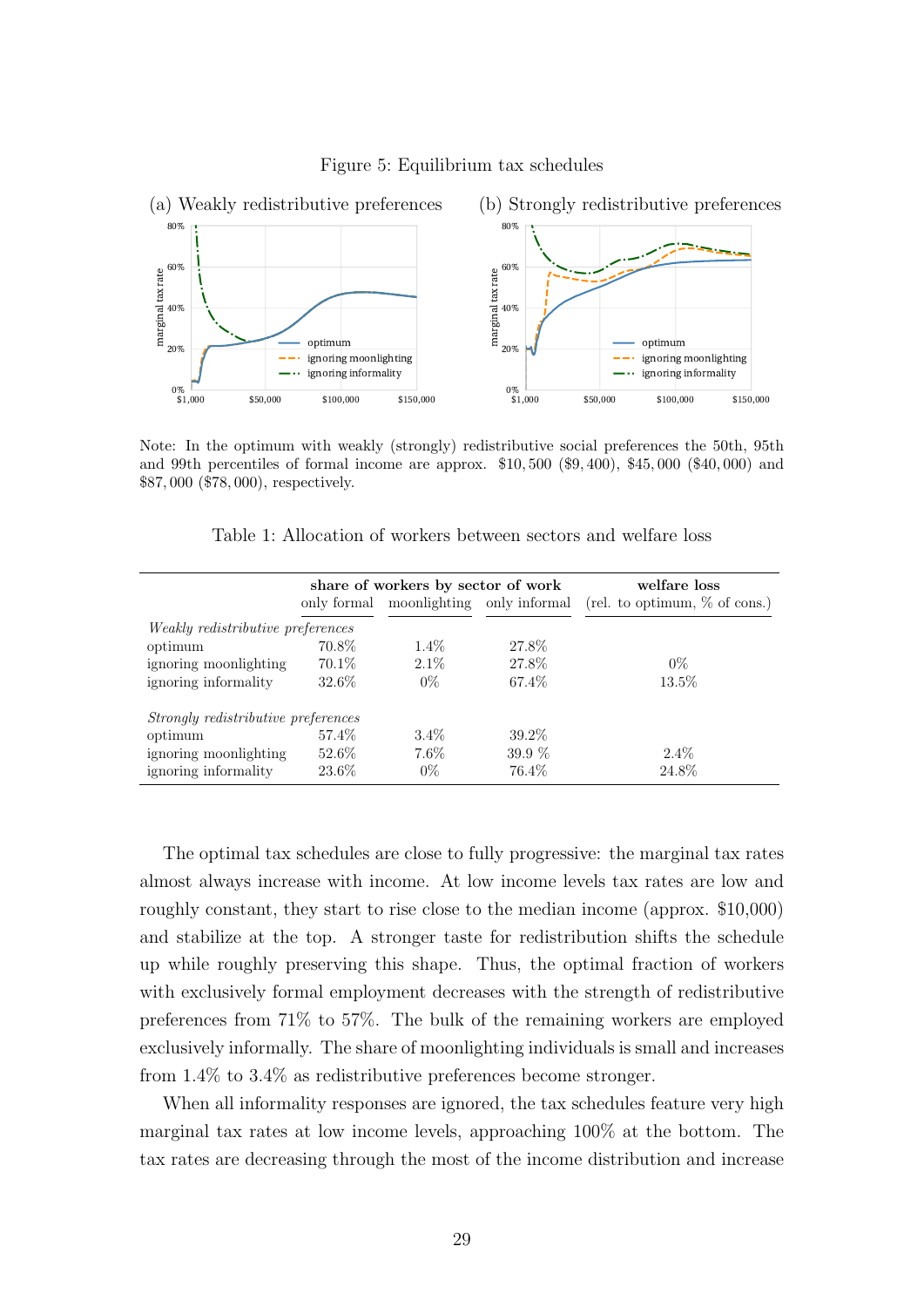Figure 5: Equilibrium tax schedules

(a) Weakly redistributive preferences

marginal tax rate

80%
60%
40%
20%
0%

$1,000
$50,000
$100,000
$150,000

optimum
ignoring moonlighting
ignoring informality

(b) Strongly redistributive preferences

marginal tax rate

80%
60%
40%
20%
0%

$1,000
$50,000
$100,000
$150,000

optimum
ignoring moonlighting
ignoring informality

Note: In the optimum with weakly (strongly) redistributive social preferences the 50th, 95th and 99th percentiles of formal income are approx. $10,500 ($9,400), $45,000 ($40,000) and $87,000 ($78,000), respectively.

Table 1: Allocation of workers between sectors and welfare loss

| | share of workers by sector of work | | | welfare loss |
|---|---|---|---|---|
| | only formal | moonlighting | only informal | (rel. to optimum, % of cons.) |
| *Weakly redistributive preferences* | | | | |
| optimum | 70.8% | 1.4% | 27.8% | |
| ignoring moonlighting | 70.1% | 2.1% | 27.8% | 0% |
| ignoring informality | 32.6% | 0% | 67.4% | 13.5% |
| *Strongly redistributive preferences* | | | | |
| optimum | 57.4% | 3.4% | 39.2% | |
| ignoring moonlighting | 52.6% | 7.6% | 39.9 % | 2.4% |
| ignoring informality | 23.6% | 0% | 76.4% | 24.8% |

The optimal tax schedules are close to fully progressive: the marginal tax rates almost always increase with income. At low income levels tax rates are low and roughly constant, they start to rise close to the median income (approx. $10,000) and stabilize at the top. A stronger taste for redistribution shifts the schedule up while roughly preserving this shape. Thus, the optimal fraction of workers with exclusively formal employment decreases with the strength of redistributive preferences from 71% to 57%. The bulk of the remaining workers are employed exclusively informally. The share of moonlighting individuals is small and increases from 1.4% to 3.4% as redistributive preferences become stronger.

When all informality responses are ignored, the tax schedules feature very high marginal tax rates at low income levels, approaching 100% at the bottom. The tax rates are decreasing through the most of the income distribution and increase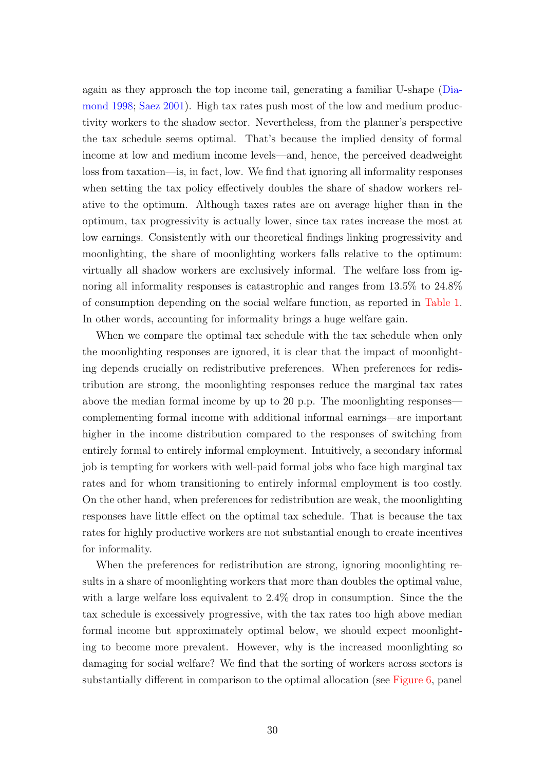again as they approach the top income tail, generating a familiar U-shape (Diamond 1998; Saez 2001). High tax rates push most of the low and medium productivity workers to the shadow sector. Nevertheless, from the planner's perspective the tax schedule seems optimal. That's because the implied density of formal income at low and medium income levels—and, hence, the perceived deadweight loss from taxation—is, in fact, low. We find that ignoring all informality responses when setting the tax policy effectively doubles the share of shadow workers relative to the optimum. Although taxes rates are on average higher than in the optimum, tax progressivity is actually lower, since tax rates increase the most at low earnings. Consistently with our theoretical findings linking progressivity and moonlighting, the share of moonlighting workers falls relative to the optimum: virtually all shadow workers are exclusively informal. The welfare loss from ignoring all informality responses is catastrophic and ranges from 13.5% to 24.8% of consumption depending on the social welfare function, as reported in Table 1. In other words, accounting for informality brings a huge welfare gain.

When we compare the optimal tax schedule with the tax schedule when only the moonlighting responses are ignored, it is clear that the impact of moonlighting depends crucially on redistributive preferences. When preferences for redistribution are strong, the moonlighting responses reduce the marginal tax rates above the median formal income by up to 20 p.p. The moonlighting responses—complementing formal income with additional informal earnings—are important higher in the income distribution compared to the responses of switching from entirely formal to entirely informal employment. Intuitively, a secondary informal job is tempting for workers with well-paid formal jobs who face high marginal tax rates and for whom transitioning to entirely informal employment is too costly. On the other hand, when preferences for redistribution are weak, the moonlighting responses have little effect on the optimal tax schedule. That is because the tax rates for highly productive workers are not substantial enough to create incentives for informality.

When the preferences for redistribution are strong, ignoring moonlighting results in a share of moonlighting workers that more than doubles the optimal value, with a large welfare loss equivalent to 2.4% drop in consumption. Since the the tax schedule is excessively progressive, with the tax rates too high above median formal income but approximately optimal below, we should expect moonlighting to become more prevalent. However, why is the increased moonlighting so damaging for social welfare? We find that the sorting of workers across sectors is substantially different in comparison to the optimal allocation (see Figure 6, panel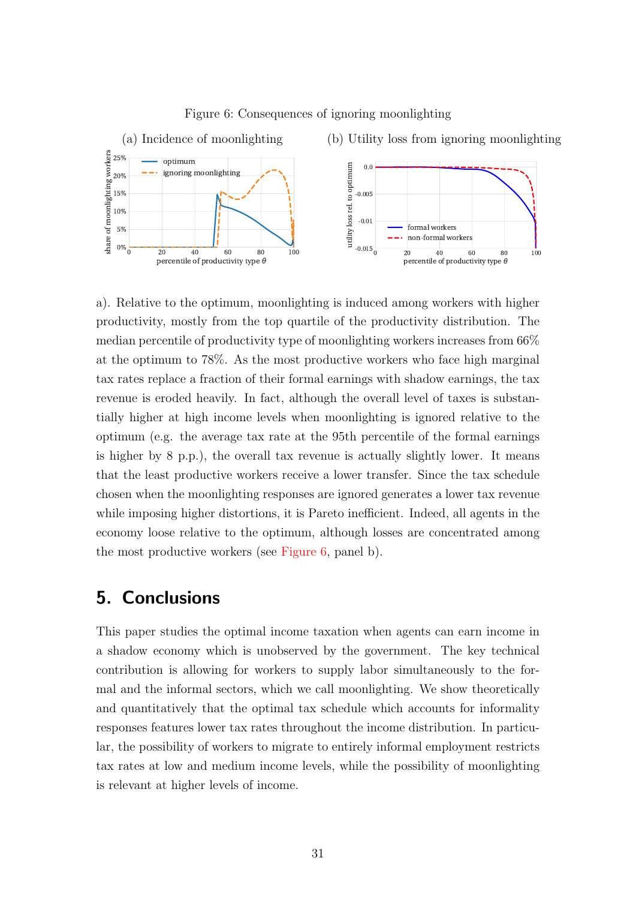Figure 6: Consequences of ignoring moonlighting

(a) Incidence of moonlighting

share of moonlighting workers

25%
20%
15%
10%
5%
0%

0
20
40
60
80
100

percentile of productivity type $\theta$

optimum
ignoring moonlighting

(b) Utility loss from ignoring moonlighting

utility loss rel. to optimum

0.0
-0.005
-0.01
-0.015

0
20
40
60
80
100

percentile of productivity type $\theta$

formal workers
non-formal workers

a). Relative to the optimum, moonlighting is induced among workers with higher productivity, mostly from the top quartile of the productivity distribution. The median percentile of productivity type of moonlighting workers increases from 66% at the optimum to 78%. As the most productive workers who face high marginal tax rates replace a fraction of their formal earnings with shadow earnings, the tax revenue is eroded heavily. In fact, although the overall level of taxes is substantially higher at high income levels when moonlighting is ignored relative to the optimum (e.g. the average tax rate at the 95th percentile of the formal earnings is higher by 8 p.p.), the overall tax revenue is actually slightly lower. It means that the least productive workers receive a lower transfer. Since the tax schedule chosen when the moonlighting responses are ignored generates a lower tax revenue while imposing higher distortions, it is Pareto inefficient. Indeed, all agents in the economy loose relative to the optimum, although losses are concentrated among the most productive workers (see Figure 6, panel b).

## 5. Conclusions

This paper studies the optimal income taxation when agents can earn income in a shadow economy which is unobserved by the government. The key technical contribution is allowing for workers to supply labor simultaneously to the formal and the informal sectors, which we call moonlighting. We show theoretically and quantitatively that the optimal tax schedule which accounts for informality responses features lower tax rates throughout the income distribution. In particular, the possibility of workers to migrate to entirely informal employment restricts tax rates at low and medium income levels, while the possibility of moonlighting is relevant at higher levels of income.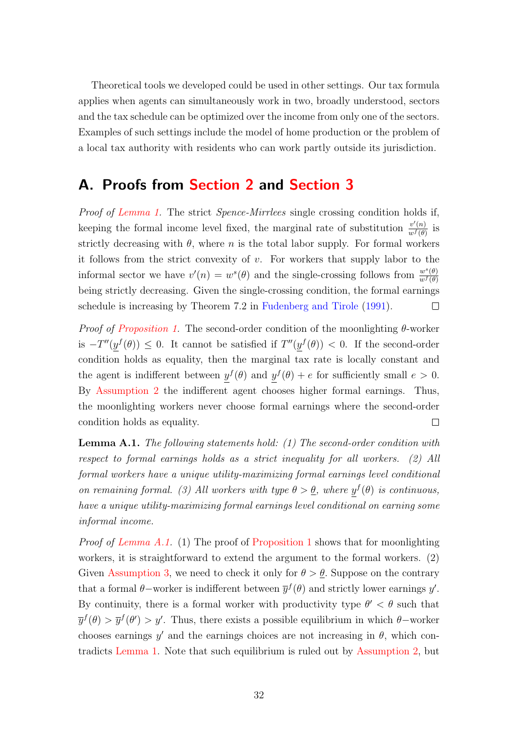Theoretical tools we developed could be used in other settings. Our tax formula applies when agents can simultaneously work in two, broadly understood, sectors and the tax schedule can be optimized over the income from only one of the sectors. Examples of such settings include the model of home production or the problem of a local tax authority with residents who can work partly outside its jurisdiction.

## A. Proofs from Section 2 and Section 3

*Proof of Lemma 1.* The strict *Spence-Mirrlees* single crossing condition holds if, keeping the formal income level fixed, the marginal rate of substitution $\frac{v'(n)}{w^f(\theta)}$ is strictly decreasing with $\theta$, where $n$ is the total labor supply. For formal workers it follows from the strict convexity of $v$. For workers that supply labor to the informal sector we have $v'(n) = w^s(\theta)$ and the single-crossing follows from $\frac{w^s(\theta)}{w^f(\theta)}$ being strictly decreasing. Given the single-crossing condition, the formal earnings schedule is increasing by Theorem 7.2 in Fudenberg and Tirole (1991). □

*Proof of Proposition 1.* The second-order condition of the moonlighting $\theta$-worker is $-T''(\underline{y}^f(\theta)) \leq 0$. It cannot be satisfied if $T''(\underline{y}^f(\theta)) < 0$. If the second-order condition holds as equality, then the marginal tax rate is locally constant and the agent is indifferent between $\underline{y}^f(\theta)$ and $\underline{y}^f(\theta) + e$ for sufficiently small $e > 0$. By Assumption 2 the indifferent agent chooses higher formal earnings. Thus, the moonlighting workers never choose formal earnings where the second-order condition holds as equality. □

**Lemma A.1.** *The following statements hold: (1) The second-order condition with respect to formal earnings holds as a strict inequality for all workers. (2) All formal workers have a unique utility-maximizing formal earnings level conditional on remaining formal. (3) All workers with type $\theta > \underline{\theta}$, where $\underline{y}^f(\theta)$ is continuous, have a unique utility-maximizing formal earnings level conditional on earning some informal income.*

*Proof of Lemma A.1.* (1) The proof of Proposition 1 shows that for moonlighting workers, it is straightforward to extend the argument to the formal workers. (2) Given Assumption 3, we need to check it only for $\theta > \underline{\theta}$. Suppose on the contrary that a formal $\theta-$worker is indifferent between $\overline{y}^f(\theta)$ and strictly lower earnings $y'$. By continuity, there is a formal worker with productivity type $\theta' < \theta$ such that $\overline{y}^f(\theta) > \overline{y}^f(\theta') > y'$. Thus, there exists a possible equilibrium in which $\theta-$worker chooses earnings $y'$ and the earnings choices are not increasing in $\theta$, which contradicts Lemma 1. Note that such equilibrium is ruled out by Assumption 2, but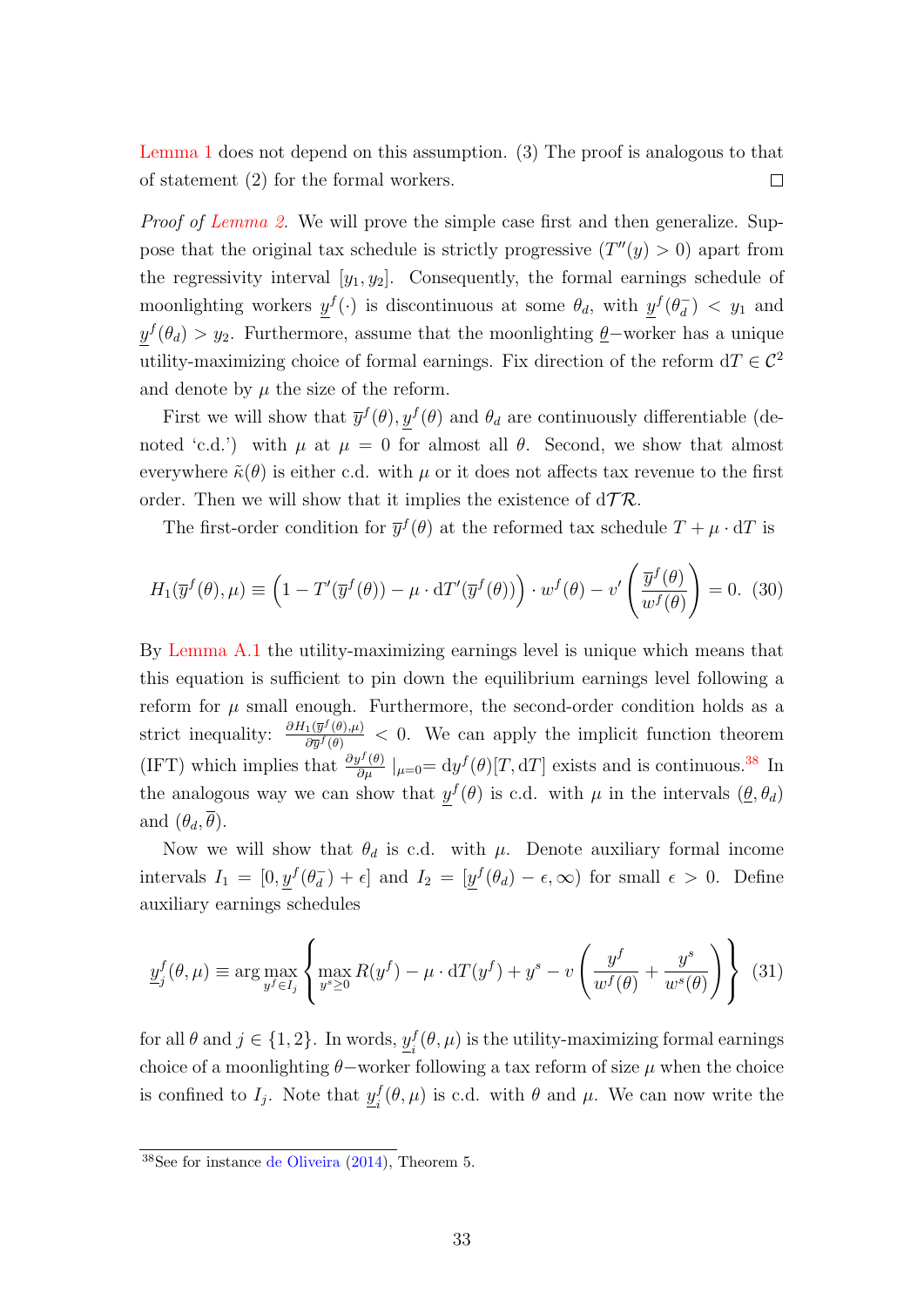Lemma 1 does not depend on this assumption. (3) The proof is analogous to that of statement (2) for the formal workers. $\square$

*Proof of Lemma 2.* We will prove the simple case first and then generalize. Suppose that the original tax schedule is strictly progressive ($T''(y) > 0$) apart from the regressivity interval $[y_1, y_2]$. Consequently, the formal earnings schedule of moonlighting workers $\underline{y}^f(\cdot)$ is discontinuous at some $\theta_d$, with $\underline{y}^f(\theta_d^-) < y_1$ and $\underline{y}^f(\theta_d) > y_2$. Furthermore, assume that the moonlighting $\underline{\theta}-$worker has a unique utility-maximizing choice of formal earnings. Fix direction of the reform $\mathrm{d}T \in \mathcal{C}^2$ and denote by $\mu$ the size of the reform.

First we will show that $\overline{y}^f(\theta), \underline{y}^f(\theta)$ and $\theta_d$ are continuously differentiable (denoted 'c.d.') with $\mu$ at $\mu = 0$ for almost all $\theta$. Second, we show that almost everywhere $\tilde{\kappa}(\theta)$ is either c.d. with $\mu$ or it does not affects tax revenue to the first order. Then we will show that it implies the existence of $\mathrm{d}\mathcal{TR}$.

The first-order condition for $\overline{y}^f(\theta)$ at the reformed tax schedule $T + \mu \cdot \mathrm{d}T$ is

$$H_1(\overline{y}^f(\theta), \mu) \equiv \Big(1 - T'(\overline{y}^f(\theta)) - \mu \cdot \mathrm{d}T'(\overline{y}^f(\theta))\Big) \cdot w^f(\theta) - v'\left(\frac{\overline{y}^f(\theta)}{w^f(\theta)}\right) = 0. \quad (30)$$

By Lemma A.1 the utility-maximizing earnings level is unique which means that this equation is sufficient to pin down the equilibrium earnings level following a reform for $\mu$ small enough. Furthermore, the second-order condition holds as a strict inequality: $\frac{\partial H_1(\overline{y}^f(\theta),\mu)}{\partial \overline{y}^f(\theta)} < 0$. We can apply the implicit function theorem (IFT) which implies that $\frac{\partial y^f(\theta)}{\partial \mu}\mid_{\mu=0}= \mathrm{d}y^f(\theta)[T, \mathrm{d}T]$ exists and is continuous.[38] In the analogous way we can show that $\underline{y}^f(\theta)$ is c.d. with $\mu$ in the intervals $(\underline{\theta}, \theta_d)$ and $(\theta_d, \overline{\theta})$.

Now we will show that $\theta_d$ is c.d. with $\mu$. Denote auxiliary formal income intervals $I_1 = [0, \underline{y}^f(\theta_d^-) + \epsilon]$ and $I_2 = [\underline{y}^f(\theta_d) - \epsilon, \infty)$ for small $\epsilon > 0$. Define auxiliary earnings schedules

$$\underline{y}^f_j(\theta, \mu) \equiv \arg\max_{y^f \in I_j} \left\{ \max_{y^s \geq 0} R(y^f) - \mu \cdot \mathrm{d}T(y^f) + y^s - v\left(\frac{y^f}{w^f(\theta)} + \frac{y^s}{w^s(\theta)}\right) \right\} \quad (31)$$

for all $\theta$ and $j \in \{1, 2\}$. In words, $\underline{y}^f_i(\theta, \mu)$ is the utility-maximizing formal earnings choice of a moonlighting $\theta-$worker following a tax reform of size $\mu$ when the choice is confined to $I_j$. Note that $\underline{y}^f_i(\theta, \mu)$ is c.d. with $\theta$ and $\mu$. We can now write the

[38] See for instance de Oliveira (2014), Theorem 5.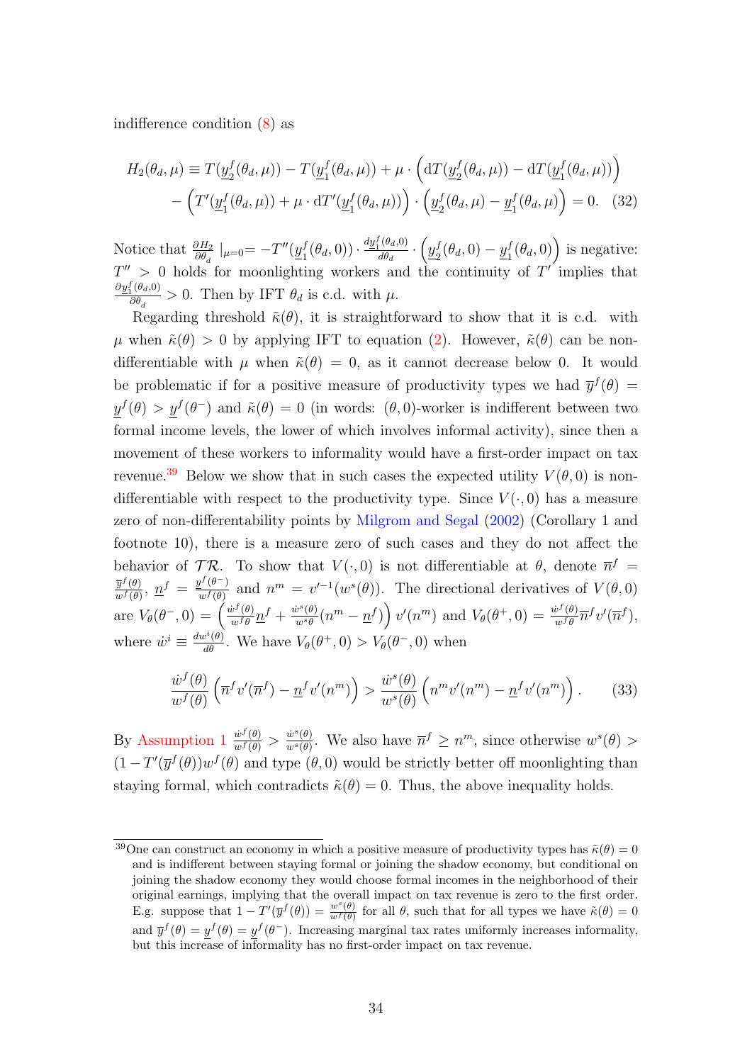indifference condition (8) as

$$H_2(\theta_d,\mu) \equiv T(\underline{y}_2^f(\theta_d,\mu)) - T(\underline{y}_1^f(\theta_d,\mu)) + \mu \cdot \Big(\mathrm{d}T(\underline{y}_2^f(\theta_d,\mu)) - \mathrm{d}T(\underline{y}_1^f(\theta_d,\mu))\Big)$$
$$- \Big(T'(\underline{y}_1^f(\theta_d,\mu)) + \mu \cdot \mathrm{d}T'(\underline{y}_1^f(\theta_d,\mu))\Big) \cdot \Big(\underline{y}_2^f(\theta_d,\mu) - \underline{y}_1^f(\theta_d,\mu)\Big) = 0. \quad (32)$$

Notice that $\frac{\partial H_2}{\partial \theta_d}|_{\mu=0} = -T''(\underline{y}_1^f(\theta_d,0)) \cdot \frac{d\underline{y}_1^f(\theta_d,0)}{d\theta_d} \cdot \Big(\underline{y}_2^f(\theta_d,0) - \underline{y}_1^f(\theta_d,0)\Big)$ is negative: $T''>0$ holds for moonlighting workers and the continuity of $T'$ implies that $\frac{\partial \underline{y}_1^f(\theta_d,0)}{\partial \theta_d} > 0$. Then by IFT $\theta_d$ is c.d. with $\mu$.

Regarding threshold $\tilde{\kappa}(\theta)$, it is straightforward to show that it is c.d. with $\mu$ when $\tilde{\kappa}(\theta) > 0$ by applying IFT to equation (2). However, $\tilde{\kappa}(\theta)$ can be non-differentiable with $\mu$ when $\tilde{\kappa}(\theta) = 0$, as it cannot decrease below 0. It would be problematic if for a positive measure of productivity types we had $\overline{y}^f(\theta) = \underline{y}^f(\theta) > \underline{y}^f(\theta^-)$ and $\tilde{\kappa}(\theta) = 0$ (in words: $(\theta,0)$-worker is indifferent between two formal income levels, the lower of which involves informal activity), since then a movement of these workers to informality would have a first-order impact on tax revenue.[39] Below we show that in such cases the expected utility $V(\theta,0)$ is non-differentiable with respect to the productivity type. Since $V(\cdot,0)$ has a measure zero of non-differentability points by Milgrom and Segal (2002) (Corollary 1 and footnote 10), there is a measure zero of such cases and they do not affect the behavior of $\mathcal{TR}$. To show that $V(\cdot,0)$ is not differentiable at $\theta$, denote $\overline{n}^f = \frac{\overline{y}^f(\theta)}{w^f(\theta)}$, $\underline{n}^f = \frac{y^f(\theta^-)}{w^f(\theta)}$ and $n^m = v'^{-1}(w^s(\theta))$. The directional derivatives of $V(\theta,0)$ are $V_\theta(\theta^-,0) = \left(\frac{\dot{w}^f(\theta)}{w^f\theta}\underline{n}^f + \frac{\dot{w}^s(\theta)}{w^s\theta}(n^m - \underline{n}^f)\right) v'(n^m)$ and $V_\theta(\theta^+,0) = \frac{\dot{w}^f(\theta)}{w^f\theta}\overline{n}^f v'(\overline{n}^f)$, where $\dot{w}^i \equiv \frac{dw^i(\theta)}{d\theta}$. We have $V_\theta(\theta^+,0) > V_\theta(\theta^-,0)$ when

$$\frac{\dot{w}^f(\theta)}{w^f(\theta)}\left(\overline{n}^f v'(\overline{n}^f) - \underline{n}^f v'(n^m)\right) > \frac{\dot{w}^s(\theta)}{w^s(\theta)}\left(n^m v'(n^m) - \underline{n}^f v'(n^m)\right). \quad (33)$$

By Assumption 1 $\frac{\dot{w}^f(\theta)}{w^f(\theta)} > \frac{\dot{w}^s(\theta)}{w^s(\theta)}$. We also have $\overline{n}^f \geq n^m$, since otherwise $w^s(\theta) > (1 - T'(\overline{y}^f(\theta))w^f(\theta)$ and type $(\theta,0)$ would be strictly better off moonlighting than staying formal, which contradicts $\tilde{\kappa}(\theta) = 0$. Thus, the above inequality holds.

[39] One can construct an economy in which a positive measure of productivity types has $\tilde{\kappa}(\theta) = 0$ and is indifferent between staying formal or joining the shadow economy, but conditional on joining the shadow economy they would choose formal incomes in the neighborhood of their original earnings, implying that the overall impact on tax revenue is zero to the first order. E.g. suppose that $1 - T'(\overline{y}^f(\theta)) = \frac{w^s(\theta)}{w^f(\theta)}$ for all $\theta$, such that for all types we have $\tilde{\kappa}(\theta) = 0$ and $\overline{y}^f(\theta) = \underline{y}^f(\theta) = \underline{y}^f(\theta^-)$. Increasing marginal tax rates uniformly increases informality, but this increase of informality has no first-order impact on tax revenue.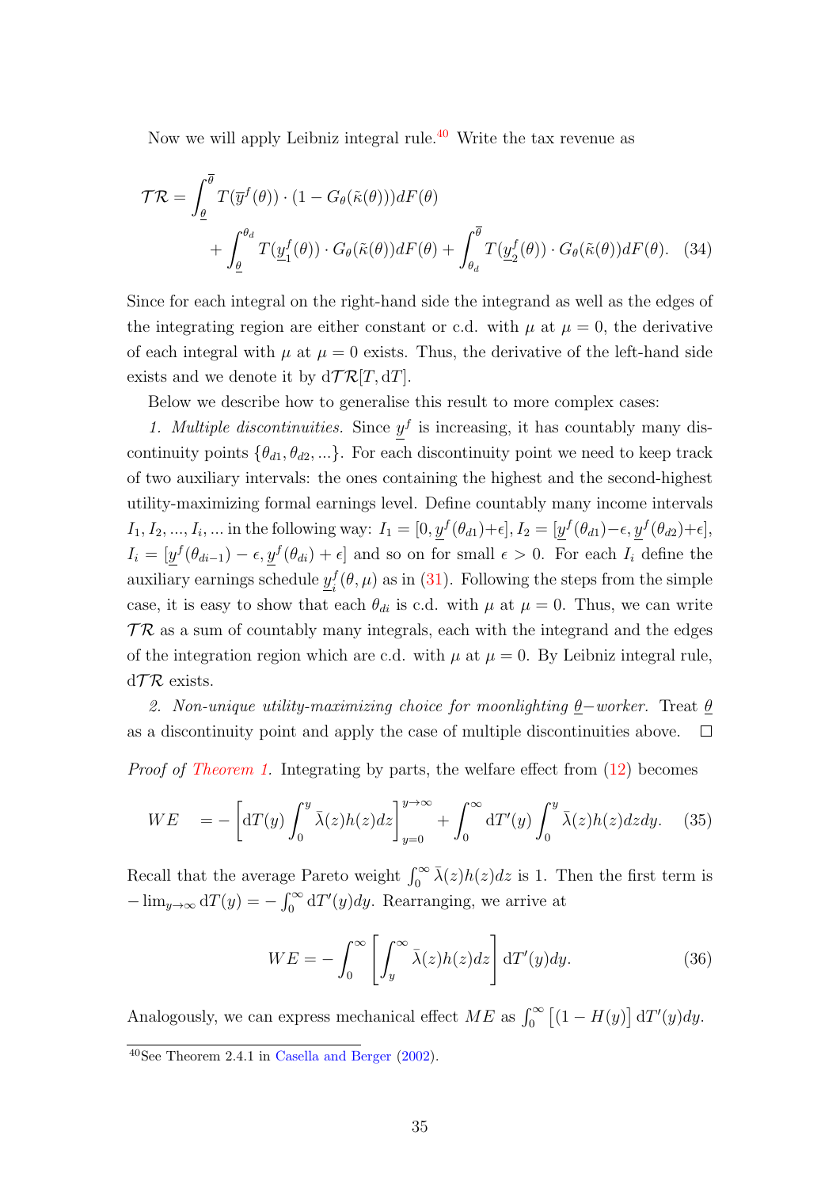Now we will apply Leibniz integral rule.[40] Write the tax revenue as

$$
\mathcal{TR} = \int_{\underline{\theta}}^{\overline{\theta}} T(\overline{y}^f(\theta)) \cdot (1 - G_\theta(\tilde{\kappa}(\theta)))dF(\theta) + \int_{\underline{\theta}}^{\theta_d} T(\underline{y}_1^f(\theta)) \cdot G_\theta(\tilde{\kappa}(\theta))dF(\theta) + \int_{\theta_d}^{\overline{\theta}} T(\underline{y}_2^f(\theta)) \cdot G_\theta(\tilde{\kappa}(\theta))dF(\theta). \quad (34)
$$

Since for each integral on the right-hand side the integrand as well as the edges of the integrating region are either constant or c.d. with $\mu$ at $\mu = 0$, the derivative of each integral with $\mu$ at $\mu = 0$ exists. Thus, the derivative of the left-hand side exists and we denote it by $\mathrm{d}\mathcal{TR}[T, \mathrm{d}T]$.

Below we describe how to generalise this result to more complex cases:

*1. Multiple discontinuities.* Since $\underline{y}^f$ is increasing, it has countably many discontinuity points $\{\theta_{d1}, \theta_{d2}, ...\}$. For each discontinuity point we need to keep track of two auxiliary intervals: the ones containing the highest and the second-highest utility-maximizing formal earnings level. Define countably many income intervals $I_1, I_2, ..., I_i, ...$ in the following way: $I_1 = [0, \underline{y}^f(\theta_{d1}) + \epsilon]$, $I_2 = [\underline{y}^f(\theta_{d1}) - \epsilon, \underline{y}^f(\theta_{d2}) + \epsilon]$, $I_i = [\underline{y}^f(\theta_{di-1}) - \epsilon, \underline{y}^f(\theta_{di}) + \epsilon]$ and so on for small $\epsilon > 0$. For each $I_i$ define the auxiliary earnings schedule $\underline{y}_i^f(\theta, \mu)$ as in (31). Following the steps from the simple case, it is easy to show that each $\theta_{di}$ is c.d. with $\mu$ at $\mu = 0$. Thus, we can write $\mathcal{TR}$ as a sum of countably many integrals, each with the integrand and the edges of the integration region which are c.d. with $\mu$ at $\mu = 0$. By Leibniz integral rule, $\mathrm{d}\mathcal{TR}$ exists.

*2. Non-unique utility-maximizing choice for moonlighting $\underline{\theta}$−worker.* Treat $\underline{\theta}$ as a discontinuity point and apply the case of multiple discontinuities above. □

*Proof of Theorem 1.* Integrating by parts, the welfare effect from (12) becomes

$$
WE = -\left[\mathrm{d}T(y) \int_0^y \bar{\lambda}(z)h(z)dz\right]_{y=0}^{y\to\infty} + \int_0^\infty \mathrm{d}T'(y) \int_0^y \bar{\lambda}(z)h(z)dzdy. \quad (35)
$$

Recall that the average Pareto weight $\int_0^\infty \bar{\lambda}(z)h(z)dz$ is 1. Then the first term is $-\lim_{y\to\infty} \mathrm{d}T(y) = -\int_0^\infty \mathrm{d}T'(y)dy$. Rearranging, we arrive at

$$
WE = -\int_0^\infty \left[\int_y^\infty \bar{\lambda}(z)h(z)dz\right] \mathrm{d}T'(y)dy. \quad (36)
$$

Analogously, we can express mechanical effect $ME$ as $\int_0^\infty \left[(1 - H(y)\right] \mathrm{d}T'(y)dy$.

[40] See Theorem 2.4.1 in Casella and Berger (2002).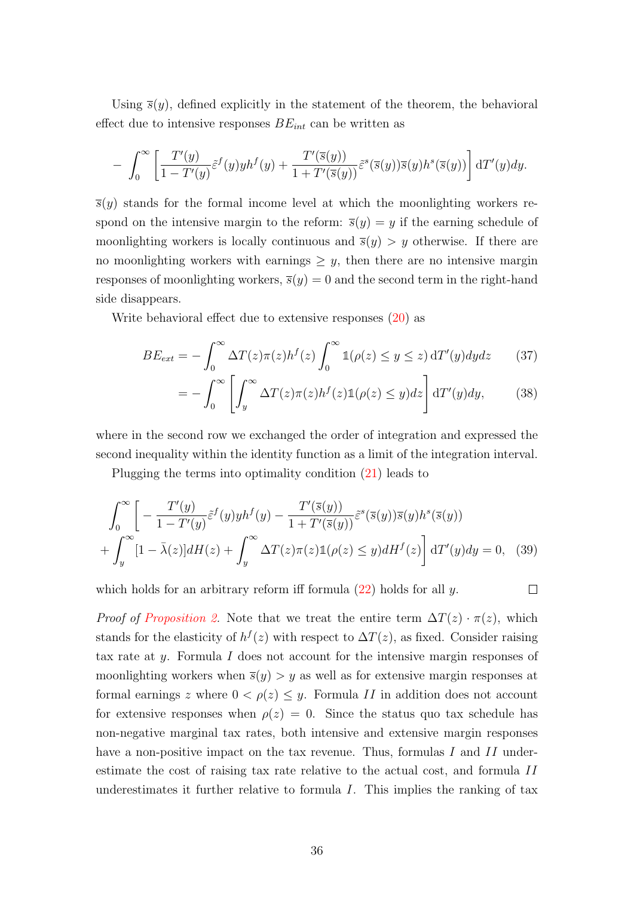Using $\overline{s}(y)$, defined explicitly in the statement of the theorem, the behavioral effect due to intensive responses $BE_{int}$ can be written as

$$-\int_0^\infty \left[\frac{T'(y)}{1-T'(y)}\tilde{\varepsilon}^f(y)yh^f(y) + \frac{T'(\overline{s}(y))}{1+T'(\overline{s}(y))}\tilde{\varepsilon}^s(\overline{s}(y))\overline{s}(y)h^s(\overline{s}(y))\right] \mathrm{d}T'(y)dy.$$

$\overline{s}(y)$ stands for the formal income level at which the moonlighting workers respond on the intensive margin to the reform: $\overline{s}(y) = y$ if the earning schedule of moonlighting workers is locally continuous and $\overline{s}(y) > y$ otherwise. If there are no moonlighting workers with earnings $\geq y$, then there are no intensive margin responses of moonlighting workers, $\overline{s}(y) = 0$ and the second term in the right-hand side disappears.

Write behavioral effect due to extensive responses (20) as

$$BE_{ext} = -\int_0^\infty \Delta T(z)\pi(z)h^f(z)\int_0^\infty \mathbb{1}(\rho(z) \leq y \leq z)\,\mathrm{d}T'(y)dydz \tag{37}$$

$$= -\int_0^\infty \left[\int_y^\infty \Delta T(z)\pi(z)h^f(z)\mathbb{1}(\rho(z) \leq y)dz\right]\mathrm{d}T'(y)dy, \tag{38}$$

where in the second row we exchanged the order of integration and expressed the second inequality within the identity function as a limit of the integration interval.

Plugging the terms into optimality condition (21) leads to

$$\int_0^\infty \Bigg[-\frac{T'(y)}{1-T'(y)}\tilde{\varepsilon}^f(y)yh^f(y) - \frac{T'(\overline{s}(y))}{1+T'(\overline{s}(y))}\tilde{\varepsilon}^s(\overline{s}(y))\overline{s}(y)h^s(\overline{s}(y))$$
$$+\int_y^\infty [1-\bar{\lambda}(z)]dH(z) + \int_y^\infty \Delta T(z)\pi(z)\mathbb{1}(\rho(z) \leq y)dH^f(z)\Bigg]\mathrm{d}T'(y)dy = 0, \tag{39}$$

which holds for an arbitrary reform iff formula (22) holds for all $y$. $\square$

*Proof of Proposition 2.* Note that we treat the entire term $\Delta T(z) \cdot \pi(z)$, which stands for the elasticity of $h^f(z)$ with respect to $\Delta T(z)$, as fixed. Consider raising tax rate at $y$. Formula $I$ does not account for the intensive margin responses of moonlighting workers when $\overline{s}(y) > y$ as well as for extensive margin responses at formal earnings $z$ where $0 < \rho(z) \leq y$. Formula $II$ in addition does not account for extensive responses when $\rho(z) = 0$. Since the status quo tax schedule has non-negative marginal tax rates, both intensive and extensive margin responses have a non-positive impact on the tax revenue. Thus, formulas $I$ and $II$ underestimate the cost of raising tax rate relative to the actual cost, and formula $II$ underestimates it further relative to formula $I$. This implies the ranking of tax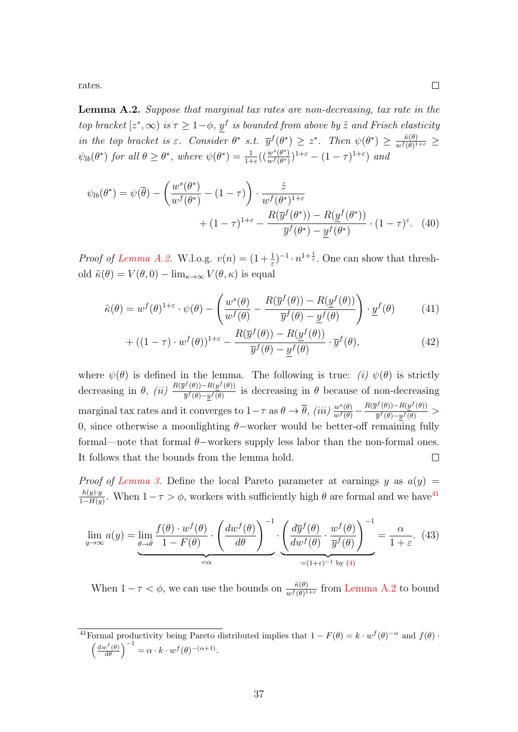rates. $\square$

**Lemma A.2.** *Suppose that marginal tax rates are non-decreasing, tax rate in the top bracket $[z^*, \infty)$ is $\tau \geq 1-\phi$, $\underline{y}^f$ is bounded from above by $\tilde{z}$ and Frisch elasticity in the top bracket is $\varepsilon$. Consider $\theta^*$ s.t. $\overline{y}^f(\theta^*) \geq z^*$. Then $\psi(\theta^*) \geq \frac{\tilde{\kappa}(\theta)}{w^f(\theta)^{1+\varepsilon}} \geq \psi_{lb}(\theta^*)$ for all $\theta \geq \theta^*$, where $\psi(\theta^*) = \frac{1}{1+\varepsilon}((\frac{w^s(\theta^*)}{w^f(\theta^*)})^{1+\varepsilon} - (1-\tau)^{1+\varepsilon})$ and*

$$\psi_{lb}(\theta^*) = \psi(\overline{\theta}) - \left(\frac{w^s(\theta^*)}{w^f(\theta^*)} - (1-\tau)\right) \cdot \frac{\tilde{z}}{w^f(\theta^*)^{1+\varepsilon}} + (1-\tau)^{1+\varepsilon} - \frac{R(\overline{y}^f(\theta^*)) - R(\underline{y}^f(\theta^*))}{\overline{y}^f(\theta^*) - \underline{y}^f(\theta^*)} \cdot (1-\tau)^{\varepsilon}. \quad (40)$$

*Proof of Lemma A.2.* W.l.o.g. $v(n) = (1+\frac{1}{\varepsilon})^{-1} \cdot n^{1+\frac{1}{\varepsilon}}$. One can show that threshold $\tilde{\kappa}(\theta) = V(\theta, 0) - \lim_{\kappa\to\infty} V(\theta, \kappa)$ is equal

$$\tilde{\kappa}(\theta) = w^f(\theta)^{1+\varepsilon} \cdot \psi(\theta) - \left(\frac{w^s(\theta)}{w^f(\theta)} - \frac{R(\overline{y}^f(\theta)) - R(\underline{y}^f(\theta))}{\overline{y}^f(\theta) - \underline{y}^f(\theta)}\right) \cdot \underline{y}^f(\theta) \quad (41)$$

$$+ ((1-\tau) \cdot w^f(\theta))^{1+\varepsilon} - \frac{R(\overline{y}^f(\theta)) - R(\underline{y}^f(\theta))}{\overline{y}^f(\theta) - \underline{y}^f(\theta)} \cdot \overline{y}^f(\theta), \quad (42)$$

where $\psi(\theta)$ is defined in the lemma. The following is true: *(i)* $\psi(\theta)$ is strictly decreasing in $\theta$, *(ii)* $\frac{R(\overline{y}^f(\theta)) - R(\underline{y}^f(\theta))}{\overline{y}^f(\theta) - \underline{y}^f(\theta)}$ is decreasing in $\theta$ because of non-decreasing marginal tax rates and it converges to $1-\tau$ as $\theta \to \overline{\theta}$, *(iii)* $\frac{w^s(\theta)}{w^f(\theta)} - \frac{R(\overline{y}^f(\theta)) - R(\underline{y}^f(\theta))}{\overline{y}^f(\theta) - \underline{y}^f(\theta)} > 0$, since otherwise a moonlighting $\theta-$worker would be better-off remaining fully formal—note that formal $\theta-$workers supply less labor than the non-formal ones. It follows that the bounds from the lemma hold. $\square$

*Proof of Lemma 3.* Define the local Pareto parameter at earnings $y$ as $a(y) = \frac{h(y) \cdot y}{1-H(y)}$. When $1-\tau > \phi$, workers with sufficiently high $\theta$ are formal and we have[41]

$$\lim_{y\to\infty} a(y) = \underbrace{\lim_{\theta\to\overline{\theta}} \frac{f(\theta) \cdot w^f(\theta)}{1-F(\theta)} \cdot \left(\frac{dw^f(\theta)}{d\theta}\right)^{-1}}_{=\alpha} \cdot \underbrace{\left(\frac{d\overline{y}^f(\theta)}{dw^f(\theta)} \cdot \frac{w^f(\theta)}{\overline{y}^f(\theta)}\right)^{-1}}_{=(1+\varepsilon)^{-1} \text{ by } (4)} = \frac{\alpha}{1+\varepsilon}. \quad (43)$$

When $1-\tau < \phi$, we can use the bounds on $\frac{\tilde{\kappa}(\theta)}{w^f(\theta)^{1+\varepsilon}}$ from Lemma A.2 to bound

[41] Formal productivity being Pareto distributed implies that $1 - F(\theta) = k \cdot w^f(\theta)^{-\alpha}$ and $f(\theta) \cdot \left(\frac{dw^f(\theta)}{d\theta}\right)^{-1} = \alpha \cdot k \cdot w^f(\theta)^{-(\alpha+1)}$.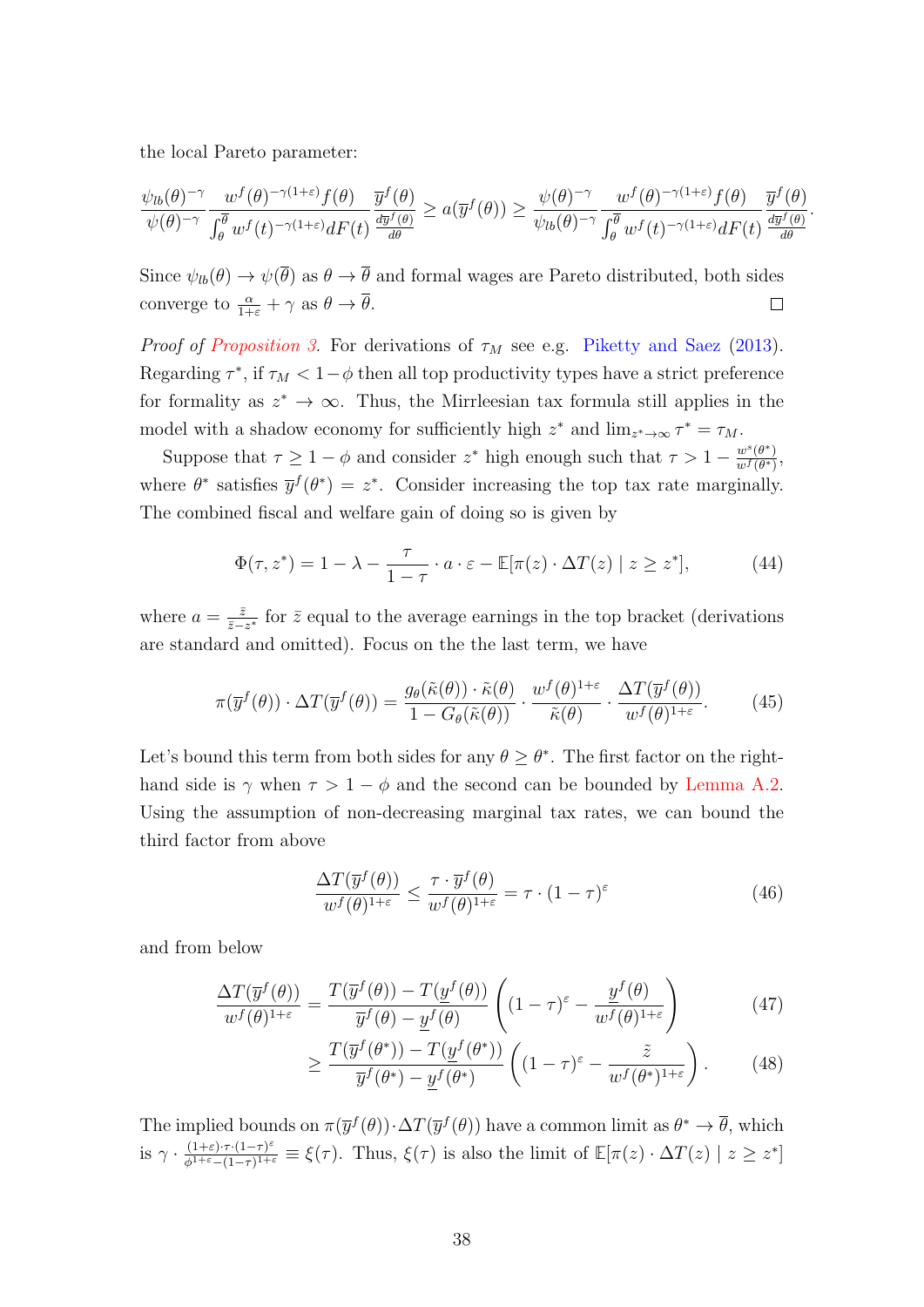the local Pareto parameter:

$$\frac{\psi_{lb}(\theta)^{-\gamma}}{\psi(\theta)^{-\gamma}} \frac{w^f(\theta)^{-\gamma(1+\varepsilon)} f(\theta)}{\int_\theta^{\overline{\theta}} w^f(t)^{-\gamma(1+\varepsilon)} dF(t)} \frac{\overline{y}^f(\theta)}{\frac{d\overline{y}^f(\theta)}{d\theta}} \geq a(\overline{y}^f(\theta)) \geq \frac{\psi(\theta)^{-\gamma}}{\psi_{lb}(\theta)^{-\gamma}} \frac{w^f(\theta)^{-\gamma(1+\varepsilon)} f(\theta)}{\int_\theta^{\overline{\theta}} w^f(t)^{-\gamma(1+\varepsilon)} dF(t)} \frac{\overline{y}^f(\theta)}{\frac{d\overline{y}^f(\theta)}{d\theta}}.$$

Since $\psi_{lb}(\theta) \to \psi(\overline{\theta})$ as $\theta \to \overline{\theta}$ and formal wages are Pareto distributed, both sides converge to $\frac{\alpha}{1+\varepsilon} + \gamma$ as $\theta \to \overline{\theta}$. □

*Proof of Proposition 3.* For derivations of $\tau_M$ see e.g. Piketty and Saez (2013). Regarding $\tau^*$, if $\tau_M < 1-\phi$ then all top productivity types have a strict preference for formality as $z^* \to \infty$. Thus, the Mirrleesian tax formula still applies in the model with a shadow economy for sufficiently high $z^*$ and $\lim_{z^* \to \infty} \tau^* = \tau_M$.

Suppose that $\tau \geq 1 - \phi$ and consider $z^*$ high enough such that $\tau > 1 - \frac{w^s(\theta^*)}{w^f(\theta^*)}$, where $\theta^*$ satisfies $\overline{y}^f(\theta^*) = z^*$. Consider increasing the top tax rate marginally. The combined fiscal and welfare gain of doing so is given by

$$\Phi(\tau, z^*) = 1 - \lambda - \frac{\tau}{1-\tau} \cdot a \cdot \varepsilon - \mathbb{E}[\pi(z) \cdot \Delta T(z) \mid z \geq z^*], \tag{44}$$

where $a = \frac{\bar{z}}{\bar{z} - z^*}$ for $\bar{z}$ equal to the average earnings in the top bracket (derivations are standard and omitted). Focus on the the last term, we have

$$\pi(\overline{y}^f(\theta)) \cdot \Delta T(\overline{y}^f(\theta)) = \frac{g_\theta(\tilde{\kappa}(\theta)) \cdot \tilde{\kappa}(\theta)}{1 - G_\theta(\tilde{\kappa}(\theta))} \cdot \frac{w^f(\theta)^{1+\varepsilon}}{\tilde{\kappa}(\theta)} \cdot \frac{\Delta T(\overline{y}^f(\theta))}{w^f(\theta)^{1+\varepsilon}}. \tag{45}$$

Let's bound this term from both sides for any $\theta \geq \theta^*$. The first factor on the right-hand side is $\gamma$ when $\tau > 1 - \phi$ and the second can be bounded by Lemma A.2. Using the assumption of non-decreasing marginal tax rates, we can bound the third factor from above

$$\frac{\Delta T(\overline{y}^f(\theta))}{w^f(\theta)^{1+\varepsilon}} \leq \frac{\tau \cdot \overline{y}^f(\theta)}{w^f(\theta)^{1+\varepsilon}} = \tau \cdot (1-\tau)^\varepsilon \tag{46}$$

and from below

$$\frac{\Delta T(\overline{y}^f(\theta))}{w^f(\theta)^{1+\varepsilon}} = \frac{T(\overline{y}^f(\theta)) - T(\underline{y}^f(\theta))}{\overline{y}^f(\theta) - \underline{y}^f(\theta)} \left( (1-\tau)^\varepsilon - \frac{\underline{y}^f(\theta)}{w^f(\theta)^{1+\varepsilon}} \right) \tag{47}$$

$$\geq \frac{T(\overline{y}^f(\theta^*)) - T(\underline{y}^f(\theta^*))}{\overline{y}^f(\theta^*) - \underline{y}^f(\theta^*)} \left( (1-\tau)^\varepsilon - \frac{\tilde{z}}{w^f(\theta^*)^{1+\varepsilon}} \right). \tag{48}$$

The implied bounds on $\pi(\overline{y}^f(\theta)) \cdot \Delta T(\overline{y}^f(\theta))$ have a common limit as $\theta^* \to \overline{\theta}$, which is $\gamma \cdot \frac{(1+\varepsilon) \cdot \tau \cdot (1-\tau)^\varepsilon}{\phi^{1+\varepsilon} - (1-\tau)^{1+\varepsilon}} \equiv \xi(\tau)$. Thus, $\xi(\tau)$ is also the limit of $\mathbb{E}[\pi(z) \cdot \Delta T(z) \mid z \geq z^*]$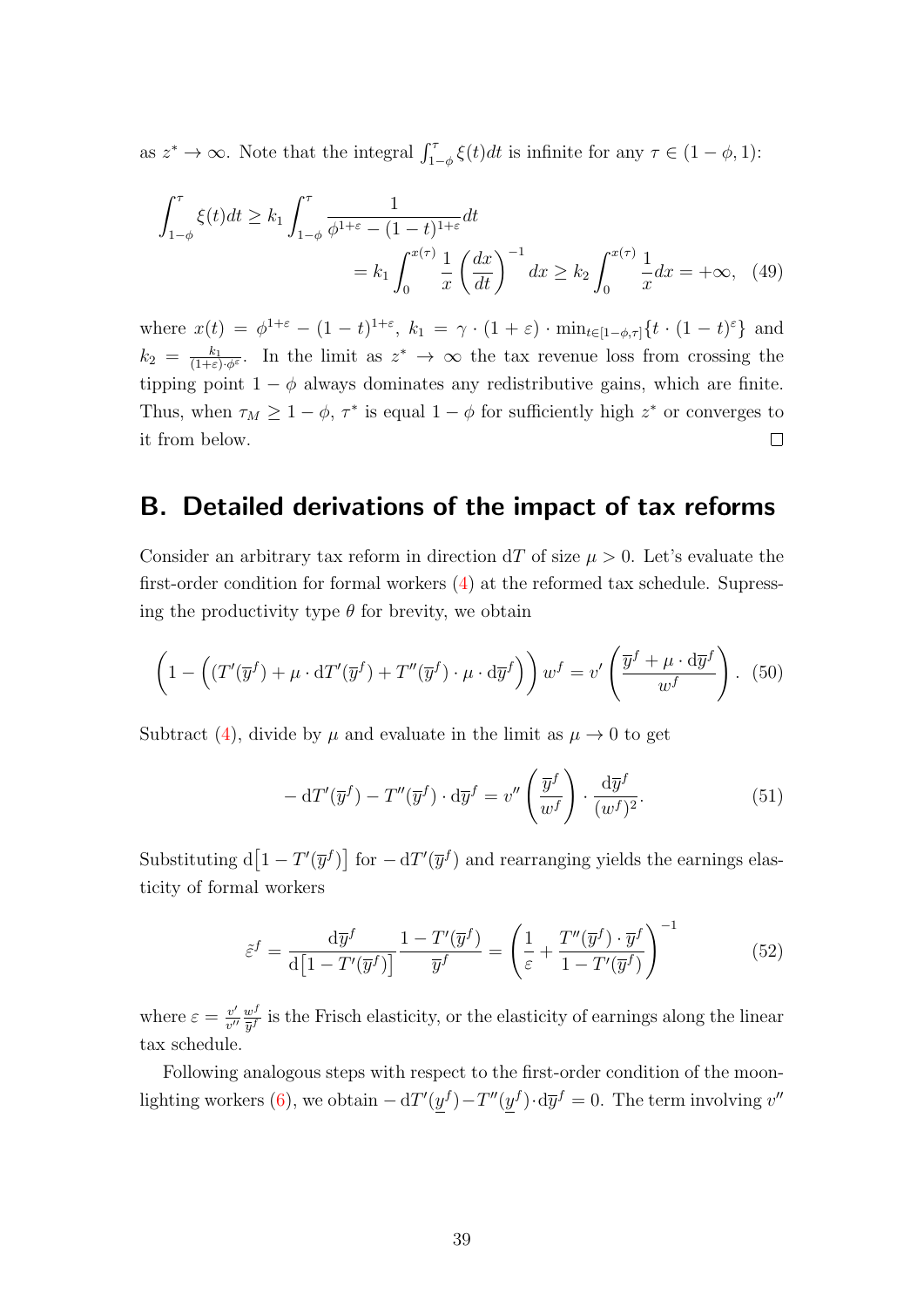as $z^* \to \infty$. Note that the integral $\int_{1-\phi}^{\tau} \xi(t)dt$ is infinite for any $\tau \in (1-\phi, 1)$:

$$
\begin{aligned}
\int_{1-\phi}^{\tau} \xi(t)dt \geq k_1 \int_{1-\phi}^{\tau} \frac{1}{\phi^{1+\varepsilon} - (1-t)^{1+\varepsilon}} dt \\
= k_1 \int_{0}^{x(\tau)} \frac{1}{x} \left(\frac{dx}{dt}\right)^{-1} dx \geq k_2 \int_{0}^{x(\tau)} \frac{1}{x} dx = +\infty, \quad (49)
\end{aligned}
$$

where $x(t) = \phi^{1+\varepsilon} - (1-t)^{1+\varepsilon}$, $k_1 = \gamma \cdot (1+\varepsilon) \cdot \min_{t \in [1-\phi, \tau]}\{t \cdot (1-t)^{\varepsilon}\}$ and $k_2 = \frac{k_1}{(1+\varepsilon)\cdot\phi^{\varepsilon}}$. In the limit as $z^* \to \infty$ the tax revenue loss from crossing the tipping point $1-\phi$ always dominates any redistributive gains, which are finite. Thus, when $\tau_M \geq 1-\phi$, $\tau^*$ is equal $1-\phi$ for sufficiently high $z^*$ or converges to it from below. $\square$

## B. Detailed derivations of the impact of tax reforms

Consider an arbitrary tax reform in direction $\mathrm{d}T$ of size $\mu > 0$. Let's evaluate the first-order condition for formal workers (4) at the reformed tax schedule. Supressing the productivity type $\theta$ for brevity, we obtain

$$
\left(1 - \left((T'(\overline{y}^f) + \mu \cdot \mathrm{d}T'(\overline{y}^f) + T''(\overline{y}^f) \cdot \mu \cdot \mathrm{d}\overline{y}^f\right)\right) w^f = v'\left(\frac{\overline{y}^f + \mu \cdot \mathrm{d}\overline{y}^f}{w^f}\right). \quad (50)
$$

Subtract (4), divide by $\mu$ and evaluate in the limit as $\mu \to 0$ to get

$$
-\mathrm{d}T'(\overline{y}^f) - T''(\overline{y}^f) \cdot \mathrm{d}\overline{y}^f = v''\left(\frac{\overline{y}^f}{w^f}\right) \cdot \frac{\mathrm{d}\overline{y}^f}{(w^f)^2}. \quad (51)
$$

Substituting $\mathrm{d}\big[1 - T'(\overline{y}^f)\big]$ for $-\mathrm{d}T'(\overline{y}^f)$ and rearranging yields the earnings elasticity of formal workers

$$
\tilde{\varepsilon}^f = \frac{\mathrm{d}\overline{y}^f}{\mathrm{d}\big[1 - T'(\overline{y}^f)\big]} \frac{1 - T'(\overline{y}^f)}{\overline{y}^f} = \left(\frac{1}{\varepsilon} + \frac{T''(\overline{y}^f) \cdot \overline{y}^f}{1 - T'(\overline{y}^f)}\right)^{-1} \quad (52)
$$

where $\varepsilon = \frac{v'}{v''} \frac{w^f}{\overline{y}^f}$ is the Frisch elasticity, or the elasticity of earnings along the linear tax schedule.

Following analogous steps with respect to the first-order condition of the moonlighting workers (6), we obtain $-\mathrm{d}T'(\underline{y}^f) - T''(\underline{y}^f) \cdot \mathrm{d}\overline{y}^f = 0$. The term involving $v''$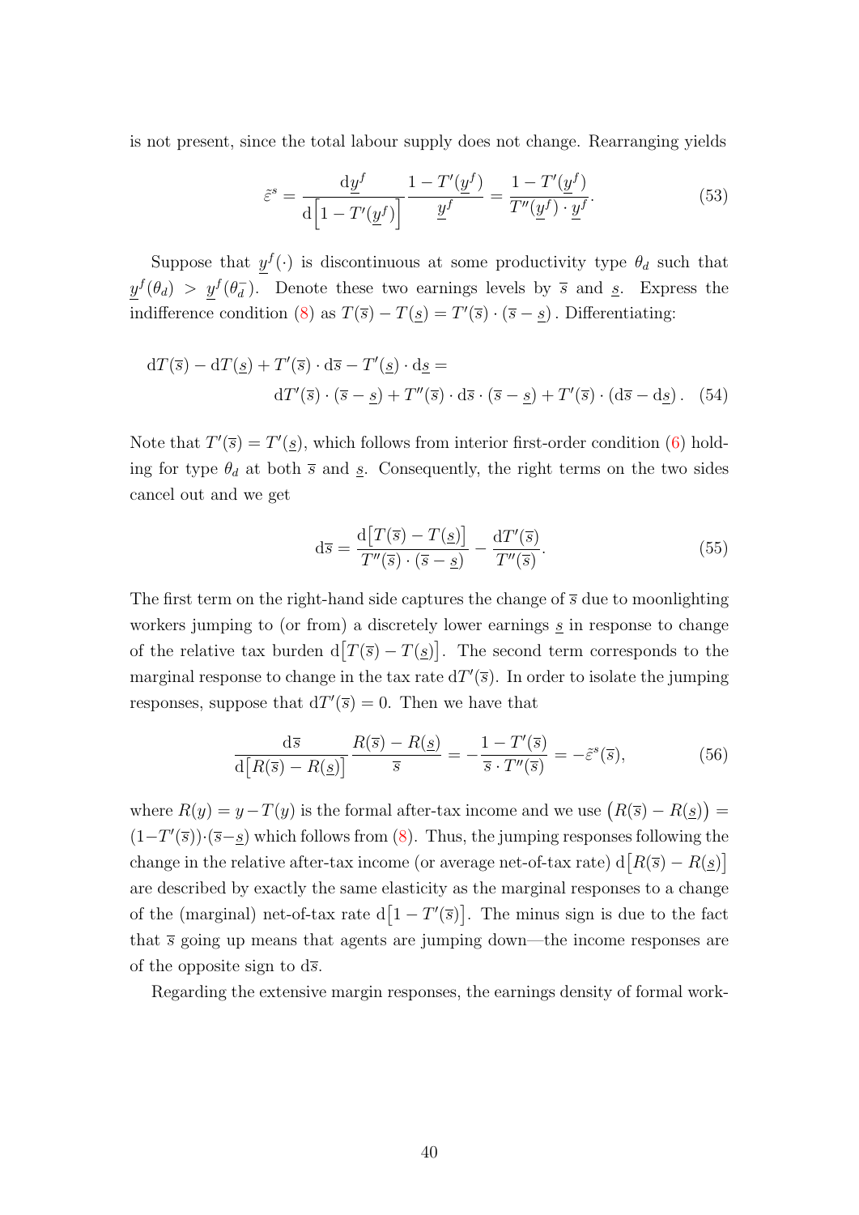is not present, since the total labour supply does not change. Rearranging yields

$$\tilde{\varepsilon}^s = \frac{\mathrm{d}\underline{y}^f}{\mathrm{d}\Big[1 - T'(\underline{y}^f)\Big]} \frac{1 - T'(\underline{y}^f)}{\underline{y}^f} = \frac{1 - T'(\underline{y}^f)}{T''(\underline{y}^f) \cdot \underline{y}^f}. \tag{53}$$

Suppose that $\underline{y}^f(\cdot)$ is discontinuous at some productivity type $\theta_d$ such that $\underline{y}^f(\theta_d) > \underline{y}^f(\theta_d^-)$. Denote these two earnings levels by $\overline{s}$ and $\underline{s}$. Express the indifference condition (8) as $T(\overline{s}) - T(\underline{s}) = T'(\overline{s}) \cdot (\overline{s} - \underline{s})$. Differentiating:

$$\begin{aligned} \mathrm{d}T(\overline{s}) - \mathrm{d}T(\underline{s}) + T'(\overline{s}) \cdot \mathrm{d}\overline{s} - T'(\underline{s}) \cdot \mathrm{d}\underline{s} = \\ \mathrm{d}T'(\overline{s}) \cdot (\overline{s} - \underline{s}) + T''(\overline{s}) \cdot \mathrm{d}\overline{s} \cdot (\overline{s} - \underline{s}) + T'(\overline{s}) \cdot (\mathrm{d}\overline{s} - \mathrm{d}\underline{s}). \end{aligned} \tag{54}$$

Note that $T'(\overline{s}) = T'(\underline{s})$, which follows from interior first-order condition (6) holding for type $\theta_d$ at both $\overline{s}$ and $\underline{s}$. Consequently, the right terms on the two sides cancel out and we get

$$\mathrm{d}\overline{s} = \frac{\mathrm{d}\big[T(\overline{s}) - T(\underline{s})\big]}{T''(\overline{s}) \cdot (\overline{s} - \underline{s})} - \frac{\mathrm{d}T'(\overline{s})}{T''(\overline{s})}. \tag{55}$$

The first term on the right-hand side captures the change of $\overline{s}$ due to moonlighting workers jumping to (or from) a discretely lower earnings $\underline{s}$ in response to change of the relative tax burden $\mathrm{d}\big[T(\overline{s}) - T(\underline{s})\big]$. The second term corresponds to the marginal response to change in the tax rate $\mathrm{d}T'(\overline{s})$. In order to isolate the jumping responses, suppose that $\mathrm{d}T'(\overline{s}) = 0$. Then we have that

$$\frac{\mathrm{d}\overline{s}}{\mathrm{d}\big[R(\overline{s}) - R(\underline{s})\big]} \frac{R(\overline{s}) - R(\underline{s})}{\overline{s}} = -\frac{1 - T'(\overline{s})}{\overline{s} \cdot T''(\overline{s})} = -\tilde{\varepsilon}^s(\overline{s}), \tag{56}$$

where $R(y) = y - T(y)$ is the formal after-tax income and we use $\big(R(\overline{s}) - R(\underline{s})\big) = (1 - T'(\overline{s})) \cdot (\overline{s} - \underline{s})$ which follows from (8). Thus, the jumping responses following the change in the relative after-tax income (or average net-of-tax rate) $\mathrm{d}\big[R(\overline{s}) - R(\underline{s})\big]$ are described by exactly the same elasticity as the marginal responses to a change of the (marginal) net-of-tax rate $\mathrm{d}\big[1 - T'(\overline{s})\big]$. The minus sign is due to the fact that $\overline{s}$ going up means that agents are jumping down—the income responses are of the opposite sign to $\mathrm{d}\overline{s}$.

Regarding the extensive margin responses, the earnings density of formal work-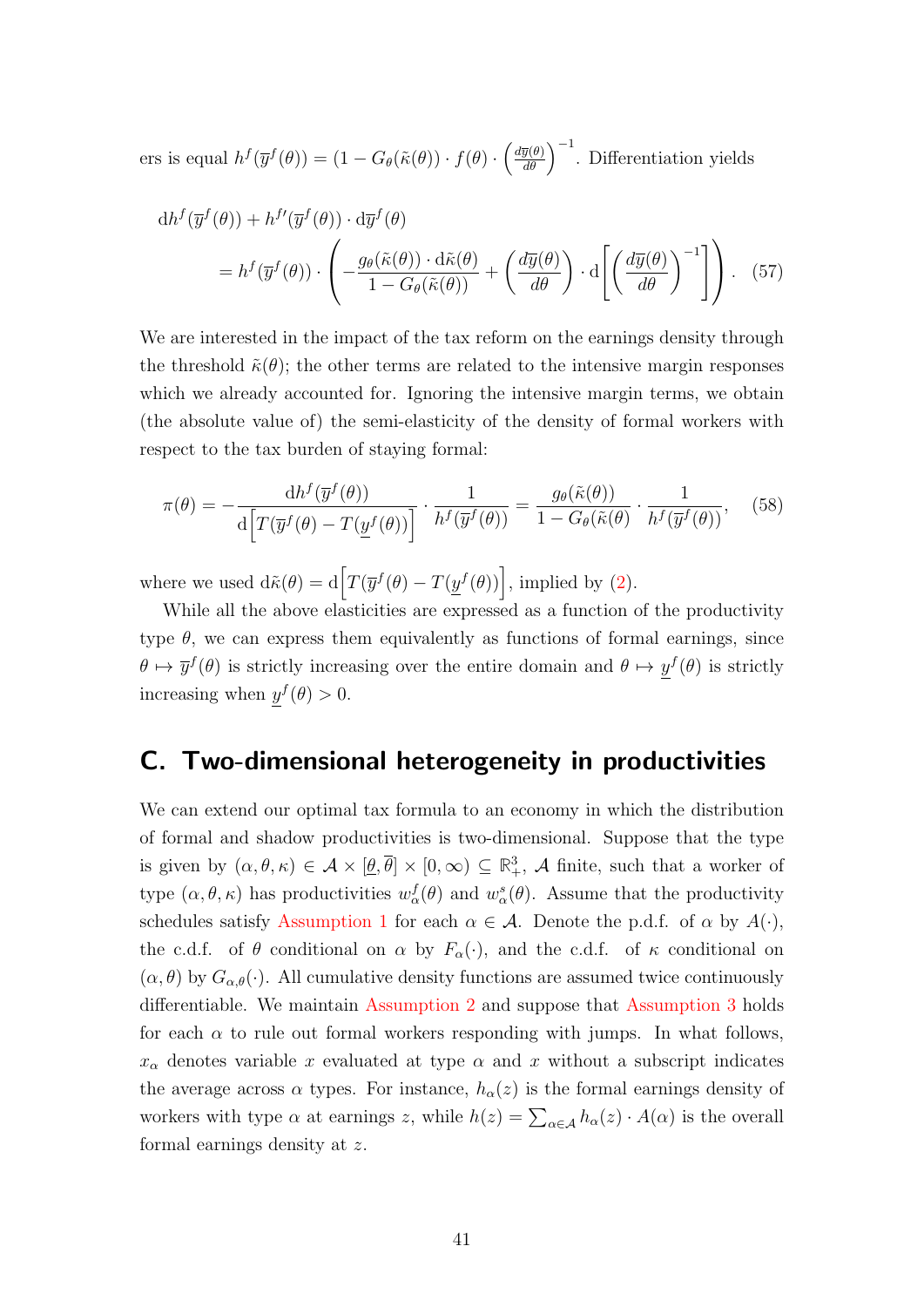ers is equal $h^f(\overline{y}^f(\theta)) = (1 - G_\theta(\tilde{\kappa}(\theta)) \cdot f(\theta) \cdot \left(\frac{d\overline{y}(\theta)}{d\theta}\right)^{-1}$. Differentiation yields

$$
\begin{aligned}
&\mathrm{d}h^f(\overline{y}^f(\theta)) + h^{f\prime}(\overline{y}^f(\theta)) \cdot \mathrm{d}\overline{y}^f(\theta) \\
&\quad = h^f(\overline{y}^f(\theta)) \cdot \left( -\frac{g_\theta(\tilde{\kappa}(\theta)) \cdot \mathrm{d}\tilde{\kappa}(\theta)}{1 - G_\theta(\tilde{\kappa}(\theta))} + \left(\frac{d\overline{y}(\theta)}{d\theta}\right) \cdot \mathrm{d}\left[ \left(\frac{d\overline{y}(\theta)}{d\theta}\right)^{-1} \right] \right). \quad (57)
\end{aligned}
$$

We are interested in the impact of the tax reform on the earnings density through the threshold $\tilde{\kappa}(\theta)$; the other terms are related to the intensive margin responses which we already accounted for. Ignoring the intensive margin terms, we obtain (the absolute value of) the semi-elasticity of the density of formal workers with respect to the tax burden of staying formal:

$$
\pi(\theta) = -\frac{\mathrm{d}h^f(\overline{y}^f(\theta))}{\mathrm{d}\Big[T(\overline{y}^f(\theta) - T(\underline{y}^f(\theta))\Big]} \cdot \frac{1}{h^f(\overline{y}^f(\theta))} = \frac{g_\theta(\tilde{\kappa}(\theta))}{1 - G_\theta(\tilde{\kappa}(\theta)} \cdot \frac{1}{h^f(\overline{y}^f(\theta))}, \quad (58)
$$

where we used $\mathrm{d}\tilde{\kappa}(\theta) = \mathrm{d}\Big[T(\overline{y}^f(\theta) - T(\underline{y}^f(\theta))\Big]$, implied by (2).

While all the above elasticities are expressed as a function of the productivity type $\theta$, we can express them equivalently as functions of formal earnings, since $\theta \mapsto \overline{y}^f(\theta)$ is strictly increasing over the entire domain and $\theta \mapsto \underline{y}^f(\theta)$ is strictly increasing when $\underline{y}^f(\theta) > 0$.

## C. Two-dimensional heterogeneity in productivities

We can extend our optimal tax formula to an economy in which the distribution of formal and shadow productivities is two-dimensional. Suppose that the type is given by $(\alpha, \theta, \kappa) \in \mathcal{A} \times [\underline{\theta}, \overline{\theta}] \times [0, \infty) \subseteq \mathbb{R}^3_+$, $\mathcal{A}$ finite, such that a worker of type $(\alpha, \theta, \kappa)$ has productivities $w^f_\alpha(\theta)$ and $w^s_\alpha(\theta)$. Assume that the productivity schedules satisfy Assumption 1 for each $\alpha \in \mathcal{A}$. Denote the p.d.f. of $\alpha$ by $A(\cdot)$, the c.d.f. of $\theta$ conditional on $\alpha$ by $F_\alpha(\cdot)$, and the c.d.f. of $\kappa$ conditional on $(\alpha, \theta)$ by $G_{\alpha,\theta}(\cdot)$. All cumulative density functions are assumed twice continuously differentiable. We maintain Assumption 2 and suppose that Assumption 3 holds for each $\alpha$ to rule out formal workers responding with jumps. In what follows, $x_\alpha$ denotes variable $x$ evaluated at type $\alpha$ and $x$ without a subscript indicates the average across $\alpha$ types. For instance, $h_\alpha(z)$ is the formal earnings density of workers with type $\alpha$ at earnings $z$, while $h(z) = \sum_{\alpha \in \mathcal{A}} h_\alpha(z) \cdot A(\alpha)$ is the overall formal earnings density at $z$.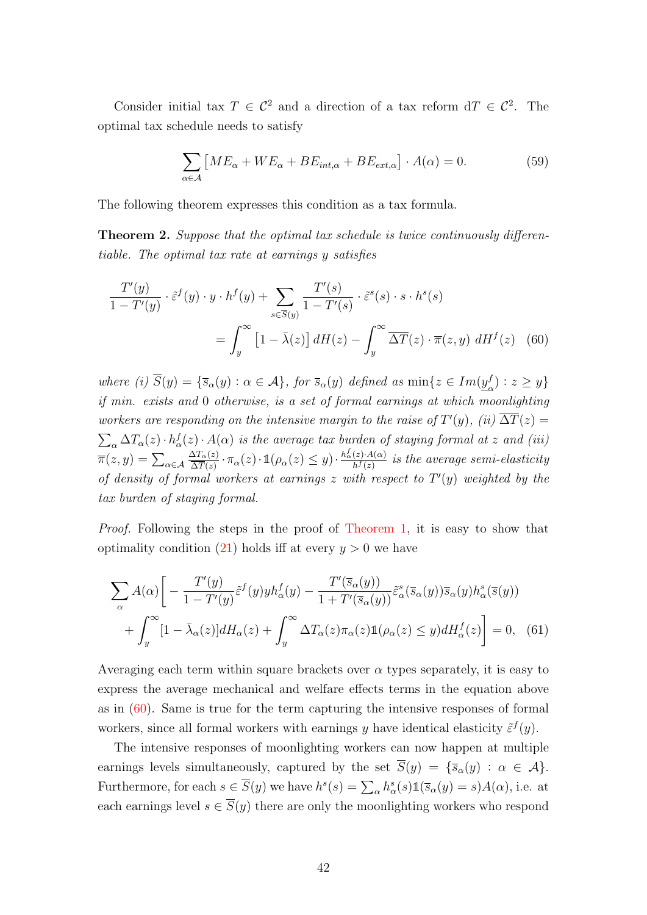Consider initial tax $T \in \mathcal{C}^2$ and a direction of a tax reform $\mathrm{d}T \in \mathcal{C}^2$. The optimal tax schedule needs to satisfy

$$\sum_{\alpha \in \mathcal{A}} \left[ ME_\alpha + WE_\alpha + BE_{int,\alpha} + BE_{ext,\alpha} \right] \cdot A(\alpha) = 0. \tag{59}$$

The following theorem expresses this condition as a tax formula.

**Theorem 2.** *Suppose that the optimal tax schedule is twice continuously differentiable. The optimal tax rate at earnings $y$ satisfies*

$$\frac{T'(y)}{1-T'(y)} \cdot \tilde{\varepsilon}^f(y) \cdot y \cdot h^f(y) + \sum_{s \in \overline{S}(y)} \frac{T'(s)}{1-T'(s)} \cdot \tilde{\varepsilon}^s(s) \cdot s \cdot h^s(s)$$
$$= \int_y^\infty \left[1 - \bar{\lambda}(z)\right] dH(z) - \int_y^\infty \overline{\Delta T}(z) \cdot \overline{\pi}(z, y)\; dH^f(z) \tag{60}$$

*where (i) $\overline{S}(y) = \{\overline{s}_\alpha(y) : \alpha \in \mathcal{A}\}$, for $\overline{s}_\alpha(y)$ defined as $\min\{z \in Im(\underline{y}^f_\alpha) : z \geq y\}$ if min. exists and 0 otherwise, is a set of formal earnings at which moonlighting workers are responding on the intensive margin to the raise of $T'(y)$, (ii) $\overline{\Delta T}(z) = \sum_\alpha \Delta T_\alpha(z) \cdot h^f_\alpha(z) \cdot A(\alpha)$ is the average tax burden of staying formal at $z$ and (iii) $\overline{\pi}(z, y) = \sum_{\alpha \in \mathcal{A}} \frac{\Delta T_\alpha(z)}{\overline{\Delta T}(z)} \cdot \pi_\alpha(z) \cdot \mathbb{1}(\rho_\alpha(z) \leq y) \cdot \frac{h^f_\alpha(z) \cdot A(\alpha)}{h^f(z)}$ is the average semi-elasticity of density of formal workers at earnings $z$ with respect to $T'(y)$ weighted by the tax burden of staying formal.*

*Proof.* Following the steps in the proof of Theorem 1, it is easy to show that optimality condition (21) holds iff at every $y > 0$ we have

$$\sum_\alpha A(\alpha) \Bigg[ -\frac{T'(y)}{1-T'(y)} \tilde{\varepsilon}^f(y) y h^f_\alpha(y) - \frac{T'(\overline{s}_\alpha(y))}{1+T'(\overline{s}_\alpha(y))} \tilde{\varepsilon}^s_\alpha(\overline{s}_\alpha(y)) \overline{s}_\alpha(y) h^s_\alpha(\overline{s}(y))$$
$$+ \int_y^\infty [1 - \bar{\lambda}_\alpha(z)] dH_\alpha(z) + \int_y^\infty \Delta T_\alpha(z) \pi_\alpha(z) \mathbb{1}(\rho_\alpha(z) \leq y) dH^f_\alpha(z) \Bigg] = 0, \tag{61}$$

Averaging each term within square brackets over $\alpha$ types separately, it is easy to express the average mechanical and welfare effects terms in the equation above as in (60). Same is true for the term capturing the intensive responses of formal workers, since all formal workers with earnings $y$ have identical elasticity $\tilde{\varepsilon}^f(y)$.

The intensive responses of moonlighting workers can now happen at multiple earnings levels simultaneously, captured by the set $\overline{S}(y) = \{\overline{s}_\alpha(y) : \alpha \in \mathcal{A}\}$. Furthermore, for each $s \in \overline{S}(y)$ we have $h^s(s) = \sum_\alpha h^s_\alpha(s) \mathbb{1}(\overline{s}_\alpha(y) = s) A(\alpha)$, i.e. at each earnings level $s \in \overline{S}(y)$ there are only the moonlighting workers who respond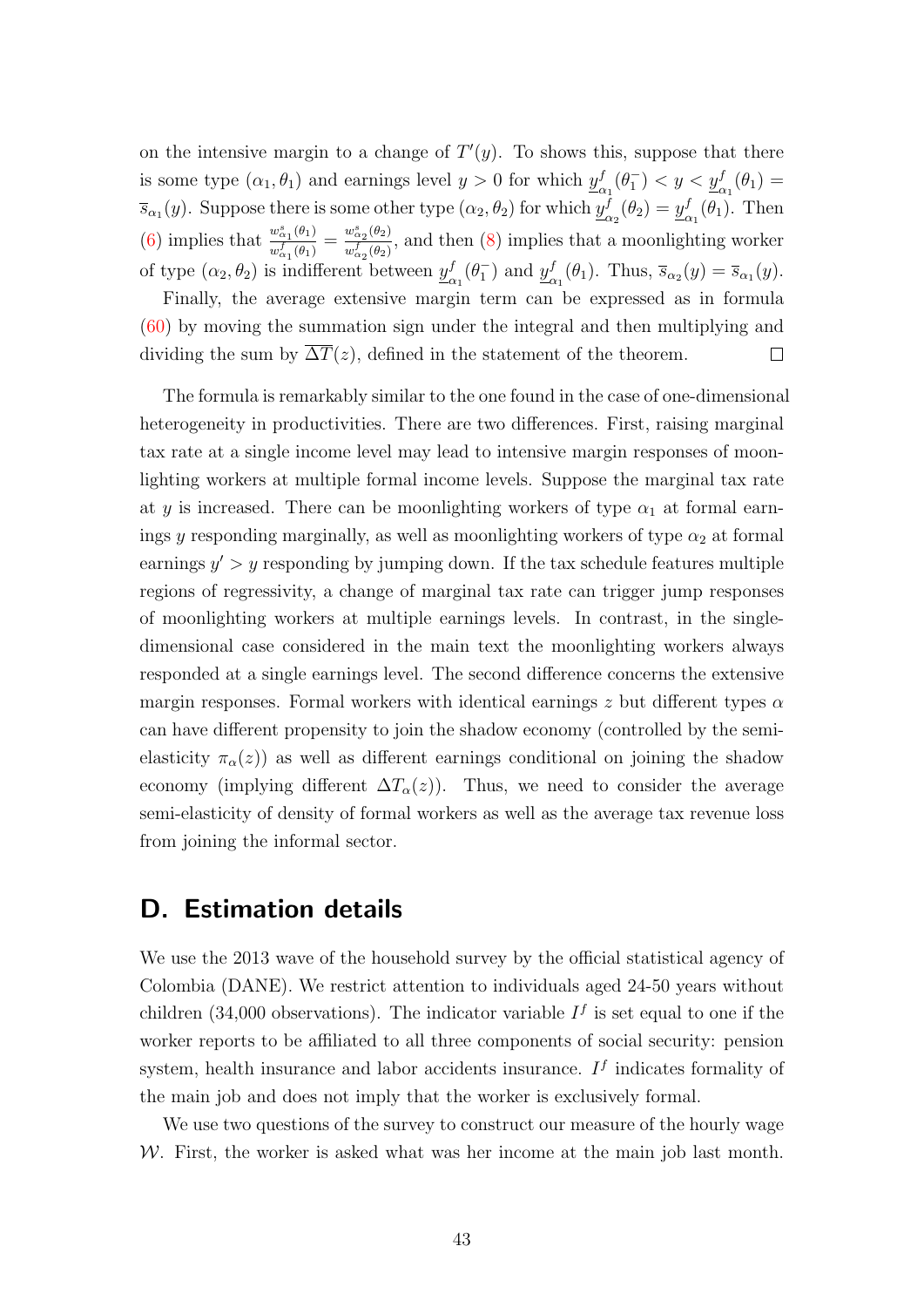on the intensive margin to a change of $T'(y)$. To shows this, suppose that there is some type $(\alpha_1, \theta_1)$ and earnings level $y > 0$ for which $\underline{y}^f_{\alpha_1}(\theta_1^-) < y < \underline{y}^f_{\alpha_1}(\theta_1) = \overline{s}_{\alpha_1}(y)$. Suppose there is some other type $(\alpha_2, \theta_2)$ for which $\underline{y}^f_{\alpha_2}(\theta_2) = \underline{y}^f_{\alpha_1}(\theta_1)$. Then (6) implies that $\frac{w^s_{\alpha_1}(\theta_1)}{w^f_{\alpha_1}(\theta_1)} = \frac{w^s_{\alpha_2}(\theta_2)}{w^f_{\alpha_2}(\theta_2)}$, and then (8) implies that a moonlighting worker of type $(\alpha_2, \theta_2)$ is indifferent between $\underline{y}^f_{\alpha_1}(\theta_1^-)$ and $\underline{y}^f_{\alpha_1}(\theta_1)$. Thus, $\overline{s}_{\alpha_2}(y) = \overline{s}_{\alpha_1}(y)$.

Finally, the average extensive margin term can be expressed as in formula (60) by moving the summation sign under the integral and then multiplying and dividing the sum by $\overline{\Delta T}(z)$, defined in the statement of the theorem. □

The formula is remarkably similar to the one found in the case of one-dimensional heterogeneity in productivities. There are two differences. First, raising marginal tax rate at a single income level may lead to intensive margin responses of moonlighting workers at multiple formal income levels. Suppose the marginal tax rate at $y$ is increased. There can be moonlighting workers of type $\alpha_1$ at formal earnings $y$ responding marginally, as well as moonlighting workers of type $\alpha_2$ at formal earnings $y' > y$ responding by jumping down. If the tax schedule features multiple regions of regressivity, a change of marginal tax rate can trigger jump responses of moonlighting workers at multiple earnings levels. In contrast, in the single-dimensional case considered in the main text the moonlighting workers always responded at a single earnings level. The second difference concerns the extensive margin responses. Formal workers with identical earnings $z$ but different types $\alpha$ can have different propensity to join the shadow economy (controlled by the semi-elasticity $\pi_\alpha(z)$) as well as different earnings conditional on joining the shadow economy (implying different $\Delta T_\alpha(z)$). Thus, we need to consider the average semi-elasticity of density of formal workers as well as the average tax revenue loss from joining the informal sector.

# D. Estimation details

We use the 2013 wave of the household survey by the official statistical agency of Colombia (DANE). We restrict attention to individuals aged 24-50 years without children (34,000 observations). The indicator variable $I^f$ is set equal to one if the worker reports to be affiliated to all three components of social security: pension system, health insurance and labor accidents insurance. $I^f$ indicates formality of the main job and does not imply that the worker is exclusively formal.

We use two questions of the survey to construct our measure of the hourly wage $\mathcal{W}$. First, the worker is asked what was her income at the main job last month.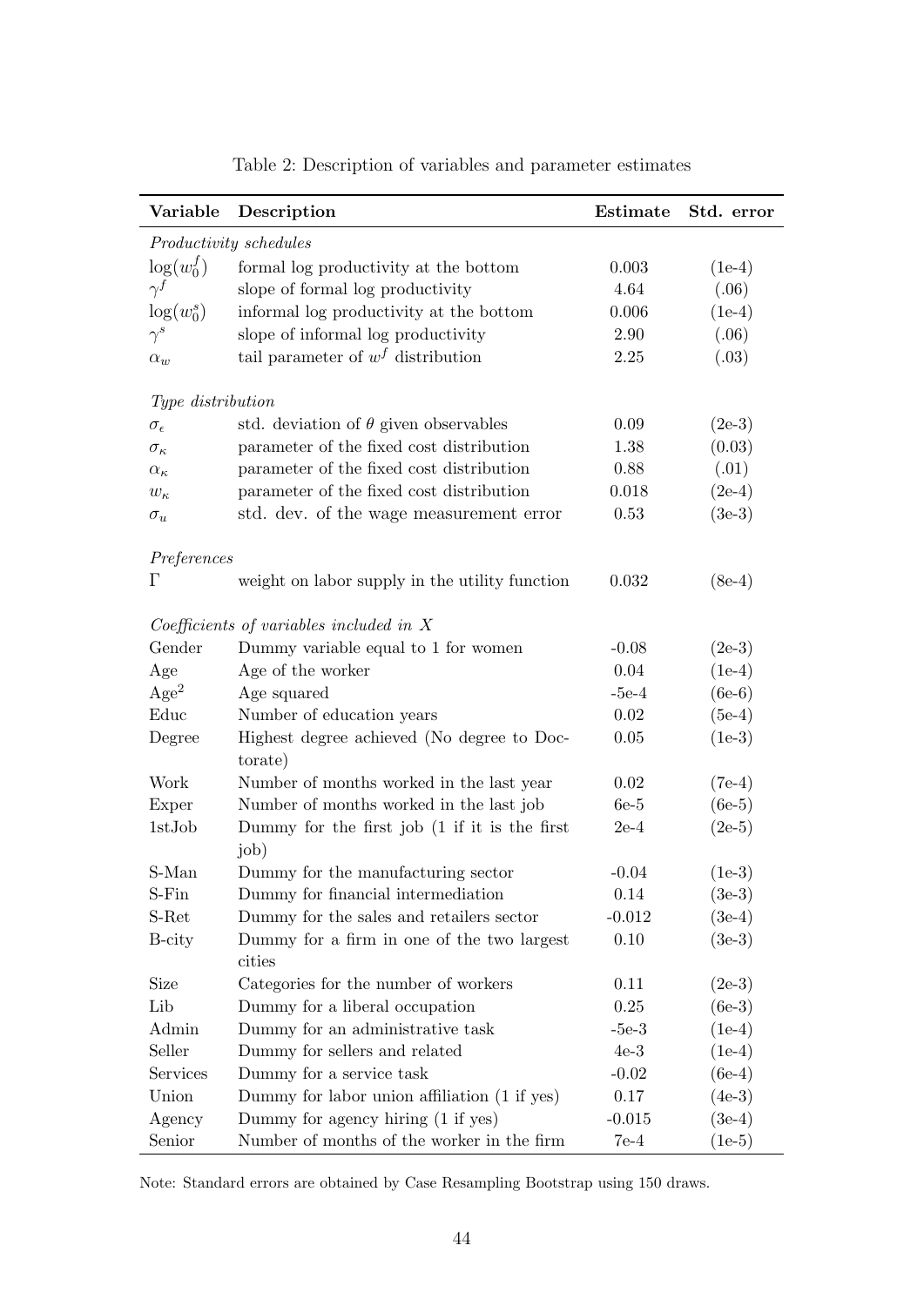Table 2: Description of variables and parameter estimates

| Variable | Description | Estimate | Std. error |
|---|---|---|---|
| *Productivity schedules* | | | |
| $\log(w_0^f)$ | formal log productivity at the bottom | 0.003 | (1e-4) |
| $\gamma^f$ | slope of formal log productivity | 4.64 | (.06) |
| $\log(w_0^s)$ | informal log productivity at the bottom | 0.006 | (1e-4) |
| $\gamma^s$ | slope of informal log productivity | 2.90 | (.06) |
| $\alpha_w$ | tail parameter of $w^f$ distribution | 2.25 | (.03) |
| *Type distribution* | | | |
| $\sigma_\epsilon$ | std. deviation of $\theta$ given observables | 0.09 | (2e-3) |
| $\sigma_\kappa$ | parameter of the fixed cost distribution | 1.38 | (0.03) |
| $\alpha_\kappa$ | parameter of the fixed cost distribution | 0.88 | (.01) |
| $w_\kappa$ | parameter of the fixed cost distribution | 0.018 | (2e-4) |
| $\sigma_u$ | std. dev. of the wage measurement error | 0.53 | (3e-3) |
| *Preferences* | | | |
| $\Gamma$ | weight on labor supply in the utility function | 0.032 | (8e-4) |
| *Coefficients of variables included in X* | | | |
| Gender | Dummy variable equal to 1 for women | -0.08 | (2e-3) |
| Age | Age of the worker | 0.04 | (1e-4) |
| Age$^2$ | Age squared | -5e-4 | (6e-6) |
| Educ | Number of education years | 0.02 | (5e-4) |
| Degree | Highest degree achieved (No degree to Doctorate) | 0.05 | (1e-3) |
| Work | Number of months worked in the last year | 0.02 | (7e-4) |
| Exper | Number of months worked in the last job | 6e-5 | (6e-5) |
| 1stJob | Dummy for the first job (1 if it is the first job) | 2e-4 | (2e-5) |
| S-Man | Dummy for the manufacturing sector | -0.04 | (1e-3) |
| S-Fin | Dummy for financial intermediation | 0.14 | (3e-3) |
| S-Ret | Dummy for the sales and retailers sector | -0.012 | (3e-4) |
| B-city | Dummy for a firm in one of the two largest cities | 0.10 | (3e-3) |
| Size | Categories for the number of workers | 0.11 | (2e-3) |
| Lib | Dummy for a liberal occupation | 0.25 | (6e-3) |
| Admin | Dummy for an administrative task | -5e-3 | (1e-4) |
| Seller | Dummy for sellers and related | 4e-3 | (1e-4) |
| Services | Dummy for a service task | -0.02 | (6e-4) |
| Union | Dummy for labor union affiliation (1 if yes) | 0.17 | (4e-3) |
| Agency | Dummy for agency hiring (1 if yes) | -0.015 | (3e-4) |
| Senior | Number of months of the worker in the firm | 7e-4 | (1e-5) |

Note: Standard errors are obtained by Case Resampling Bootstrap using 150 draws.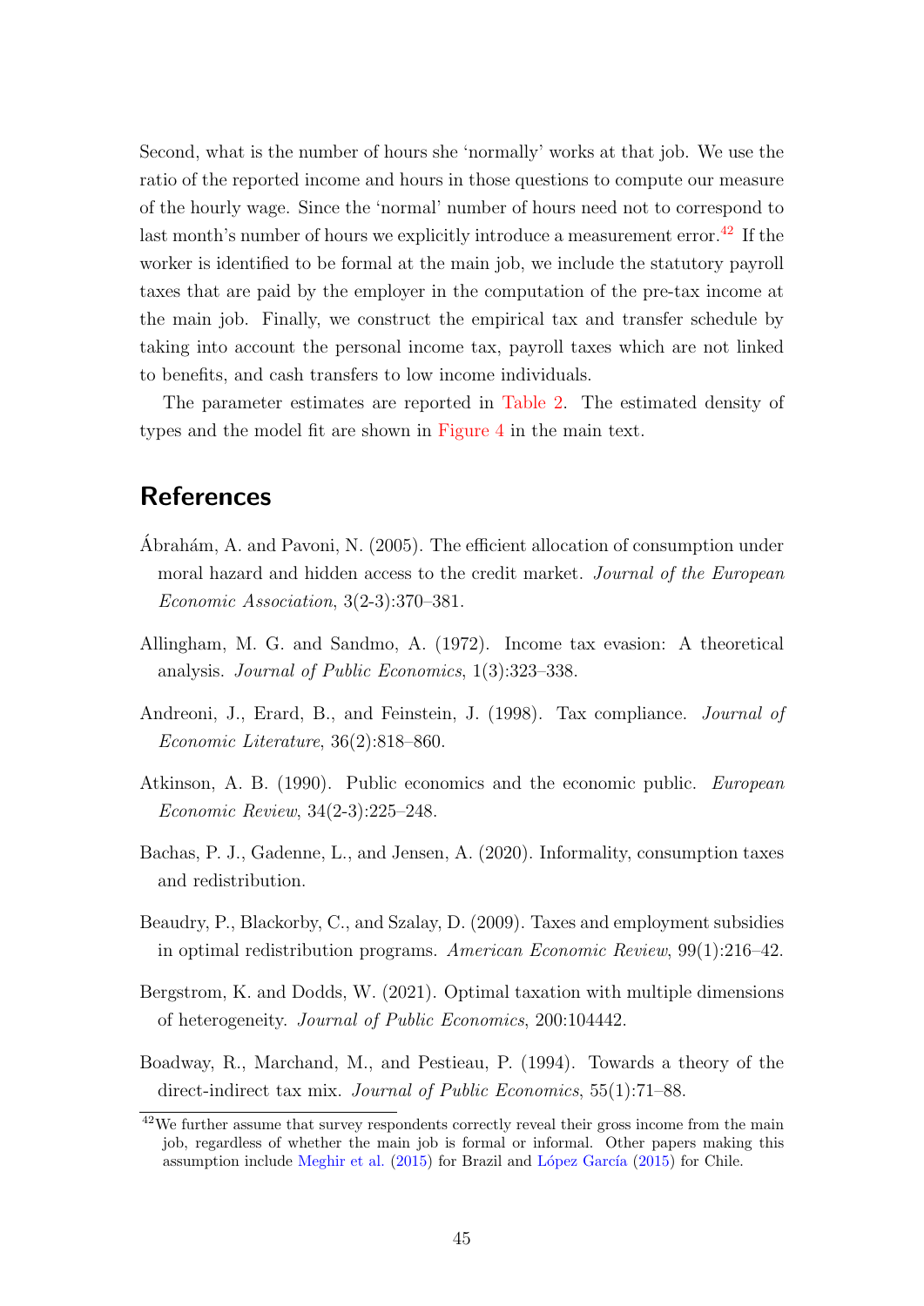Second, what is the number of hours she 'normally' works at that job. We use the ratio of the reported income and hours in those questions to compute our measure of the hourly wage. Since the 'normal' number of hours need not to correspond to last month's number of hours we explicitly introduce a measurement error.[42] If the worker is identified to be formal at the main job, we include the statutory payroll taxes that are paid by the employer in the computation of the pre-tax income at the main job. Finally, we construct the empirical tax and transfer schedule by taking into account the personal income tax, payroll taxes which are not linked to benefits, and cash transfers to low income individuals.

The parameter estimates are reported in Table 2. The estimated density of types and the model fit are shown in Figure 4 in the main text.

## References

Ábrahám, A. and Pavoni, N. (2005). The efficient allocation of consumption under moral hazard and hidden access to the credit market. *Journal of the European Economic Association*, 3(2-3):370–381.

Allingham, M. G. and Sandmo, A. (1972). Income tax evasion: A theoretical analysis. *Journal of Public Economics*, 1(3):323–338.

Andreoni, J., Erard, B., and Feinstein, J. (1998). Tax compliance. *Journal of Economic Literature*, 36(2):818–860.

Atkinson, A. B. (1990). Public economics and the economic public. *European Economic Review*, 34(2-3):225–248.

Bachas, P. J., Gadenne, L., and Jensen, A. (2020). Informality, consumption taxes and redistribution.

Beaudry, P., Blackorby, C., and Szalay, D. (2009). Taxes and employment subsidies in optimal redistribution programs. *American Economic Review*, 99(1):216–42.

Bergstrom, K. and Dodds, W. (2021). Optimal taxation with multiple dimensions of heterogeneity. *Journal of Public Economics*, 200:104442.

Boadway, R., Marchand, M., and Pestieau, P. (1994). Towards a theory of the direct-indirect tax mix. *Journal of Public Economics*, 55(1):71–88.

[42] We further assume that survey respondents correctly reveal their gross income from the main job, regardless of whether the main job is formal or informal. Other papers making this assumption include Meghir et al. (2015) for Brazil and López García (2015) for Chile.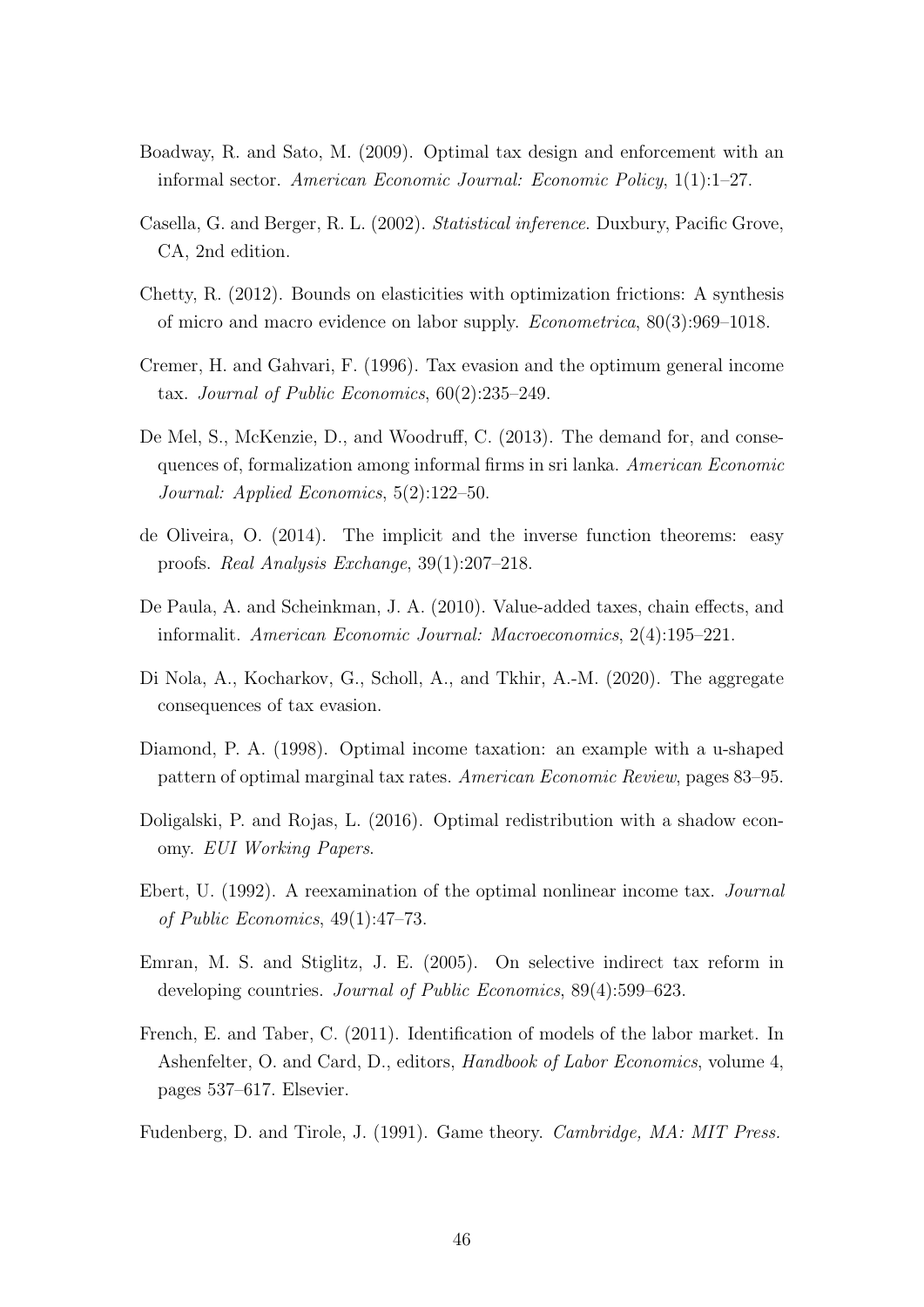Boadway, R. and Sato, M. (2009). Optimal tax design and enforcement with an informal sector. *American Economic Journal: Economic Policy*, 1(1):1–27.

Casella, G. and Berger, R. L. (2002). *Statistical inference*. Duxbury, Pacific Grove, CA, 2nd edition.

Chetty, R. (2012). Bounds on elasticities with optimization frictions: A synthesis of micro and macro evidence on labor supply. *Econometrica*, 80(3):969–1018.

Cremer, H. and Gahvari, F. (1996). Tax evasion and the optimum general income tax. *Journal of Public Economics*, 60(2):235–249.

De Mel, S., McKenzie, D., and Woodruff, C. (2013). The demand for, and consequences of, formalization among informal firms in sri lanka. *American Economic Journal: Applied Economics*, 5(2):122–50.

de Oliveira, O. (2014). The implicit and the inverse function theorems: easy proofs. *Real Analysis Exchange*, 39(1):207–218.

De Paula, A. and Scheinkman, J. A. (2010). Value-added taxes, chain effects, and informalit. *American Economic Journal: Macroeconomics*, 2(4):195–221.

Di Nola, A., Kocharkov, G., Scholl, A., and Tkhir, A.-M. (2020). The aggregate consequences of tax evasion.

Diamond, P. A. (1998). Optimal income taxation: an example with a u-shaped pattern of optimal marginal tax rates. *American Economic Review*, pages 83–95.

Doligalski, P. and Rojas, L. (2016). Optimal redistribution with a shadow economy. *EUI Working Papers*.

Ebert, U. (1992). A reexamination of the optimal nonlinear income tax. *Journal of Public Economics*, 49(1):47–73.

Emran, M. S. and Stiglitz, J. E. (2005). On selective indirect tax reform in developing countries. *Journal of Public Economics*, 89(4):599–623.

French, E. and Taber, C. (2011). Identification of models of the labor market. In Ashenfelter, O. and Card, D., editors, *Handbook of Labor Economics*, volume 4, pages 537–617. Elsevier.

Fudenberg, D. and Tirole, J. (1991). Game theory. *Cambridge, MA: MIT Press.*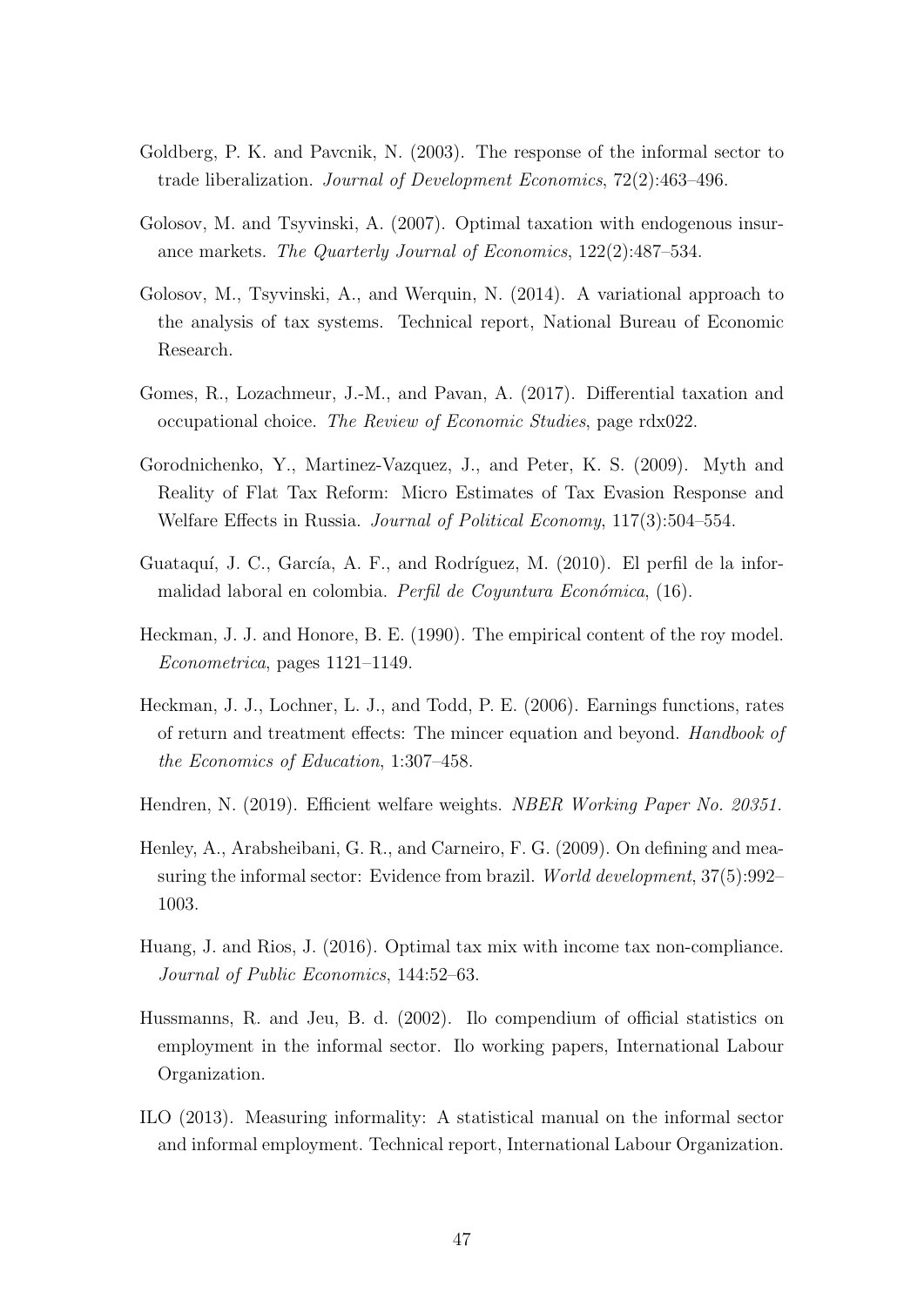Goldberg, P. K. and Pavcnik, N. (2003). The response of the informal sector to trade liberalization. *Journal of Development Economics*, 72(2):463–496.

Golosov, M. and Tsyvinski, A. (2007). Optimal taxation with endogenous insurance markets. *The Quarterly Journal of Economics*, 122(2):487–534.

Golosov, M., Tsyvinski, A., and Werquin, N. (2014). A variational approach to the analysis of tax systems. Technical report, National Bureau of Economic Research.

Gomes, R., Lozachmeur, J.-M., and Pavan, A. (2017). Differential taxation and occupational choice. *The Review of Economic Studies*, page rdx022.

Gorodnichenko, Y., Martinez-Vazquez, J., and Peter, K. S. (2009). Myth and Reality of Flat Tax Reform: Micro Estimates of Tax Evasion Response and Welfare Effects in Russia. *Journal of Political Economy*, 117(3):504–554.

Guataquí, J. C., García, A. F., and Rodríguez, M. (2010). El perfil de la informalidad laboral en colombia. *Perfil de Coyuntura Económica*, (16).

Heckman, J. J. and Honore, B. E. (1990). The empirical content of the roy model. *Econometrica*, pages 1121–1149.

Heckman, J. J., Lochner, L. J., and Todd, P. E. (2006). Earnings functions, rates of return and treatment effects: The mincer equation and beyond. *Handbook of the Economics of Education*, 1:307–458.

Hendren, N. (2019). Efficient welfare weights. *NBER Working Paper No. 20351*.

Henley, A., Arabsheibani, G. R., and Carneiro, F. G. (2009). On defining and measuring the informal sector: Evidence from brazil. *World development*, 37(5):992–1003.

Huang, J. and Rios, J. (2016). Optimal tax mix with income tax non-compliance. *Journal of Public Economics*, 144:52–63.

Hussmanns, R. and Jeu, B. d. (2002). Ilo compendium of official statistics on employment in the informal sector. Ilo working papers, International Labour Organization.

ILO (2013). Measuring informality: A statistical manual on the informal sector and informal employment. Technical report, International Labour Organization.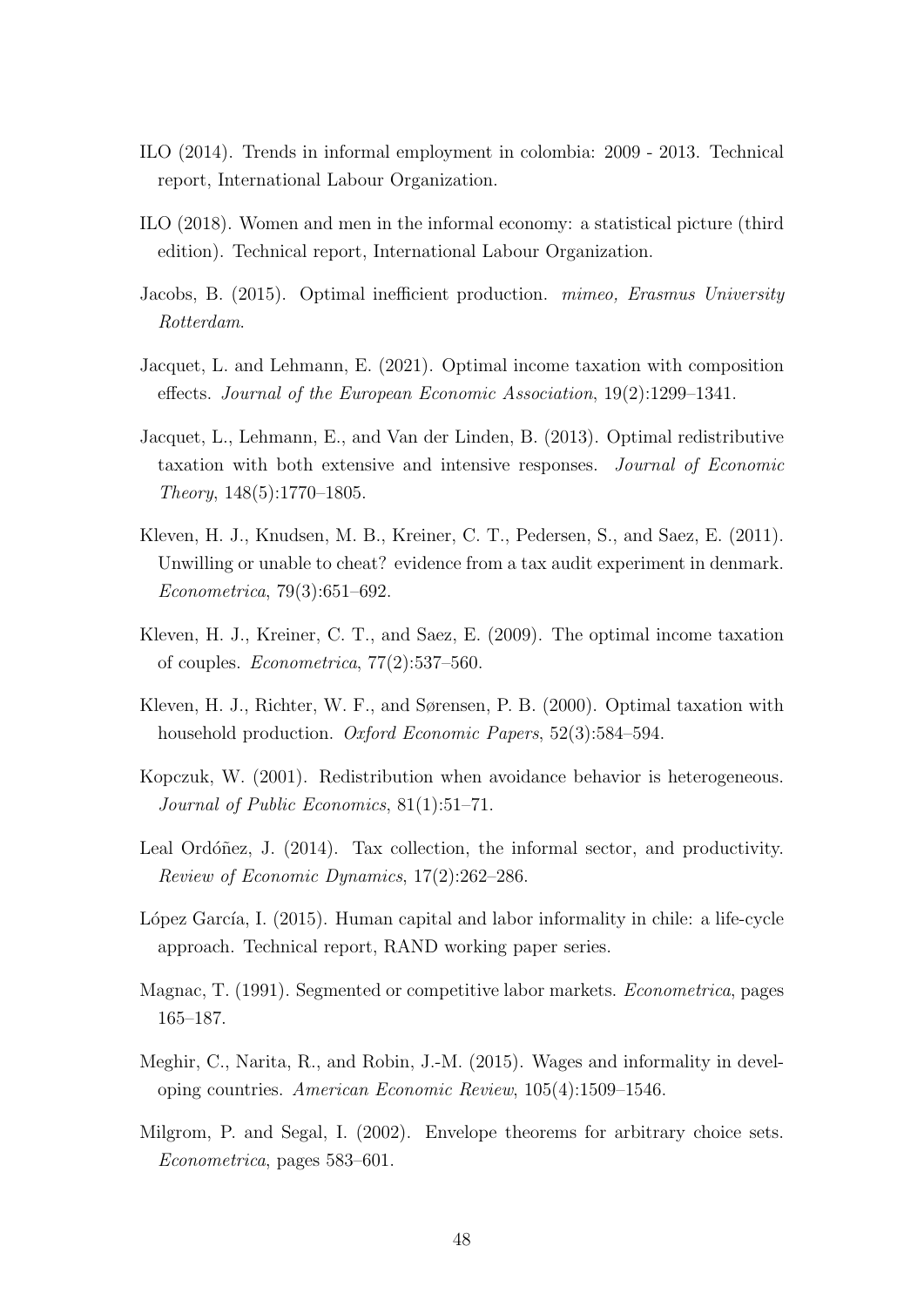ILO (2014). Trends in informal employment in colombia: 2009 - 2013. Technical report, International Labour Organization.

ILO (2018). Women and men in the informal economy: a statistical picture (third edition). Technical report, International Labour Organization.

Jacobs, B. (2015). Optimal inefficient production. *mimeo, Erasmus University Rotterdam*.

Jacquet, L. and Lehmann, E. (2021). Optimal income taxation with composition effects. *Journal of the European Economic Association*, 19(2):1299–1341.

Jacquet, L., Lehmann, E., and Van der Linden, B. (2013). Optimal redistributive taxation with both extensive and intensive responses. *Journal of Economic Theory*, 148(5):1770–1805.

Kleven, H. J., Knudsen, M. B., Kreiner, C. T., Pedersen, S., and Saez, E. (2011). Unwilling or unable to cheat? evidence from a tax audit experiment in denmark. *Econometrica*, 79(3):651–692.

Kleven, H. J., Kreiner, C. T., and Saez, E. (2009). The optimal income taxation of couples. *Econometrica*, 77(2):537–560.

Kleven, H. J., Richter, W. F., and Sørensen, P. B. (2000). Optimal taxation with household production. *Oxford Economic Papers*, 52(3):584–594.

Kopczuk, W. (2001). Redistribution when avoidance behavior is heterogeneous. *Journal of Public Economics*, 81(1):51–71.

Leal Ordóñez, J. (2014). Tax collection, the informal sector, and productivity. *Review of Economic Dynamics*, 17(2):262–286.

López García, I. (2015). Human capital and labor informality in chile: a life-cycle approach. Technical report, RAND working paper series.

Magnac, T. (1991). Segmented or competitive labor markets. *Econometrica*, pages 165–187.

Meghir, C., Narita, R., and Robin, J.-M. (2015). Wages and informality in developing countries. *American Economic Review*, 105(4):1509–1546.

Milgrom, P. and Segal, I. (2002). Envelope theorems for arbitrary choice sets. *Econometrica*, pages 583–601.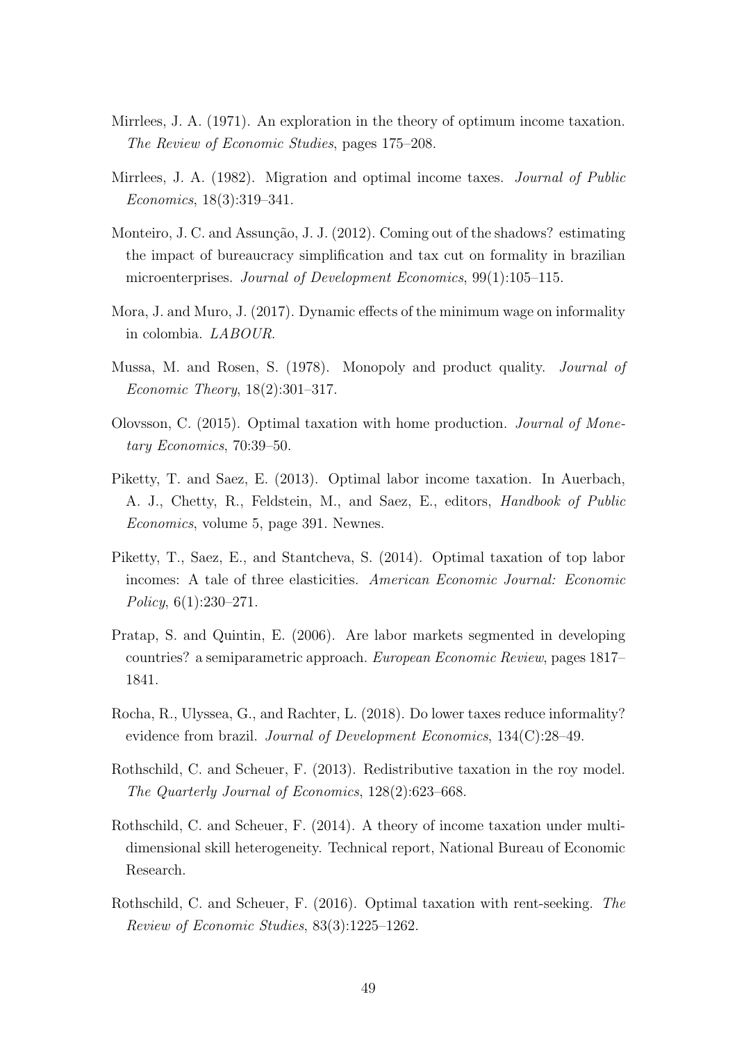Mirrlees, J. A. (1971). An exploration in the theory of optimum income taxation. *The Review of Economic Studies*, pages 175–208.

Mirrlees, J. A. (1982). Migration and optimal income taxes. *Journal of Public Economics*, 18(3):319–341.

Monteiro, J. C. and Assunção, J. J. (2012). Coming out of the shadows? estimating the impact of bureaucracy simplification and tax cut on formality in brazilian microenterprises. *Journal of Development Economics*, 99(1):105–115.

Mora, J. and Muro, J. (2017). Dynamic effects of the minimum wage on informality in colombia. *LABOUR*.

Mussa, M. and Rosen, S. (1978). Monopoly and product quality. *Journal of Economic Theory*, 18(2):301–317.

Olovsson, C. (2015). Optimal taxation with home production. *Journal of Monetary Economics*, 70:39–50.

Piketty, T. and Saez, E. (2013). Optimal labor income taxation. In Auerbach, A. J., Chetty, R., Feldstein, M., and Saez, E., editors, *Handbook of Public Economics*, volume 5, page 391. Newnes.

Piketty, T., Saez, E., and Stantcheva, S. (2014). Optimal taxation of top labor incomes: A tale of three elasticities. *American Economic Journal: Economic Policy*, 6(1):230–271.

Pratap, S. and Quintin, E. (2006). Are labor markets segmented in developing countries? a semiparametric approach. *European Economic Review*, pages 1817–1841.

Rocha, R., Ulyssea, G., and Rachter, L. (2018). Do lower taxes reduce informality? evidence from brazil. *Journal of Development Economics*, 134(C):28–49.

Rothschild, C. and Scheuer, F. (2013). Redistributive taxation in the roy model. *The Quarterly Journal of Economics*, 128(2):623–668.

Rothschild, C. and Scheuer, F. (2014). A theory of income taxation under multidimensional skill heterogeneity. Technical report, National Bureau of Economic Research.

Rothschild, C. and Scheuer, F. (2016). Optimal taxation with rent-seeking. *The Review of Economic Studies*, 83(3):1225–1262.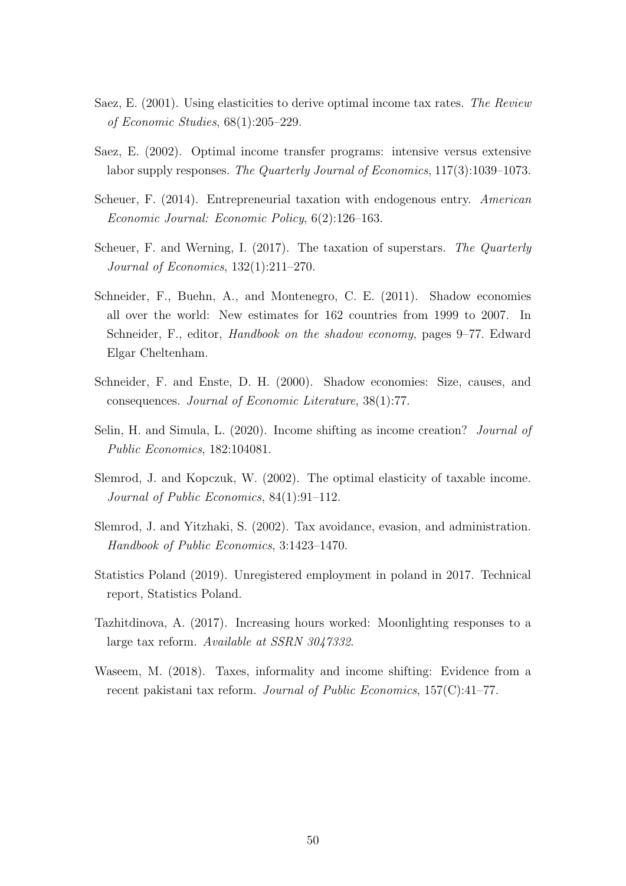Saez, E. (2001). Using elasticities to derive optimal income tax rates. *The Review of Economic Studies*, 68(1):205–229.

Saez, E. (2002). Optimal income transfer programs: intensive versus extensive labor supply responses. *The Quarterly Journal of Economics*, 117(3):1039–1073.

Scheuer, F. (2014). Entrepreneurial taxation with endogenous entry. *American Economic Journal: Economic Policy*, 6(2):126–163.

Scheuer, F. and Werning, I. (2017). The taxation of superstars. *The Quarterly Journal of Economics*, 132(1):211–270.

Schneider, F., Buehn, A., and Montenegro, C. E. (2011). Shadow economies all over the world: New estimates for 162 countries from 1999 to 2007. In Schneider, F., editor, *Handbook on the shadow economy*, pages 9–77. Edward Elgar Cheltenham.

Schneider, F. and Enste, D. H. (2000). Shadow economies: Size, causes, and consequences. *Journal of Economic Literature*, 38(1):77.

Selin, H. and Simula, L. (2020). Income shifting as income creation? *Journal of Public Economics*, 182:104081.

Slemrod, J. and Kopczuk, W. (2002). The optimal elasticity of taxable income. *Journal of Public Economics*, 84(1):91–112.

Slemrod, J. and Yitzhaki, S. (2002). Tax avoidance, evasion, and administration. *Handbook of Public Economics*, 3:1423–1470.

Statistics Poland (2019). Unregistered employment in poland in 2017. Technical report, Statistics Poland.

Tazhitdinova, A. (2017). Increasing hours worked: Moonlighting responses to a large tax reform. *Available at SSRN 3047332*.

Waseem, M. (2018). Taxes, informality and income shifting: Evidence from a recent pakistani tax reform. *Journal of Public Economics*, 157(C):41–77.